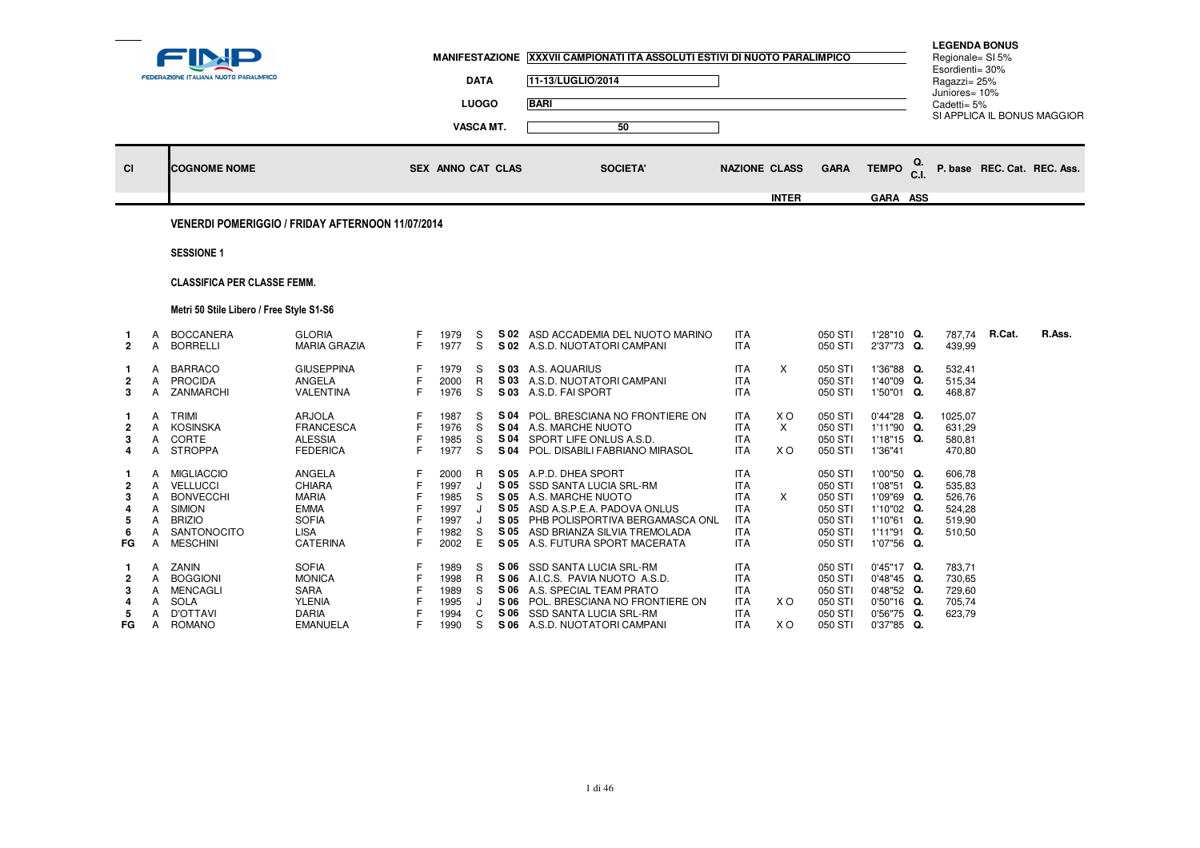**FINP** FEDERAZIONE ITALIANA NUOTO PARALIMPICO

| | |
|---|---|
| MANIFESTAZIONE | XXXVII CAMPIONATI ITA ASSOLUTI ESTIVI DI NUOTO PARALIMPICO |
| DATA | 11-13/LUGLIO/2014 |
| LUOGO | BARI |
| VASCA MT. | 50 |

**LEGENDA BONUS**
Regionale= SI 5%
Esordienti= 30%
Ragazzi= 25%
Juniores= 10%
Cadetti= 5%
SI APPLICA IL BONUS MAGGIOR

**VENERDI POMERIGGIO / FRIDAY AFTERNOON 11/07/2014**

**SESSIONE 1**

**CLASSIFICA PER CLASSE FEMM.**

**Metri 50 Stile Libero / Free Style S1-S6**

| Cl | | COGNOME NOME | | SEX | ANNO | CAT | CLAS | SOCIETA' | NAZIONE | CLASS INTER | GARA | TEMPO GARA | Q. C.I. ASS | P. base | REC. Cat. | REC. Ass. |
|---|---|---|---|---|---|---|---|---|---|---|---|---|---|---|---|---|
| 1 | A | BOCCANERA | GLORIA | F | 1979 | S | S 02 | ASD ACCADEMIA DEL NUOTO MARINO | ITA | | 050 STI | 1'28"10 | Q. | 787,74 | R.Cat. | R.Ass. |
| 2 | A | BORRELLI | MARIA GRAZIA | F | 1977 | S | S 02 | A.S.D. NUOTATORI CAMPANI | ITA | | 050 STI | 2'37"73 | Q. | 439,99 | | |
| 1 | A | BARRACO | GIUSEPPINA | F | 1979 | S | S 03 | A.S. AQUARIUS | ITA | X | 050 STI | 1'36"88 | Q. | 532,41 | | |
| 2 | A | PROCIDA | ANGELA | F | 2000 | R | S 03 | A.S.D. NUOTATORI CAMPANI | ITA | | 050 STI | 1'40"09 | Q. | 515,34 | | |
| 3 | A | ZANMARCHI | VALENTINA | F | 1976 | S | S 03 | A.S.D. FAI SPORT | ITA | | 050 STI | 1'50"01 | Q. | 468,87 | | |
| 1 | A | TRIMI | ARJOLA | F | 1987 | S | S 04 | POL. BRESCIANA NO FRONTIERE ON | ITA | X O | 050 STI | 0'44"28 | Q. | 1025,07 | | |
| 2 | A | KOSINSKA | FRANCESCA | F | 1976 | S | S 04 | A.S. MARCHE NUOTO | ITA | X | 050 STI | 1'11"90 | Q. | 631,29 | | |
| 3 | A | CORTE | ALESSIA | F | 1985 | S | S 04 | SPORT LIFE ONLUS A.S.D. | ITA | | 050 STI | 1'18"15 | Q. | 580,81 | | |
| 4 | A | STROPPA | FEDERICA | F | 1977 | S | S 04 | POL. DISABILI FABRIANO MIRASOL | ITA | X O | 050 STI | 1'36"41 | | 470,80 | | |
| 1 | A | MIGLIACCIO | ANGELA | F | 2000 | R | S 05 | A.P.D. DHEA SPORT | ITA | | 050 STI | 1'00"50 | Q. | 606,78 | | |
| 2 | A | VELLUCCI | CHIARA | F | 1997 | J | S 05 | SSD SANTA LUCIA SRL-RM | ITA | | 050 STI | 1'08"51 | Q. | 535,83 | | |
| 3 | A | BONVECCHI | MARIA | F | 1985 | S | S 05 | A.S. MARCHE NUOTO | ITA | X | 050 STI | 1'09"69 | Q. | 526,76 | | |
| 4 | A | SIMION | EMMA | F | 1997 | J | S 05 | ASD A.S.P.E.A. PADOVA ONLUS | ITA | | 050 STI | 1'10"02 | Q. | 524,28 | | |
| 5 | A | BRIZIO | SOFIA | F | 1997 | J | S 05 | PHB POLISPORTIVA BERGAMASCA ONL | ITA | | 050 STI | 1'10"61 | Q. | 519,90 | | |
| 6 | A | SANTONOCITO | LISA | F | 1982 | S | S 05 | ASD BRIANZA SILVIA TREMOLADA | ITA | | 050 STI | 1'11"91 | Q. | 510,50 | | |
| FG | A | MESCHINI | CATERINA | F | 2002 | E | S 05 | A.S. FUTURA SPORT MACERATA | ITA | | 050 STI | 1'07"56 | Q. | | | |
| 1 | A | ZANIN | SOFIA | F | 1989 | S | S 06 | SSD SANTA LUCIA SRL-RM | ITA | | 050 STI | 0'45"17 | Q. | 783,71 | | |
| 2 | A | BOGGIONI | MONICA | F | 1998 | R | S 06 | A.I.C.S. PAVIA NUOTO A.S.D. | ITA | | 050 STI | 0'48"45 | Q. | 730,65 | | |
| 3 | A | MENCAGLI | SARA | F | 1989 | S | S 06 | A.S. SPECIAL TEAM PRATO | ITA | | 050 STI | 0'48"52 | Q. | 729,60 | | |
| 4 | A | SOLA | YLENIA | F | 1995 | J | S 06 | POL. BRESCIANA NO FRONTIERE ON | ITA | X O | 050 STI | 0'50"16 | Q. | 705,74 | | |
| 5 | A | D'OTTAVI | DARIA | F | 1994 | C | S 06 | SSD SANTA LUCIA SRL-RM | ITA | | 050 STI | 0'56"75 | Q. | 623,79 | | |
| FG | A | ROMANO | EMANUELA | F | 1990 | S | S 06 | A.S.D. NUOTATORI CAMPANI | ITA | X O | 050 STI | 0'37"85 | Q. | | | |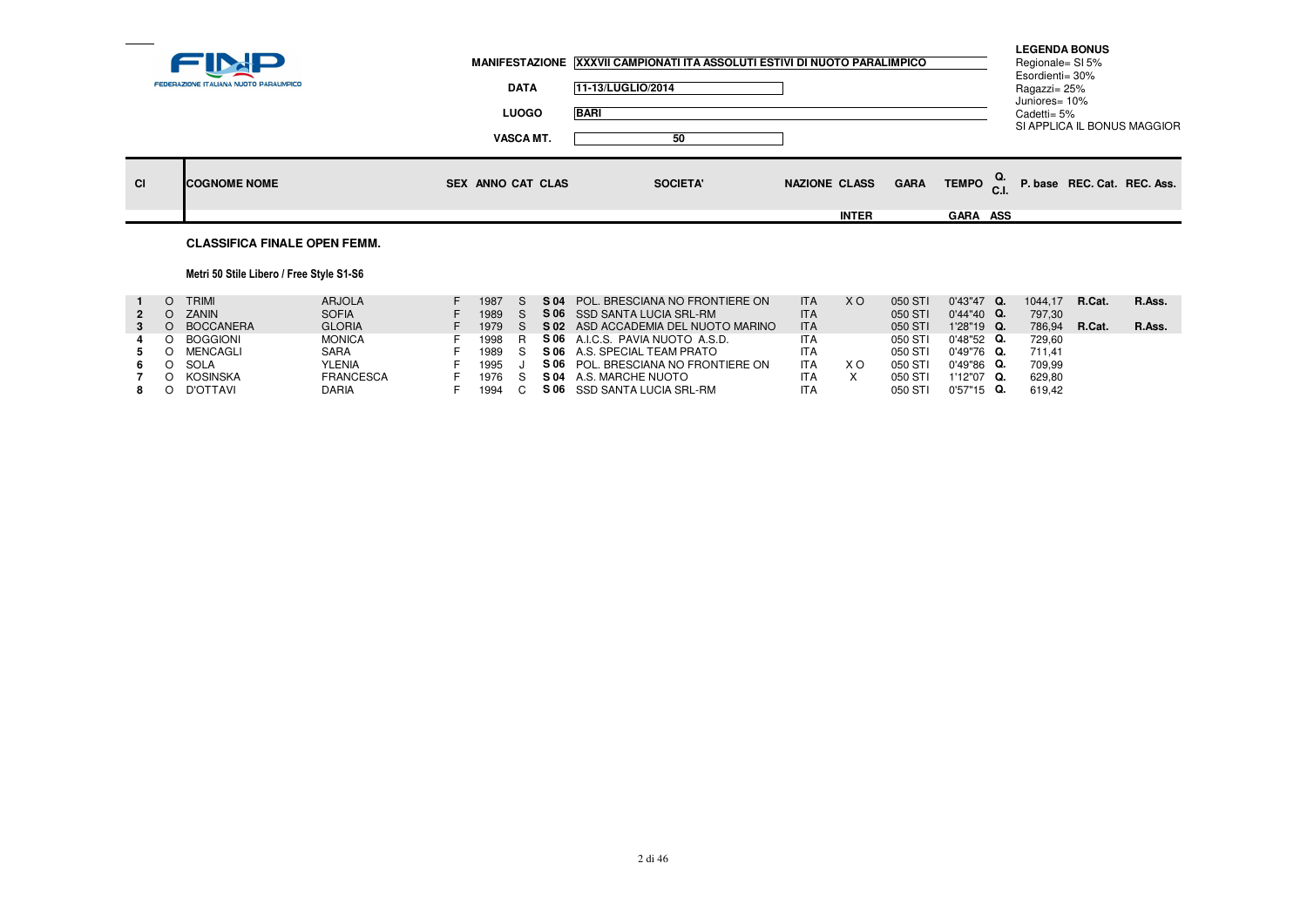FINP FEDERAZIONE ITALIANA NUOTO PARALIMPICO

**MANIFESTAZIONE** XXXVII CAMPIONATI ITA ASSOLUTI ESTIVI DI NUOTO PARALIMPICO

**DATA** 11-13/LUGLIO/2014

**LUOGO** BARI

**VASCA MT.** 50

**LEGENDA BONUS**
Regionale= SI 5%
Esordienti= 30%
Ragazzi= 25%
Juniores= 10%
Cadetti= 5%
SI APPLICA IL BONUS MAGGIOR

## CLASSIFICA FINALE OPEN FEMM.

### Metri 50 Stile Libero / Free Style S1-S6

| Cl | | COGNOME | NOME | SEX | ANNO | CAT | CLAS | SOCIETA' | NAZIONE | CLASS INTER | GARA | TEMPO GARA | Q. C.I. ASS | P. base | REC. Cat. | REC. Ass. |
|---|---|---|---|---|---|---|---|---|---|---|---|---|---|---|---|---|
| 1 | O | TRIMI | ARJOLA | F | 1987 | S | S 04 | POL. BRESCIANA NO FRONTIERE ON | ITA | X O | 050 STI | 0'43"47 | Q. | 1044,17 | R.Cat. | R.Ass. |
| 2 | O | ZANIN | SOFIA | F | 1989 | S | S 06 | SSD SANTA LUCIA SRL-RM | ITA | | 050 STI | 0'44"40 | Q. | 797,30 | | |
| 3 | O | BOCCANERA | GLORIA | F | 1979 | S | S 02 | ASD ACCADEMIA DEL NUOTO MARINO | ITA | | 050 STI | 1'28"19 | Q. | 786,94 | R.Cat. | R.Ass. |
| 4 | O | BOGGIONI | MONICA | F | 1998 | R | S 06 | A.I.C.S. PAVIA NUOTO A.S.D. | ITA | | 050 STI | 0'48"52 | Q. | 729,60 | | |
| 5 | O | MENCAGLI | SARA | F | 1989 | S | S 06 | A.S. SPECIAL TEAM PRATO | ITA | | 050 STI | 0'49"76 | Q. | 711,41 | | |
| 6 | O | SOLA | YLENIA | F | 1995 | J | S 06 | POL. BRESCIANA NO FRONTIERE ON | ITA | X O | 050 STI | 0'49"86 | Q. | 709,99 | | |
| 7 | O | KOSINSKA | FRANCESCA | F | 1976 | S | S 04 | A.S. MARCHE NUOTO | ITA | X | 050 STI | 1'12"07 | Q. | 629,80 | | |
| 8 | O | D'OTTAVI | DARIA | F | 1994 | C | S 06 | SSD SANTA LUCIA SRL-RM | ITA | | 050 STI | 0'57"15 | Q. | 619,42 | | |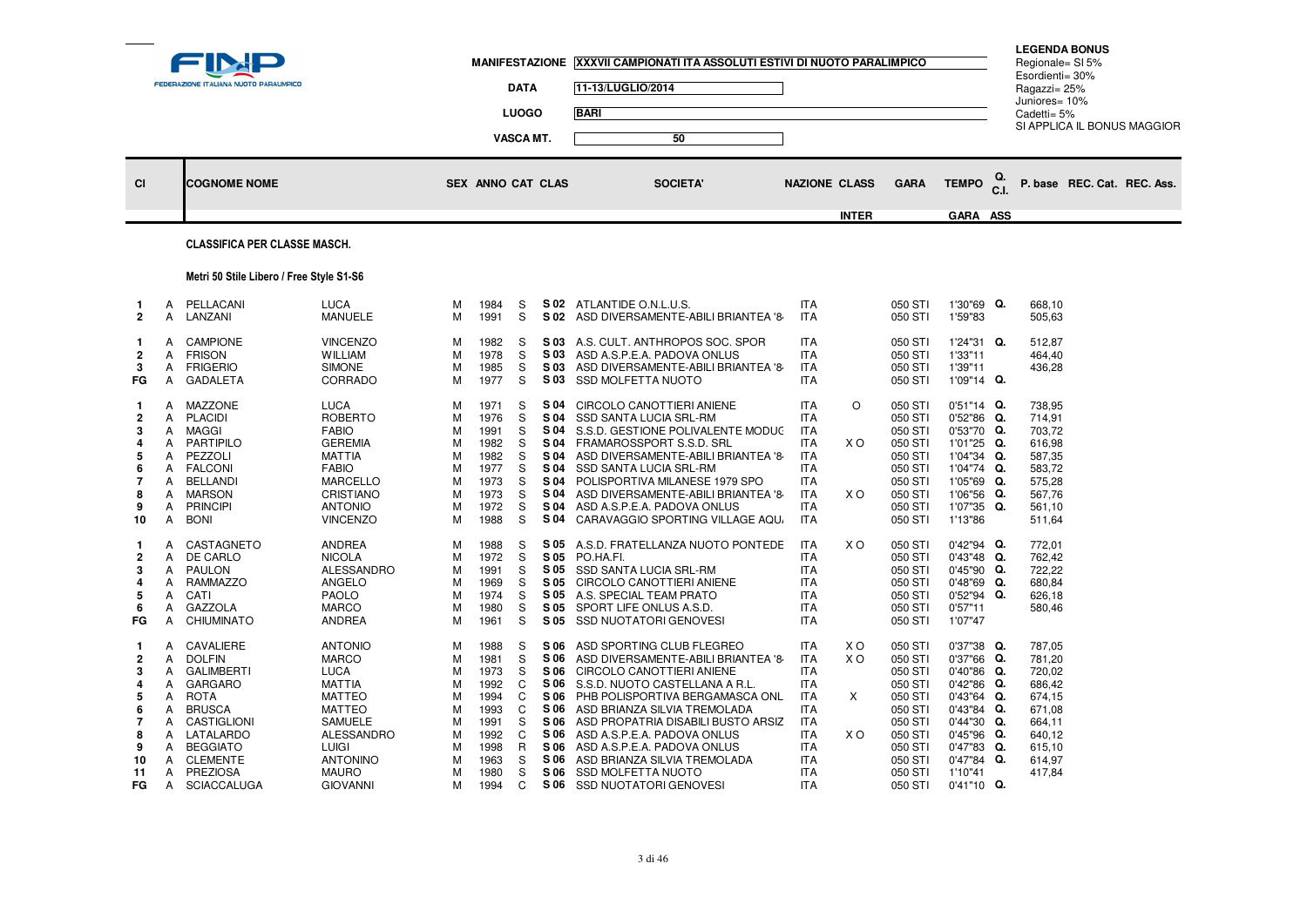FINP FEDERAZIONE ITALIANA NUOTO PARALIMPICO

**MANIFESTAZIONE** XXXVII CAMPIONATI ITA ASSOLUTI ESTIVI DI NUOTO PARALIMPICO

**DATA** 11-13/LUGLIO/2014

**LUOGO** BARI

**VASCA MT.** 50

**LEGENDA BONUS**
Regionale= SI 5%
Esordienti= 30%
Ragazzi= 25%
Juniores= 10%
Cadetti= 5%
SI APPLICA IL BONUS MAGGIOR

## CLASSIFICA PER CLASSE MASCH.

### Metri 50 Stile Libero / Free Style S1-S6

| Cl | | COGNOME NOME | | SEX | ANNO | CAT | CLAS | SOCIETA' | NAZIONE | CLASS INTER | GARA | TEMPO GARA | Q. C.I. ASS | P. base | REC. Cat. | REC. Ass. |
|---|---|---|---|---|---|---|---|---|---|---|---|---|---|---|---|---|
| 1 | A | PELLACANI | LUCA | M | 1984 | S | S 02 | ATLANTIDE O.N.L.U.S. | ITA | | 050 STI | 1'30"69 | Q. | 668,10 | | |
| 2 | A | LANZANI | MANUELE | M | 1991 | S | S 02 | ASD DIVERSAMENTE-ABILI BRIANTEA '8 | ITA | | 050 STI | 1'59"83 | | 505,63 | | |
| 1 | A | CAMPIONE | VINCENZO | M | 1982 | S | S 03 | A.S. CULT. ANTHROPOS SOC. SPOR | ITA | | 050 STI | 1'24"31 | Q. | 512,87 | | |
| 2 | A | FRISON | WILLIAM | M | 1978 | S | S 03 | ASD A.S.P.E.A. PADOVA ONLUS | ITA | | 050 STI | 1'33"11 | | 464,40 | | |
| 3 | A | FRIGERIO | SIMONE | M | 1985 | S | S 03 | ASD DIVERSAMENTE-ABILI BRIANTEA '8 | ITA | | 050 STI | 1'39"11 | | 436,28 | | |
| FG | A | GADALETA | CORRADO | M | 1977 | S | S 03 | SSD MOLFETTA NUOTO | ITA | | 050 STI | 1'09"14 | Q. | | | |
| 1 | A | MAZZONE | LUCA | M | 1971 | S | S 04 | CIRCOLO CANOTTIERI ANIENE | ITA | O | 050 STI | 0'51"14 | Q. | 738,95 | | |
| 2 | A | PLACIDI | ROBERTO | M | 1976 | S | S 04 | SSD SANTA LUCIA SRL-RM | ITA | | 050 STI | 0'52"86 | Q. | 714,91 | | |
| 3 | A | MAGGI | FABIO | M | 1991 | S | S 04 | S.S.D. GESTIONE POLIVALENTE MODUG | ITA | | 050 STI | 0'53"70 | Q. | 703,72 | | |
| 4 | A | PARTIPILO | GEREMIA | M | 1982 | S | S 04 | FRAMAROSSPORT S.S.D. SRL | ITA | X O | 050 STI | 1'01"25 | Q. | 616,98 | | |
| 5 | A | PEZZOLI | MATTIA | M | 1982 | S | S 04 | ASD DIVERSAMENTE-ABILI BRIANTEA '8 | ITA | | 050 STI | 1'04"34 | Q. | 587,35 | | |
| 6 | A | FALCONI | FABIO | M | 1977 | S | S 04 | SSD SANTA LUCIA SRL-RM | ITA | | 050 STI | 1'04"74 | Q. | 583,72 | | |
| 7 | A | BELLANDI | MARCELLO | M | 1973 | S | S 04 | POLISPORTIVA MILANESE 1979 SPO | ITA | | 050 STI | 1'05"69 | Q. | 575,28 | | |
| 8 | A | MARSON | CRISTIANO | M | 1973 | S | S 04 | ASD DIVERSAMENTE-ABILI BRIANTEA '8 | ITA | X O | 050 STI | 1'06"56 | Q. | 567,76 | | |
| 9 | A | PRINCIPI | ANTONIO | M | 1972 | S | S 04 | ASD A.S.P.E.A. PADOVA ONLUS | ITA | | 050 STI | 1'07"35 | Q. | 561,10 | | |
| 10 | A | BONI | VINCENZO | M | 1988 | S | S 04 | CARAVAGGIO SPORTING VILLAGE AQU | ITA | | 050 STI | 1'13"86 | | 511,64 | | |
| 1 | A | CASTAGNETO | ANDREA | M | 1988 | S | S 05 | A.S.D. FRATELLANZA NUOTO PONTEDE | ITA | X O | 050 STI | 0'42"94 | Q. | 772,01 | | |
| 2 | A | DE CARLO | NICOLA | M | 1972 | S | S 05 | PO.HA.FI. | ITA | | 050 STI | 0'43"48 | Q. | 762,42 | | |
| 3 | A | PAULON | ALESSANDRO | M | 1991 | S | S 05 | SSD SANTA LUCIA SRL-RM | ITA | | 050 STI | 0'45"90 | Q. | 722,22 | | |
| 4 | A | RAMMAZZO | ANGELO | M | 1969 | S | S 05 | CIRCOLO CANOTTIERI ANIENE | ITA | | 050 STI | 0'48"69 | Q. | 680,84 | | |
| 5 | A | CATI | PAOLO | M | 1974 | S | S 05 | A.S. SPECIAL TEAM PRATO | ITA | | 050 STI | 0'52"94 | Q. | 626,18 | | |
| 6 | A | GAZZOLA | MARCO | M | 1980 | S | S 05 | SPORT LIFE ONLUS A.S.D. | ITA | | 050 STI | 0'57"11 | | 580,46 | | |
| FG | A | CHIUMINATO | ANDREA | M | 1961 | S | S 05 | SSD NUOTATORI GENOVESI | ITA | | 050 STI | 1'07"47 | | | | |
| 1 | A | CAVALIERE | ANTONIO | M | 1988 | S | S 06 | ASD SPORTING CLUB FLEGREO | ITA | X O | 050 STI | 0'37"38 | Q. | 787,05 | | |
| 2 | A | DOLFIN | MARCO | M | 1981 | S | S 06 | ASD DIVERSAMENTE-ABILI BRIANTEA '8 | ITA | X O | 050 STI | 0'37"66 | Q. | 781,20 | | |
| 3 | A | GALIMBERTI | LUCA | M | 1973 | S | S 06 | CIRCOLO CANOTTIERI ANIENE | ITA | | 050 STI | 0'40"86 | Q. | 720,02 | | |
| 4 | A | GARGARO | MATTIA | M | 1992 | C | S 06 | S.S.D. NUOTO CASTELLANA A R.L. | ITA | | 050 STI | 0'42"86 | Q. | 686,42 | | |
| 5 | A | ROTA | MATTEO | M | 1994 | C | S 06 | PHB POLISPORTIVA BERGAMASCA ONL | ITA | X | 050 STI | 0'43"64 | Q. | 674,15 | | |
| 6 | A | BRUSCA | MATTEO | M | 1993 | C | S 06 | ASD BRIANZA SILVIA TREMOLADA | ITA | | 050 STI | 0'43"84 | Q. | 671,08 | | |
| 7 | A | CASTIGLIONI | SAMUELE | M | 1991 | S | S 06 | ASD PROPATRIA DISABILI BUSTO ARSIZ | ITA | | 050 STI | 0'44"30 | Q. | 664,11 | | |
| 8 | A | LATALARDO | ALESSANDRO | M | 1992 | C | S 06 | ASD A.S.P.E.A. PADOVA ONLUS | ITA | X O | 050 STI | 0'45"96 | Q. | 640,12 | | |
| 9 | A | BEGGIATO | LUIGI | M | 1998 | R | S 06 | ASD A.S.P.E.A. PADOVA ONLUS | ITA | | 050 STI | 0'47"83 | Q. | 615,10 | | |
| 10 | A | CLEMENTE | ANTONINO | M | 1963 | S | S 06 | ASD BRIANZA SILVIA TREMOLADA | ITA | | 050 STI | 0'47"84 | Q. | 614,97 | | |
| 11 | A | PREZIOSA | MAURO | M | 1980 | S | S 06 | SSD MOLFETTA NUOTO | ITA | | 050 STI | 1'10"41 | | 417,84 | | |
| FG | A | SCIACCALUGA | GIOVANNI | M | 1994 | C | S 06 | SSD NUOTATORI GENOVESI | ITA | | 050 STI | 0'41"10 | Q. | | | |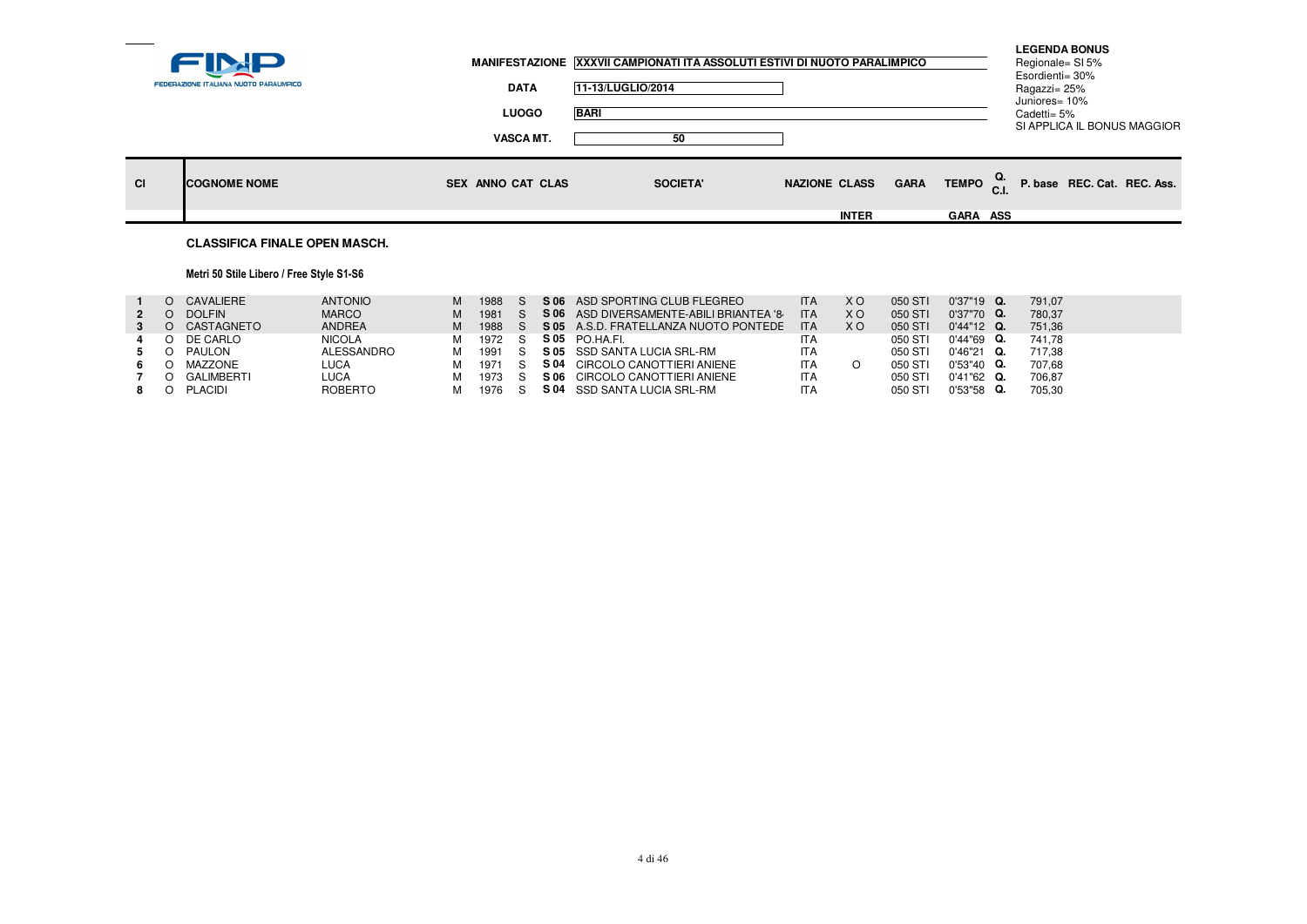FINP FEDERAZIONE ITALIANA NUOTO PARALIMPICO

**MANIFESTAZIONE** XXXVII CAMPIONATI ITA ASSOLUTI ESTIVI DI NUOTO PARALIMPICO

**DATA** 11-13/LUGLIO/2014

**LUOGO** BARI

**VASCA MT.** 50

**LEGENDA BONUS**
Regionale= SI 5%
Esordienti= 30%
Ragazzi= 25%
Juniores= 10%
Cadetti= 5%
SI APPLICA IL BONUS MAGGIOR

## CLASSIFICA FINALE OPEN MASCH.

### Metri 50 Stile Libero / Free Style S1-S6

| Cl | | COGNOME NOME | | SEX | ANNO | CAT | CLAS | SOCIETA' | NAZIONE | CLASS INTER | GARA | TEMPO GARA | Q. C.I. ASS | P. base | REC. Cat. | REC. Ass. |
|---|---|---|---|---|---|---|---|---|---|---|---|---|---|---|---|---|
| 1 | O | CAVALIERE | ANTONIO | M | 1988 | S | **S 06** | ASD SPORTING CLUB FLEGREO | ITA | X O | 050 STI | 0'37"19 | **Q.** | 791,07 | | |
| 2 | O | DOLFIN | MARCO | M | 1981 | S | **S 06** | ASD DIVERSAMENTE-ABILI BRIANTEA '8 | ITA | X O | 050 STI | 0'37"70 | **Q.** | 780,37 | | |
| 3 | O | CASTAGNETO | ANDREA | M | 1988 | S | **S 05** | A.S.D. FRATELLANZA NUOTO PONTEDE | ITA | X O | 050 STI | 0'44"12 | **Q.** | 751,36 | | |
| 4 | O | DE CARLO | NICOLA | M | 1972 | S | **S 05** | PO.HA.FI. | ITA | | 050 STI | 0'44"69 | **Q.** | 741,78 | | |
| 5 | O | PAULON | ALESSANDRO | M | 1991 | S | **S 05** | SSD SANTA LUCIA SRL-RM | ITA | | 050 STI | 0'46"21 | **Q.** | 717,38 | | |
| 6 | O | MAZZONE | LUCA | M | 1971 | S | **S 04** | CIRCOLO CANOTTIERI ANIENE | ITA | O | 050 STI | 0'53"40 | **Q.** | 707,68 | | |
| 7 | O | GALIMBERTI | LUCA | M | 1973 | S | **S 06** | CIRCOLO CANOTTIERI ANIENE | ITA | | 050 STI | 0'41"62 | **Q.** | 706,87 | | |
| 8 | O | PLACIDI | ROBERTO | M | 1976 | S | **S 04** | SSD SANTA LUCIA SRL-RM | ITA | | 050 STI | 0'53"58 | **Q.** | 705,30 | | |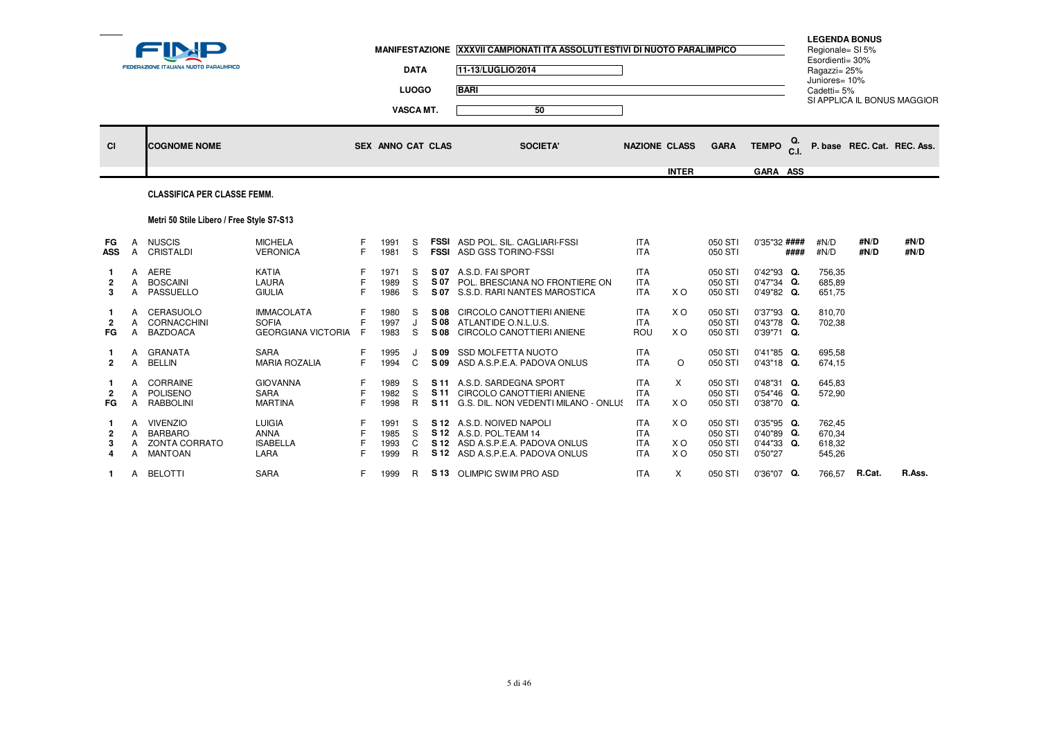FINP — FEDERAZIONE ITALIANA NUOTO PARALIMPICO

**MANIFESTAZIONE** XXXVII CAMPIONATI ITA ASSOLUTI ESTIVI DI NUOTO PARALIMPICO

**DATA** 11-13/LUGLIO/2014

**LUOGO** BARI

**VASCA MT.** 50

**LEGENDA BONUS**
Regionale= SI 5%
Esordienti= 30%
Ragazzi= 25%
Juniores= 10%
Cadetti= 5%
SI APPLICA IL BONUS MAGGIOR

## CLASSIFICA PER CLASSE FEMM.

### Metri 50 Stile Libero / Free Style S7-S13

| Cl | | COGNOME NOME | | SEX | ANNO | CAT | CLAS | SOCIETA' | NAZIONE | CLASS INTER | GARA | TEMPO GARA | Q. C.I. ASS | P. base | REC. Cat. | REC. Ass. |
|---|---|---|---|---|---|---|---|---|---|---|---|---|---|---|---|---|
| FG | A | NUSCIS | MICHELA | F | 1991 | S | **FSSI** | ASD POL. SIL. CAGLIARI-FSSI | ITA | | 050 STI | 0'35"32 | **####** | #N/D | **#N/D** | **#N/D** |
| ASS | A | CRISTALDI | VERONICA | F | 1981 | S | **FSSI** | ASD GSS TORINO-FSSI | ITA | | 050 STI | | **####** | #N/D | **#N/D** | **#N/D** |
| 1 | A | AERE | KATIA | F | 1971 | S | **S 07** | A.S.D. FAI SPORT | ITA | | 050 STI | 0'42"93 | **Q.** | 756,35 | | |
| 2 | A | BOSCAINI | LAURA | F | 1989 | S | **S 07** | POL. BRESCIANA NO FRONTIERE ON | ITA | | 050 STI | 0'47"34 | **Q.** | 685,89 | | |
| 3 | A | PASSUELLO | GIULIA | F | 1986 | S | **S 07** | S.S.D. RARI NANTES MAROSTICA | ITA | X O | 050 STI | 0'49"82 | **Q.** | 651,75 | | |
| 1 | A | CERASUOLO | IMMACOLATA | F | 1980 | S | **S 08** | CIRCOLO CANOTTIERI ANIENE | ITA | X O | 050 STI | 0'37"93 | **Q.** | 810,70 | | |
| 2 | A | CORNACCHINI | SOFIA | F | 1997 | J | **S 08** | ATLANTIDE O.N.L.U.S. | ITA | | 050 STI | 0'43"78 | **Q.** | 702,38 | | |
| FG | A | BAZDOACA | GEORGIANA VICTORIA | F | 1983 | S | **S 08** | CIRCOLO CANOTTIERI ANIENE | ROU | X O | 050 STI | 0'39"71 | **Q.** | | | |
| 1 | A | GRANATA | SARA | F | 1995 | J | **S 09** | SSD MOLFETTA NUOTO | ITA | | 050 STI | 0'41"85 | **Q.** | 695,58 | | |
| 2 | A | BELLIN | MARIA ROZALIA | F | 1994 | C | **S 09** | ASD A.S.P.E.A. PADOVA ONLUS | ITA | O | 050 STI | 0'43"18 | **Q.** | 674,15 | | |
| 1 | A | CORRAINE | GIOVANNA | F | 1989 | S | **S 11** | A.S.D. SARDEGNA SPORT | ITA | X | 050 STI | 0'48"31 | **Q.** | 645,83 | | |
| 2 | A | POLISENO | SARA | F | 1982 | S | **S 11** | CIRCOLO CANOTTIERI ANIENE | ITA | | 050 STI | 0'54"46 | **Q.** | 572,90 | | |
| FG | A | RABBOLINI | MARTINA | F | 1998 | R | **S 11** | G.S. DIL. NON VEDENTI MILANO - ONLUS | ITA | X O | 050 STI | 0'38"70 | **Q.** | | | |
| 1 | A | VIVENZIO | LUIGIA | F | 1991 | S | **S 12** | A.S.D. NOIVED NAPOLI | ITA | X O | 050 STI | 0'35"95 | **Q.** | 762,45 | | |
| 2 | A | BARBARO | ANNA | F | 1985 | S | **S 12** | A.S.D. POL.TEAM 14 | ITA | | 050 STI | 0'40"89 | **Q.** | 670,34 | | |
| 3 | A | ZONTA CORRATO | ISABELLA | F | 1993 | C | **S 12** | ASD A.S.P.E.A. PADOVA ONLUS | ITA | X O | 050 STI | 0'44"33 | **Q.** | 618,32 | | |
| 4 | A | MANTOAN | LARA | F | 1999 | R | **S 12** | ASD A.S.P.E.A. PADOVA ONLUS | ITA | X O | 050 STI | 0'50"27 | | 545,26 | | |
| 1 | A | BELOTTI | SARA | F | 1999 | R | **S 13** | OLIMPIC SWIM PRO ASD | ITA | X | 050 STI | 0'36"07 | **Q.** | 766,57 | **R.Cat.** | **R.Ass.** |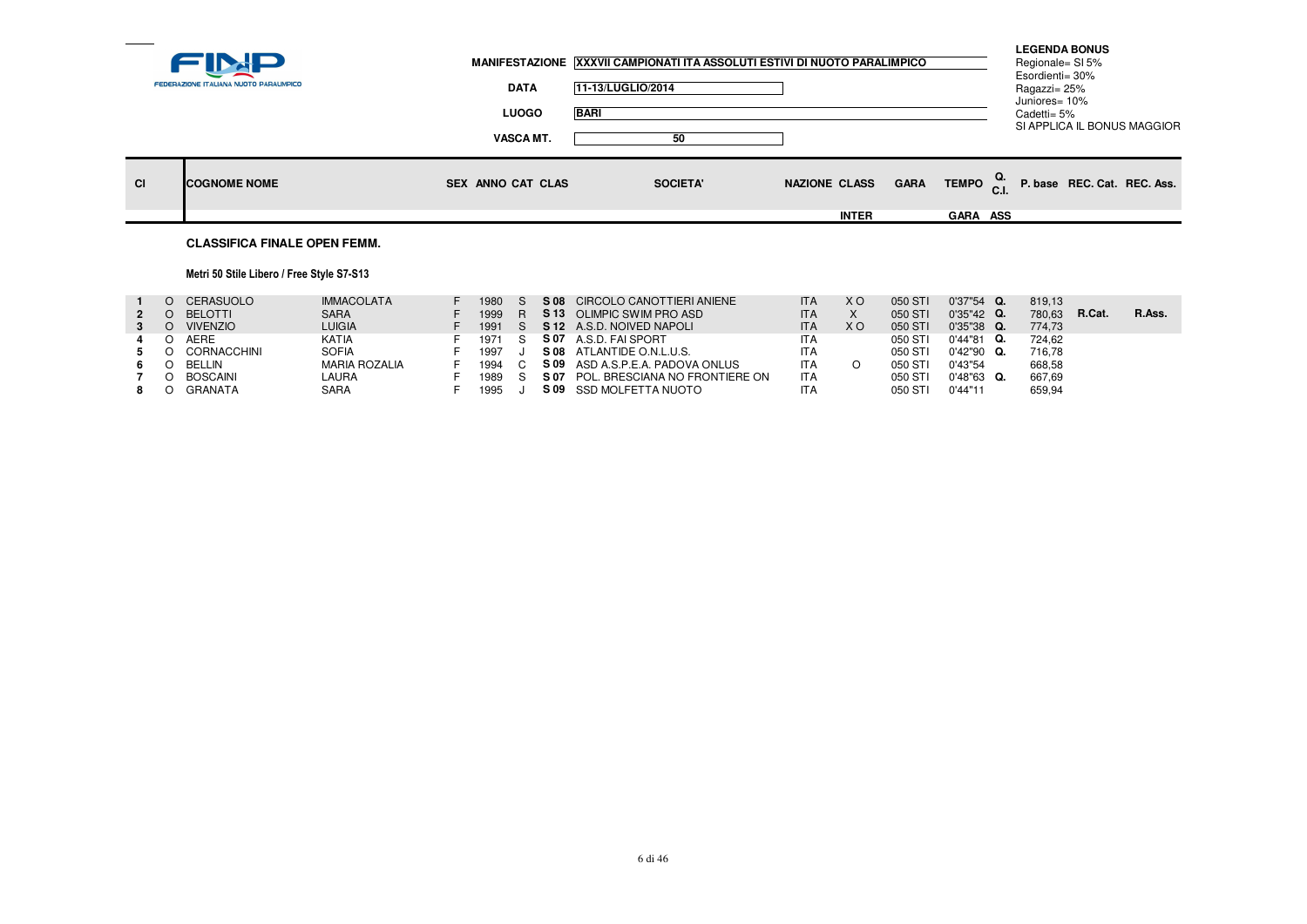FINP
FEDERAZIONE ITALIANA NUOTO PARALIMPICO

**MANIFESTAZIONE** XXXVII CAMPIONATI ITA ASSOLUTI ESTIVI DI NUOTO PARALIMPICO

**DATA** 11-13/LUGLIO/2014

**LUOGO** BARI

**VASCA MT.** 50

**LEGENDA BONUS**
Regionale= SI 5%
Esordienti= 30%
Ragazzi= 25%
Juniores= 10%
Cadetti= 5%
SI APPLICA IL BONUS MAGGIOR

## CLASSIFICA FINALE OPEN FEMM.

### Metri 50 Stile Libero / Free Style S7-S13

| Cl | | COGNOME | NOME | SEX | ANNO | CAT | CLAS | SOCIETA' | NAZIONE | CLASS INTER | GARA | TEMPO GARA | Q. C.I. ASS | P. base | REC. Cat. | REC. Ass. |
|---|---|---|---|---|---|---|---|---|---|---|---|---|---|---|---|---|
| 1 | O | CERASUOLO | IMMACOLATA | F | 1980 | S | S 08 | CIRCOLO CANOTTIERI ANIENE | ITA | X O | 050 STI | 0'37"54 | Q. | 819,13 | | |
| 2 | O | BELOTTI | SARA | F | 1999 | R | S 13 | OLIMPIC SWIM PRO ASD | ITA | X | 050 STI | 0'35"42 | Q. | 780,63 | R.Cat. | R.Ass. |
| 3 | O | VIVENZIO | LUIGIA | F | 1991 | S | S 12 | A.S.D. NOIVED NAPOLI | ITA | X O | 050 STI | 0'35"38 | Q. | 774,73 | | |
| 4 | O | AERE | KATIA | F | 1971 | S | S 07 | A.S.D. FAI SPORT | ITA | | 050 STI | 0'44"81 | Q. | 724,62 | | |
| 5 | O | CORNACCHINI | SOFIA | F | 1997 | J | S 08 | ATLANTIDE O.N.L.U.S. | ITA | | 050 STI | 0'42"90 | Q. | 716,78 | | |
| 6 | O | BELLIN | MARIA ROZALIA | F | 1994 | C | S 09 | ASD A.S.P.E.A. PADOVA ONLUS | ITA | O | 050 STI | 0'43"54 | | 668,58 | | |
| 7 | O | BOSCAINI | LAURA | F | 1989 | S | S 07 | POL. BRESCIANA NO FRONTIERE ON | ITA | | 050 STI | 0'48"63 | Q. | 667,69 | | |
| 8 | O | GRANATA | SARA | F | 1995 | J | S 09 | SSD MOLFETTA NUOTO | ITA | | 050 STI | 0'44"11 | | 659,94 | | |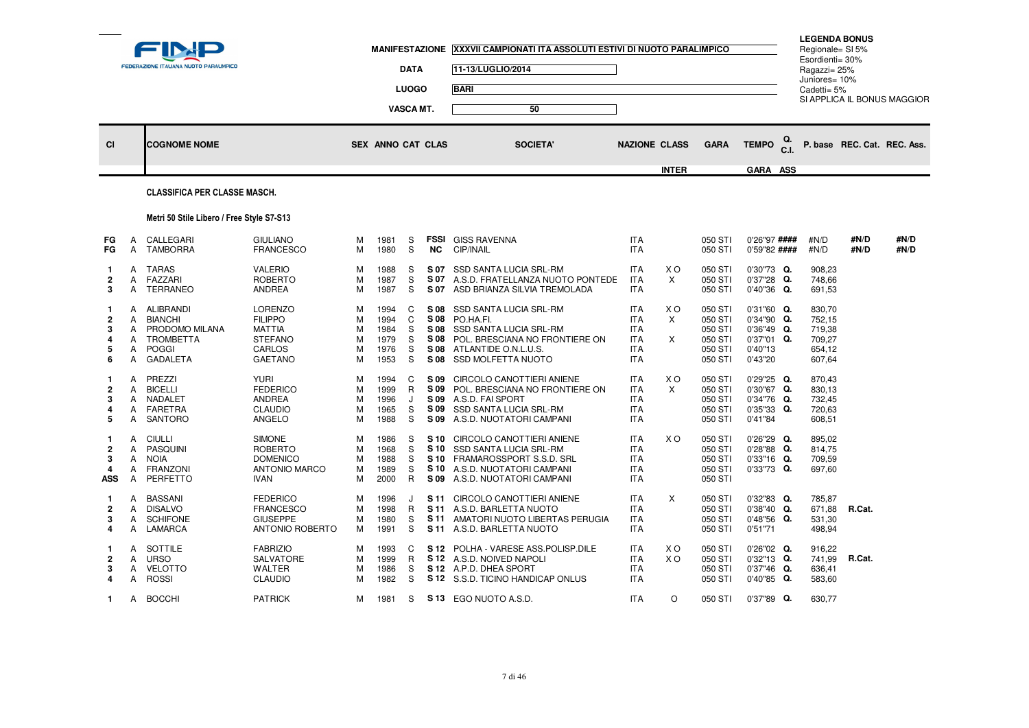FEDERAZIONE ITALIANA NUOTO PARALIMPICO

| | |
|---|---|
| MANIFESTAZIONE | XXXVII CAMPIONATI ITA ASSOLUTI ESTIVI DI NUOTO PARALIMPICO |
| DATA | 11-13/LUGLIO/2014 |
| LUOGO | BARI |
| VASCA MT. | 50 |

**LEGENDA BONUS**
Regionale= SI 5%
Esordienti= 30%
Ragazzi= 25%
Juniores= 10%
Cadetti= 5%
SI APPLICA IL BONUS MAGGIOR

**CLASSIFICA PER CLASSE MASCH.**

**Metri 50 Stile Libero / Free Style S7-S13**

| Cl | | COGNOME NOME | | SEX | ANNO | CAT | CLAS | SOCIETA' | NAZIONE | CLASS INTER | GARA | TEMPO GARA | Q. C.I. ASS | P. base | REC. Cat. | REC. Ass. |
|---|---|---|---|---|---|---|---|---|---|---|---|---|---|---|---|---|
| FG | A | CALLEGARI | GIULIANO | M | 1981 | S | FSSI | GISS RAVENNA | ITA | | 050 STI | 0'26"97 | #### | #N/D | #N/D | #N/D |
| FG | A | TAMBORRA | FRANCESCO | M | 1980 | S | NC | CIP/INAIL | ITA | | 050 STI | 0'59"82 | #### | #N/D | #N/D | #N/D |
| 1 | A | TARAS | VALERIO | M | 1988 | S | S 07 | SSD SANTA LUCIA SRL-RM | ITA | X O | 050 STI | 0'30"73 | Q. | 908,23 | | |
| 2 | A | FAZZARI | ROBERTO | M | 1987 | S | S 07 | A.S.D. FRATELLANZA NUOTO PONTEDE | ITA | X | 050 STI | 0'37"28 | Q. | 748,66 | | |
| 3 | A | TERRANEO | ANDREA | M | 1987 | S | S 07 | ASD BRIANZA SILVIA TREMOLADA | ITA | | 050 STI | 0'40"36 | Q. | 691,53 | | |
| 1 | A | ALIBRANDI | LORENZO | M | 1994 | C | S 08 | SSD SANTA LUCIA SRL-RM | ITA | X O | 050 STI | 0'31"60 | Q. | 830,70 | | |
| 2 | A | BIANCHI | FILIPPO | M | 1994 | C | S 08 | PO.HA.FI. | ITA | X | 050 STI | 0'34"90 | Q. | 752,15 | | |
| 3 | A | PRODOMO MILANA | MATTIA | M | 1984 | S | S 08 | SSD SANTA LUCIA SRL-RM | ITA | | 050 STI | 0'36"49 | Q. | 719,38 | | |
| 4 | A | TROMBETTA | STEFANO | M | 1979 | S | S 08 | POL. BRESCIANA NO FRONTIERE ON | ITA | X | 050 STI | 0'37"01 | Q. | 709,27 | | |
| 5 | A | POGGI | CARLOS | M | 1976 | S | S 08 | ATLANTIDE O.N.L.U.S. | ITA | | 050 STI | 0'40"13 | | 654,12 | | |
| 6 | A | GADALETA | GAETANO | M | 1953 | S | S 08 | SSD MOLFETTA NUOTO | ITA | | 050 STI | 0'43"20 | | 607,64 | | |
| 1 | A | PREZZI | YURI | M | 1994 | C | S 09 | CIRCOLO CANOTTIERI ANIENE | ITA | X O | 050 STI | 0'29"25 | Q. | 870,43 | | |
| 2 | A | BICELLI | FEDERICO | M | 1999 | R | S 09 | POL. BRESCIANA NO FRONTIERE ON | ITA | X | 050 STI | 0'30"67 | Q. | 830,13 | | |
| 3 | A | NADALET | ANDREA | M | 1996 | J | S 09 | A.S.D. FAI SPORT | ITA | | 050 STI | 0'34"76 | Q. | 732,45 | | |
| 4 | A | FARETRA | CLAUDIO | M | 1965 | S | S 09 | SSD SANTA LUCIA SRL-RM | ITA | | 050 STI | 0'35"33 | Q. | 720,63 | | |
| 5 | A | SANTORO | ANGELO | M | 1988 | S | S 09 | A.S.D. NUOTATORI CAMPANI | ITA | | 050 STI | 0'41"84 | | 608,51 | | |
| 1 | A | CIULLI | SIMONE | M | 1986 | S | S 10 | CIRCOLO CANOTTIERI ANIENE | ITA | X O | 050 STI | 0'26"29 | Q. | 895,02 | | |
| 2 | A | PASQUINI | ROBERTO | M | 1968 | S | S 10 | SSD SANTA LUCIA SRL-RM | ITA | | 050 STI | 0'28"88 | Q. | 814,75 | | |
| 3 | A | NOIA | DOMENICO | M | 1988 | S | S 10 | FRAMAROSSPORT S.S.D. SRL | ITA | | 050 STI | 0'33"16 | Q. | 709,59 | | |
| 4 | A | FRANZONI | ANTONIO MARCO | M | 1989 | S | S 10 | A.S.D. NUOTATORI CAMPANI | ITA | | 050 STI | 0'33"73 | Q. | 697,60 | | |
| ASS | A | PERFETTO | IVAN | M | 2000 | R | S 09 | A.S.D. NUOTATORI CAMPANI | ITA | | 050 STI | | | | | |
| 1 | A | BASSANI | FEDERICO | M | 1996 | J | S 11 | CIRCOLO CANOTTIERI ANIENE | ITA | X | 050 STI | 0'32"83 | Q. | 785,87 | | |
| 2 | A | DISALVO | FRANCESCO | M | 1998 | R | S 11 | A.S.D. BARLETTA NUOTO | ITA | | 050 STI | 0'38"40 | Q. | 671,88 | R.Cat. | |
| 3 | A | SCHIFONE | GIUSEPPE | M | 1980 | S | S 11 | AMATORI NUOTO LIBERTAS PERUGIA | ITA | | 050 STI | 0'48"56 | Q. | 531,30 | | |
| 4 | A | LAMARCA | ANTONIO ROBERTO | M | 1991 | S | S 11 | A.S.D. BARLETTA NUOTO | ITA | | 050 STI | 0'51"71 | | 498,94 | | |
| 1 | A | SOTTILE | FABRIZIO | M | 1993 | C | S 12 | POLHA - VARESE ASS.POLISP.DILE | ITA | X O | 050 STI | 0'26"02 | Q. | 916,22 | | |
| 2 | A | URSO | SALVATORE | M | 1999 | R | S 12 | A.S.D. NOIVED NAPOLI | ITA | X O | 050 STI | 0'32"13 | Q. | 741,99 | R.Cat. | |
| 3 | A | VELOTTO | WALTER | M | 1986 | S | S 12 | A.P.D. DHEA SPORT | ITA | | 050 STI | 0'37"46 | Q. | 636,41 | | |
| 4 | A | ROSSI | CLAUDIO | M | 1982 | S | S 12 | S.S.D. TICINO HANDICAP ONLUS | ITA | | 050 STI | 0'40"85 | Q. | 583,60 | | |
| 1 | A | BOCCHI | PATRICK | M | 1981 | S | S 13 | EGO NUOTO A.S.D. | ITA | O | 050 STI | 0'37"89 | Q. | 630,77 | | |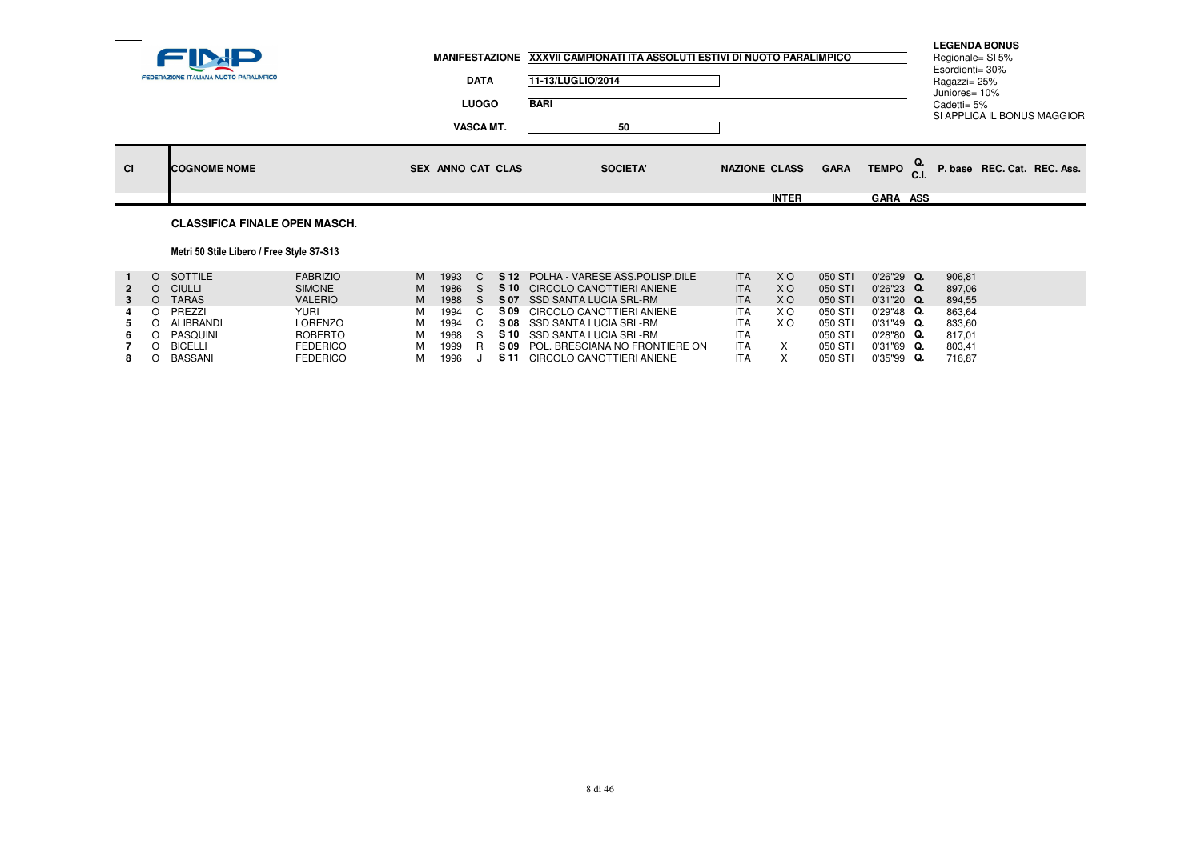**FINP** FEDERAZIONE ITALIANA NUOTO PARALIMPICO

**MANIFESTAZIONE** XXXVII CAMPIONATI ITA ASSOLUTI ESTIVI DI NUOTO PARALIMPICO

**DATA** 11-13/LUGLIO/2014

**LUOGO** BARI

**VASCA MT.** 50

**LEGENDA BONUS**
Regionale= SI 5%
Esordienti= 30%
Ragazzi= 25%
Juniores= 10%
Cadetti= 5%
SI APPLICA IL BONUS MAGGIOR

## CLASSIFICA FINALE OPEN MASCH.

### Metri 50 Stile Libero / Free Style S7-S13

| Cl | | COGNOME NOME | | SEX | ANNO | CAT | CLAS | SOCIETA' | NAZIONE | CLASS INTER | GARA | TEMPO GARA | Q. C.I. ASS | P. base | REC. Cat. | REC. Ass. |
|---|---|---|---|---|---|---|---|---|---|---|---|---|---|---|---|---|
| 1 | O | SOTTILE | FABRIZIO | M | 1993 | C | S 12 | POLHA - VARESE ASS.POLISP.DILE | ITA | X O | 050 STI | 0'26"29 | Q. | 906,81 | | |
| 2 | O | CIULLI | SIMONE | M | 1986 | S | S 10 | CIRCOLO CANOTTIERI ANIENE | ITA | X O | 050 STI | 0'26"23 | Q. | 897,06 | | |
| 3 | O | TARAS | VALERIO | M | 1988 | S | S 07 | SSD SANTA LUCIA SRL-RM | ITA | X O | 050 STI | 0'31"20 | Q. | 894,55 | | |
| 4 | O | PREZZI | YURI | M | 1994 | C | S 09 | CIRCOLO CANOTTIERI ANIENE | ITA | X O | 050 STI | 0'29"48 | Q. | 863,64 | | |
| 5 | O | ALIBRANDI | LORENZO | M | 1994 | C | S 08 | SSD SANTA LUCIA SRL-RM | ITA | X O | 050 STI | 0'31"49 | Q. | 833,60 | | |
| 6 | O | PASQUINI | ROBERTO | M | 1968 | S | S 10 | SSD SANTA LUCIA SRL-RM | ITA | | 050 STI | 0'28"80 | Q. | 817,01 | | |
| 7 | O | BICELLI | FEDERICO | M | 1999 | R | S 09 | POL. BRESCIANA NO FRONTIERE ON | ITA | X | 050 STI | 0'31"69 | Q. | 803,41 | | |
| 8 | O | BASSANI | FEDERICO | M | 1996 | J | S 11 | CIRCOLO CANOTTIERI ANIENE | ITA | X | 050 STI | 0'35"99 | Q. | 716,87 | | |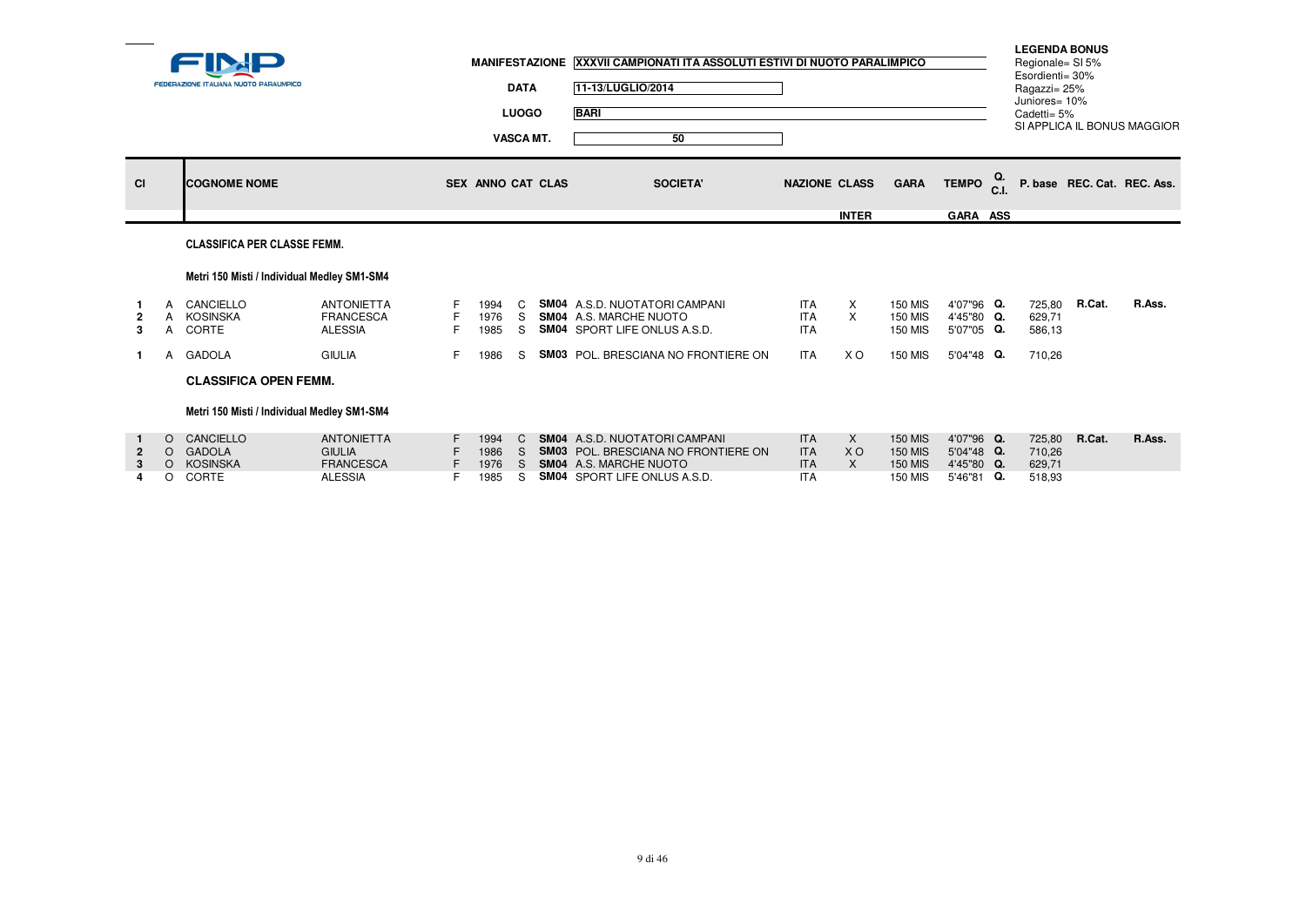FINP
FEDERAZIONE ITALIANA NUOTO PARALIMPICO

**MANIFESTAZIONE** XXXVII CAMPIONATI ITA ASSOLUTI ESTIVI DI NUOTO PARALIMPICO

**DATA** 11-13/LUGLIO/2014

**LUOGO** BARI

**VASCA MT.** 50

**LEGENDA BONUS**
Regionale= SI 5%
Esordienti= 30%
Ragazzi= 25%
Juniores= 10%
Cadetti= 5%
SI APPLICA IL BONUS MAGGIOR

### CLASSIFICA PER CLASSE FEMM.

**Metri 150 Misti / Individual Medley SM1-SM4**

| Cl | | COGNOME NOME | | SEX | ANNO | CAT | CLAS | SOCIETA' | NAZIONE | CLASS INTER | GARA | TEMPO GARA | Q. C.I. ASS | P. base | REC. Cat. | REC. Ass. |
|---|---|---|---|---|---|---|---|---|---|---|---|---|---|---|---|---|
| 1 | A | CANCIELLO | ANTONIETTA | F | 1994 | C | SM04 | A.S.D. NUOTATORI CAMPANI | ITA | X | 150 MIS | 4'07"96 | Q. | 725,80 | R.Cat. | R.Ass. |
| 2 | A | KOSINSKA | FRANCESCA | F | 1976 | S | SM04 | A.S. MARCHE NUOTO | ITA | X | 150 MIS | 4'45"80 | Q. | 629,71 | | |
| 3 | A | CORTE | ALESSIA | F | 1985 | S | SM04 | SPORT LIFE ONLUS A.S.D. | ITA | | 150 MIS | 5'07"05 | Q. | 586,13 | | |
| 1 | A | GADOLA | GIULIA | F | 1986 | S | SM03 | POL. BRESCIANA NO FRONTIERE ON | ITA | X O | 150 MIS | 5'04"48 | Q. | 710,26 | | |

### CLASSIFICA OPEN FEMM.

**Metri 150 Misti / Individual Medley SM1-SM4**

| Cl | | COGNOME NOME | | SEX | ANNO | CAT | CLAS | SOCIETA' | NAZIONE | CLASS INTER | GARA | TEMPO GARA | Q. C.I. ASS | P. base | REC. Cat. | REC. Ass. |
|---|---|---|---|---|---|---|---|---|---|---|---|---|---|---|---|---|
| 1 | O | CANCIELLO | ANTONIETTA | F | 1994 | C | SM04 | A.S.D. NUOTATORI CAMPANI | ITA | X | 150 MIS | 4'07"96 | Q. | 725,80 | R.Cat. | R.Ass. |
| 2 | O | GADOLA | GIULIA | F | 1986 | S | SM03 | POL. BRESCIANA NO FRONTIERE ON | ITA | X O | 150 MIS | 5'04"48 | Q. | 710,26 | | |
| 3 | O | KOSINSKA | FRANCESCA | F | 1976 | S | SM04 | A.S. MARCHE NUOTO | ITA | X | 150 MIS | 4'45"80 | Q. | 629,71 | | |
| 4 | O | CORTE | ALESSIA | F | 1985 | S | SM04 | SPORT LIFE ONLUS A.S.D. | ITA | | 150 MIS | 5'46"81 | Q. | 518,93 | | |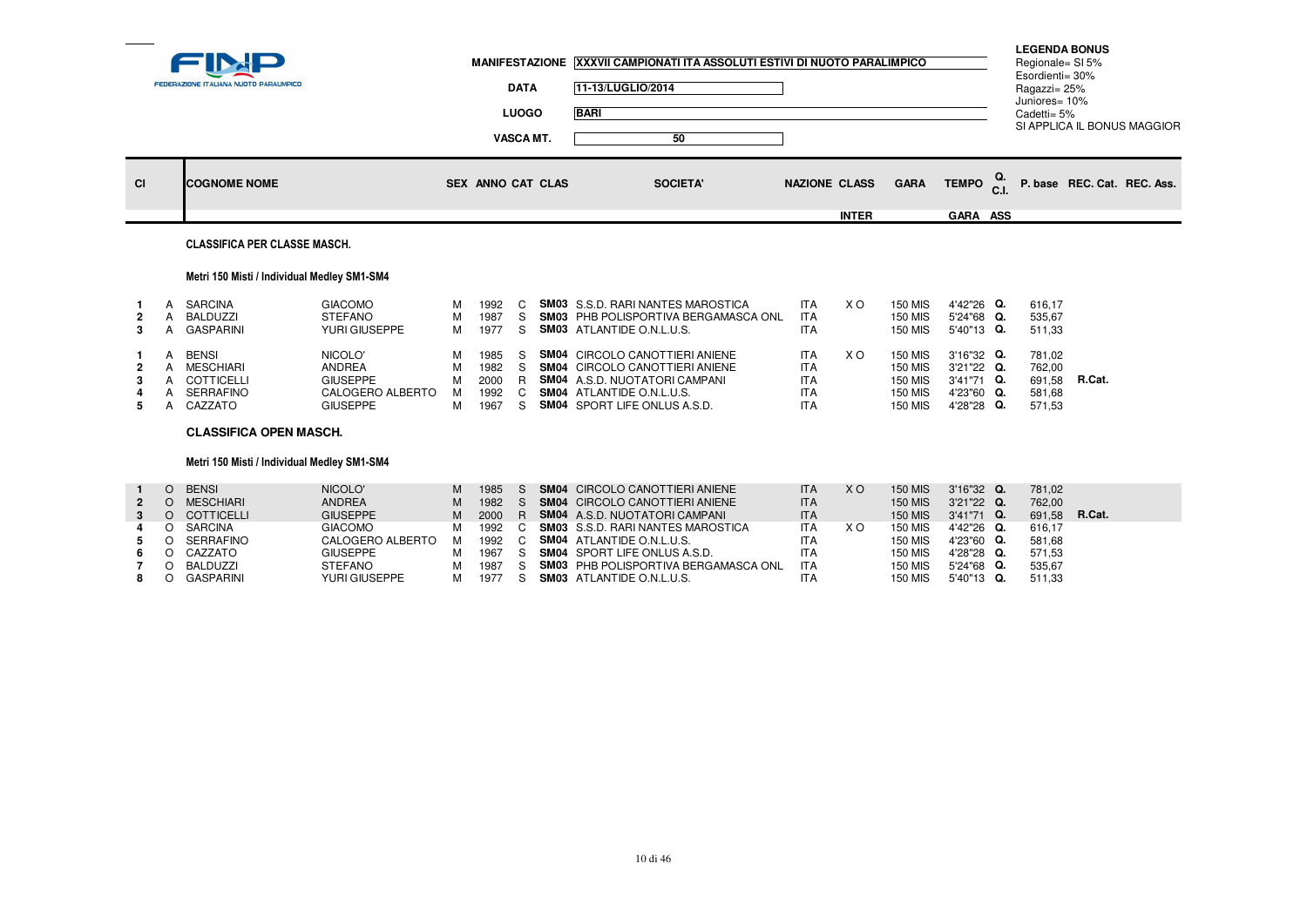FINP FEDERAZIONE ITALIANA NUOTO PARALIMPICO

**MANIFESTAZIONE** XXXVII CAMPIONATI ITA ASSOLUTI ESTIVI DI NUOTO PARALIMPICO

**DATA** 11-13/LUGLIO/2014

**LUOGO** BARI

**VASCA MT.** 50

**LEGENDA BONUS**
Regionale= SI 5%
Esordienti= 30%
Ragazzi= 25%
Juniores= 10%
Cadetti= 5%
SI APPLICA IL BONUS MAGGIOR

### CLASSIFICA PER CLASSE MASCH.

#### Metri 150 Misti / Individual Medley SM1-SM4

| Cl | | COGNOME | NOME | SEX | ANNO | CAT | CLAS | SOCIETA' | NAZIONE | CLASS INTER | GARA | TEMPO GARA | Q. C.I. ASS | P. base | REC. Cat. | REC. Ass. |
|---|---|---|---|---|---|---|---|---|---|---|---|---|---|---|---|---|
| 1 | A | SARCINA | GIACOMO | M | 1992 | C | SM03 | S.S.D. RARI NANTES MAROSTICA | ITA | X O | 150 MIS | 4'42"26 | Q. | 616,17 | | |
| 2 | A | BALDUZZI | STEFANO | M | 1987 | S | SM03 | PHB POLISPORTIVA BERGAMASCA ONL | ITA | | 150 MIS | 5'24"68 | Q. | 535,67 | | |
| 3 | A | GASPARINI | YURI GIUSEPPE | M | 1977 | S | SM03 | ATLANTIDE O.N.L.U.S. | ITA | | 150 MIS | 5'40"13 | Q. | 511,33 | | |
| 1 | A | BENSI | NICOLO' | M | 1985 | S | SM04 | CIRCOLO CANOTTIERI ANIENE | ITA | X O | 150 MIS | 3'16"32 | Q. | 781,02 | | |
| 2 | A | MESCHIARI | ANDREA | M | 1982 | S | SM04 | CIRCOLO CANOTTIERI ANIENE | ITA | | 150 MIS | 3'21"22 | Q. | 762,00 | | |
| 3 | A | COTTICELLI | GIUSEPPE | M | 2000 | R | SM04 | A.S.D. NUOTATORI CAMPANI | ITA | | 150 MIS | 3'41"71 | Q. | 691,58 | R.Cat. | |
| 4 | A | SERRAFINO | CALOGERO ALBERTO | M | 1992 | C | SM04 | ATLANTIDE O.N.L.U.S. | ITA | | 150 MIS | 4'23"60 | Q. | 581,68 | | |
| 5 | A | CAZZATO | GIUSEPPE | M | 1967 | S | SM04 | SPORT LIFE ONLUS A.S.D. | ITA | | 150 MIS | 4'28"28 | Q. | 571,53 | | |

### CLASSIFICA OPEN MASCH.

#### Metri 150 Misti / Individual Medley SM1-SM4

| Cl | | COGNOME | NOME | SEX | ANNO | CAT | CLAS | SOCIETA' | NAZIONE | CLASS INTER | GARA | TEMPO GARA | Q. C.I. ASS | P. base | REC. Cat. | REC. Ass. |
|---|---|---|---|---|---|---|---|---|---|---|---|---|---|---|---|---|
| 1 | O | BENSI | NICOLO' | M | 1985 | S | SM04 | CIRCOLO CANOTTIERI ANIENE | ITA | X O | 150 MIS | 3'16"32 | Q. | 781,02 | | |
| 2 | O | MESCHIARI | ANDREA | M | 1982 | S | SM04 | CIRCOLO CANOTTIERI ANIENE | ITA | | 150 MIS | 3'21"22 | Q. | 762,00 | | |
| 3 | O | COTTICELLI | GIUSEPPE | M | 2000 | R | SM04 | A.S.D. NUOTATORI CAMPANI | ITA | | 150 MIS | 3'41"71 | Q. | 691,58 | R.Cat. | |
| 4 | O | SARCINA | GIACOMO | M | 1992 | C | SM03 | S.S.D. RARI NANTES MAROSTICA | ITA | X O | 150 MIS | 4'42"26 | Q. | 616,17 | | |
| 5 | O | SERRAFINO | CALOGERO ALBERTO | M | 1992 | C | SM04 | ATLANTIDE O.N.L.U.S. | ITA | | 150 MIS | 4'23"60 | Q. | 581,68 | | |
| 6 | O | CAZZATO | GIUSEPPE | M | 1967 | S | SM04 | SPORT LIFE ONLUS A.S.D. | ITA | | 150 MIS | 4'28"28 | Q. | 571,53 | | |
| 7 | O | BALDUZZI | STEFANO | M | 1987 | S | SM03 | PHB POLISPORTIVA BERGAMASCA ONL | ITA | | 150 MIS | 5'24"68 | Q. | 535,67 | | |
| 8 | O | GASPARINI | YURI GIUSEPPE | M | 1977 | S | SM03 | ATLANTIDE O.N.L.U.S. | ITA | | 150 MIS | 5'40"13 | Q. | 511,33 | | |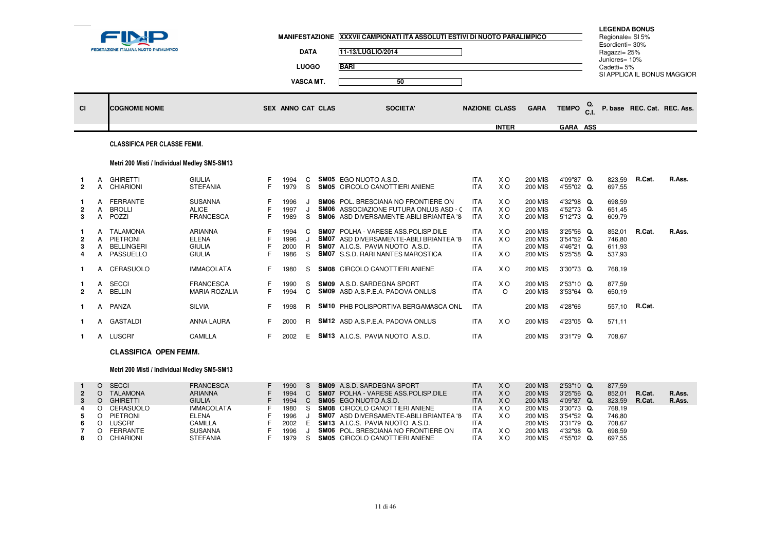**MANIFESTAZIONE** XXXVII CAMPIONATI ITA ASSOLUTI ESTIVI DI NUOTO PARALIMPICO

**DATA** 11-13/LUGLIO/2014

**LUOGO** BARI

**VASCA MT.** 50

**LEGENDA BONUS**
Regionale= SI 5%
Esordienti= 30%
Ragazzi= 25%
Juniores= 10%
Cadetti= 5%
SI APPLICA IL BONUS MAGGIOR

### CLASSIFICA PER CLASSE FEMM.

#### Metri 200 Misti / Individual Medley SM5-SM13

| Cl | | COGNOME NOME | | SEX | ANNO | CAT | CLAS | SOCIETA' | NAZIONE | CLASS INTER | GARA | TEMPO GARA | Q. C.I. ASS | P. base | REC. Cat. | REC. Ass. |
|---|---|---|---|---|---|---|---|---|---|---|---|---|---|---|---|---|
| 1 | A | GHIRETTI | GIULIA | F | 1994 | C | SM05 | EGO NUOTO A.S.D. | ITA | X O | 200 MIS | 4'09"87 | Q. | 823,59 | R.Cat. | R.Ass. |
| 2 | A | CHIARIONI | STEFANIA | F | 1979 | S | SM05 | CIRCOLO CANOTTIERI ANIENE | ITA | X O | 200 MIS | 4'55"02 | Q. | 697,55 | | |
| 1 | A | FERRANTE | SUSANNA | F | 1996 | J | SM06 | POL. BRESCIANA NO FRONTIERE ON | ITA | X O | 200 MIS | 4'32"98 | Q. | 698,59 | | |
| 2 | A | BROLLI | ALICE | F | 1997 | J | SM06 | ASSOCIAZIONE FUTURA ONLUS ASD - C | ITA | X O | 200 MIS | 4'52"73 | Q. | 651,45 | | |
| 3 | A | POZZI | FRANCESCA | F | 1989 | S | SM06 | ASD DIVERSAMENTE-ABILI BRIANTEA '8 | ITA | X O | 200 MIS | 5'12"73 | Q. | 609,79 | | |
| 1 | A | TALAMONA | ARIANNA | F | 1994 | C | SM07 | POLHA - VARESE ASS.POLISP.DILE | ITA | X O | 200 MIS | 3'25"56 | Q. | 852,01 | R.Cat. | R.Ass. |
| 2 | A | PIETRONI | ELENA | F | 1996 | J | SM07 | ASD DIVERSAMENTE-ABILI BRIANTEA '8 | ITA | X O | 200 MIS | 3'54"52 | Q. | 746,80 | | |
| 3 | A | BELLINGERI | GIULIA | F | 2000 | R | SM07 | A.I.C.S. PAVIA NUOTO A.S.D. | ITA | | 200 MIS | 4'46"21 | Q. | 611,93 | | |
| 4 | A | PASSUELLO | GIULIA | F | 1986 | S | SM07 | S.S.D. RARI NANTES MAROSTICA | ITA | X O | 200 MIS | 5'25"58 | Q. | 537,93 | | |
| 1 | A | CERASUOLO | IMMACOLATA | F | 1980 | S | SM08 | CIRCOLO CANOTTIERI ANIENE | ITA | X O | 200 MIS | 3'30"73 | Q. | 768,19 | | |
| 1 | A | SECCI | FRANCESCA | F | 1990 | S | SM09 | A.S.D. SARDEGNA SPORT | ITA | X O | 200 MIS | 2'53"10 | Q. | 877,59 | | |
| 2 | A | BELLIN | MARIA ROZALIA | F | 1994 | C | SM09 | ASD A.S.P.E.A. PADOVA ONLUS | ITA | O | 200 MIS | 3'53"64 | Q. | 650,19 | | |
| 1 | A | PANZA | SILVIA | F | 1998 | R | SM10 | PHB POLISPORTIVA BERGAMASCA ONL | ITA | | 200 MIS | 4'28"66 | | 557,10 | R.Cat. | |
| 1 | A | GASTALDI | ANNA LAURA | F | 2000 | R | SM12 | ASD A.S.P.E.A. PADOVA ONLUS | ITA | X O | 200 MIS | 4'23"05 | Q. | 571,11 | | |
| 1 | A | LUSCRI' | CAMILLA | F | 2002 | E | SM13 | A.I.C.S. PAVIA NUOTO A.S.D. | ITA | | 200 MIS | 3'31"79 | Q. | 708,67 | | |

### CLASSIFICA OPEN FEMM.

#### Metri 200 Misti / Individual Medley SM5-SM13

| Cl | | COGNOME NOME | | SEX | ANNO | CAT | CLAS | SOCIETA' | NAZIONE | CLASS INTER | GARA | TEMPO GARA | Q. C.I. ASS | P. base | REC. Cat. | REC. Ass. |
|---|---|---|---|---|---|---|---|---|---|---|---|---|---|---|---|---|
| 1 | O | SECCI | FRANCESCA | F | 1990 | S | SM09 | A.S.D. SARDEGNA SPORT | ITA | X O | 200 MIS | 2'53"10 | Q. | 877,59 | | |
| 2 | O | TALAMONA | ARIANNA | F | 1994 | C | SM07 | POLHA - VARESE ASS.POLISP.DILE | ITA | X O | 200 MIS | 3'25"56 | Q. | 852,01 | R.Cat. | R.Ass. |
| 3 | O | GHIRETTI | GIULIA | F | 1994 | C | SM05 | EGO NUOTO A.S.D. | ITA | X O | 200 MIS | 4'09"87 | Q. | 823,59 | R.Cat. | R.Ass. |
| 4 | O | CERASUOLO | IMMACOLATA | F | 1980 | S | SM08 | CIRCOLO CANOTTIERI ANIENE | ITA | X O | 200 MIS | 3'30"73 | Q. | 768,19 | | |
| 5 | O | PIETRONI | ELENA | F | 1996 | J | SM07 | ASD DIVERSAMENTE-ABILI BRIANTEA '8 | ITA | X O | 200 MIS | 3'54"52 | Q. | 746,80 | | |
| 6 | O | LUSCRI' | CAMILLA | F | 2002 | E | SM13 | A.I.C.S. PAVIA NUOTO A.S.D. | ITA | | 200 MIS | 3'31"79 | Q. | 708,67 | | |
| 7 | O | FERRANTE | SUSANNA | F | 1996 | J | SM06 | POL. BRESCIANA NO FRONTIERE ON | ITA | X O | 200 MIS | 4'32"98 | Q. | 698,59 | | |
| 8 | O | CHIARIONI | STEFANIA | F | 1979 | S | SM05 | CIRCOLO CANOTTIERI ANIENE | ITA | X O | 200 MIS | 4'55"02 | Q. | 697,55 | | |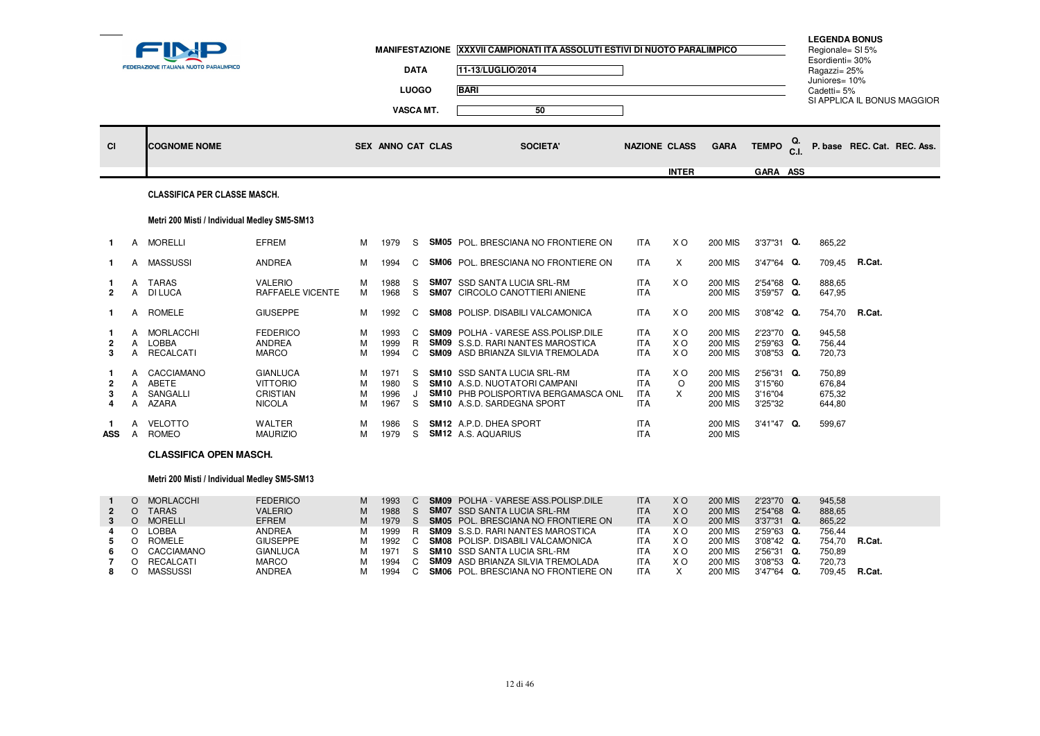FINP — FEDERAZIONE ITALIANA NUOTO PARALIMPICO

**MANIFESTAZIONE** XXXVII CAMPIONATI ITA ASSOLUTI ESTIVI DI NUOTO PARALIMPICO

**DATA** 11-13/LUGLIO/2014

**LUOGO** BARI

**VASCA MT.** 50

**LEGENDA BONUS**
Regionale= SI 5%
Esordienti= 30%
Ragazzi= 25%
Juniores= 10%
Cadetti= 5%
SI APPLICA IL BONUS MAGGIOR

### CLASSIFICA PER CLASSE MASCH.

#### Metri 200 Misti / Individual Medley SM5-SM13

| Cl | | COGNOME NOME | | SEX | ANNO | CAT | CLAS | SOCIETA' | NAZIONE | CLASS INTER | GARA | TEMPO GARA | Q. C.I. ASS | P. base | REC. Cat. | REC. Ass. |
|---|---|---|---|---|---|---|---|---|---|---|---|---|---|---|---|---|
| 1 | A | MORELLI | EFREM | M | 1979 | S | SM05 | POL. BRESCIANA NO FRONTIERE ON | ITA | X O | 200 MIS | 3'37"31 | Q. | 865,22 | | |
| 1 | A | MASSUSSI | ANDREA | M | 1994 | C | SM06 | POL. BRESCIANA NO FRONTIERE ON | ITA | X | 200 MIS | 3'47"64 | Q. | 709,45 | R.Cat. | |
| 1 | A | TARAS | VALERIO | M | 1988 | S | SM07 | SSD SANTA LUCIA SRL-RM | ITA | X O | 200 MIS | 2'54"68 | Q. | 888,65 | | |
| 2 | A | DI LUCA | RAFFAELE VICENTE | M | 1968 | S | SM07 | CIRCOLO CANOTTIERI ANIENE | ITA | | 200 MIS | 3'59"57 | Q. | 647,95 | | |
| 1 | A | ROMELE | GIUSEPPE | M | 1992 | C | SM08 | POLISP. DISABILI VALCAMONICA | ITA | X O | 200 MIS | 3'08"42 | Q. | 754,70 | R.Cat. | |
| 1 | A | MORLACCHI | FEDERICO | M | 1993 | C | SM09 | POLHA - VARESE ASS.POLISP.DILE | ITA | X O | 200 MIS | 2'23"70 | Q. | 945,58 | | |
| 2 | A | LOBBA | ANDREA | M | 1999 | R | SM09 | S.S.D. RARI NANTES MAROSTICA | ITA | X O | 200 MIS | 2'59"63 | Q. | 756,44 | | |
| 3 | A | RECALCATI | MARCO | M | 1994 | C | SM09 | ASD BRIANZA SILVIA TREMOLADA | ITA | X O | 200 MIS | 3'08"53 | Q. | 720,73 | | |
| 1 | A | CACCIAMANO | GIANLUCA | M | 1971 | S | SM10 | SSD SANTA LUCIA SRL-RM | ITA | X O | 200 MIS | 2'56"31 | Q. | 750,89 | | |
| 2 | A | ABETE | VITTORIO | M | 1980 | S | SM10 | A.S.D. NUOTATORI CAMPANI | ITA | O | 200 MIS | 3'15"60 | | 676,84 | | |
| 3 | A | SANGALLI | CRISTIAN | M | 1996 | J | SM10 | PHB POLISPORTIVA BERGAMASCA ONL | ITA | X | 200 MIS | 3'16"04 | | 675,32 | | |
| 4 | A | AZARA | NICOLA | M | 1967 | S | SM10 | A.S.D. SARDEGNA SPORT | ITA | | 200 MIS | 3'25"32 | | 644,80 | | |
| 1 | A | VELOTTO | WALTER | M | 1986 | S | SM12 | A.P.D. DHEA SPORT | ITA | | 200 MIS | 3'41"47 | Q. | 599,67 | | |
| ASS | A | ROMEO | MAURIZIO | M | 1979 | S | SM12 | A.S. AQUARIUS | ITA | | 200 MIS | | | | | |

### CLASSIFICA OPEN MASCH.

#### Metri 200 Misti / Individual Medley SM5-SM13

| Cl | | COGNOME NOME | | SEX | ANNO | CAT | CLAS | SOCIETA' | NAZIONE | CLASS INTER | GARA | TEMPO GARA | Q. C.I. ASS | P. base | REC. Cat. | REC. Ass. |
|---|---|---|---|---|---|---|---|---|---|---|---|---|---|---|---|---|
| 1 | O | MORLACCHI | FEDERICO | M | 1993 | C | SM09 | POLHA - VARESE ASS.POLISP.DILE | ITA | X O | 200 MIS | 2'23"70 | Q. | 945,58 | | |
| 2 | O | TARAS | VALERIO | M | 1988 | S | SM07 | SSD SANTA LUCIA SRL-RM | ITA | X O | 200 MIS | 2'54"68 | Q. | 888,65 | | |
| 3 | O | MORELLI | EFREM | M | 1979 | S | SM05 | POL. BRESCIANA NO FRONTIERE ON | ITA | X O | 200 MIS | 3'37"31 | Q. | 865,22 | | |
| 4 | O | LOBBA | ANDREA | M | 1999 | R | SM09 | S.S.D. RARI NANTES MAROSTICA | ITA | X O | 200 MIS | 2'59"63 | Q. | 756,44 | | |
| 5 | O | ROMELE | GIUSEPPE | M | 1992 | C | SM08 | POLISP. DISABILI VALCAMONICA | ITA | X O | 200 MIS | 3'08"42 | Q. | 754,70 | R.Cat. | |
| 6 | O | CACCIAMANO | GIANLUCA | M | 1971 | S | SM10 | SSD SANTA LUCIA SRL-RM | ITA | X O | 200 MIS | 2'56"31 | Q. | 750,89 | | |
| 7 | O | RECALCATI | MARCO | M | 1994 | C | SM09 | ASD BRIANZA SILVIA TREMOLADA | ITA | X O | 200 MIS | 3'08"53 | Q. | 720,73 | | |
| 8 | O | MASSUSSI | ANDREA | M | 1994 | C | SM06 | POL. BRESCIANA NO FRONTIERE ON | ITA | X | 200 MIS | 3'47"64 | Q. | 709,45 | R.Cat. | |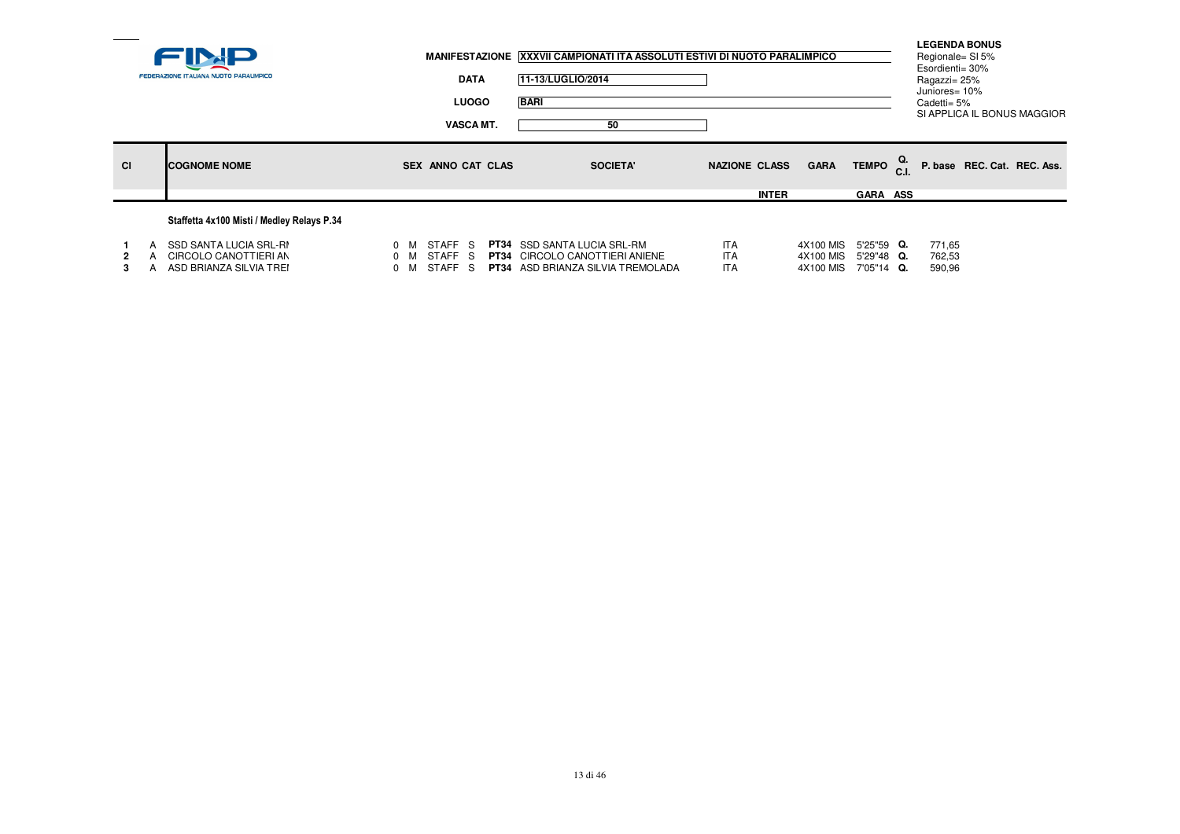**FINP** FEDERAZIONE ITALIANA NUOTO PARALIMPICO

**MANIFESTAZIONE** XXXVII CAMPIONATI ITA ASSOLUTI ESTIVI DI NUOTO PARALIMPICO

**DATA** 11-13/LUGLIO/2014

**LUOGO** BARI

**VASCA MT.** 50

**LEGENDA BONUS**
Regionale= SI 5%
Esordienti= 30%
Ragazzi= 25%
Juniores= 10%
Cadetti= 5%
SI APPLICA IL BONUS MAGGIOR

### Staffetta 4x100 Misti / Medley Relays P.34

| Cl | | COGNOME NOME | SEX | ANNO | CAT | CLAS | SOCIETA' | NAZIONE | CLASS INTER | GARA | TEMPO GARA | Q. C.I. ASS | P. base | REC. Cat. | REC. Ass. |
|---|---|---|---|---|---|---|---|---|---|---|---|---|---|---|---|
| 1 | A | SSD SANTA LUCIA SRL-RI | M | 0 | STAFF | S | **PT34** SSD SANTA LUCIA SRL-RM | ITA | | 4X100 MIS | 5'25"59 | **Q.** | 771,65 | | |
| 2 | A | CIRCOLO CANOTTIERI AN | M | 0 | STAFF | S | **PT34** CIRCOLO CANOTTIERI ANIENE | ITA | | 4X100 MIS | 5'29"48 | **Q.** | 762,53 | | |
| 3 | A | ASD BRIANZA SILVIA TREI | M | 0 | STAFF | S | **PT34** ASD BRIANZA SILVIA TREMOLADA | ITA | | 4X100 MIS | 7'05"14 | **Q.** | 590,96 | | |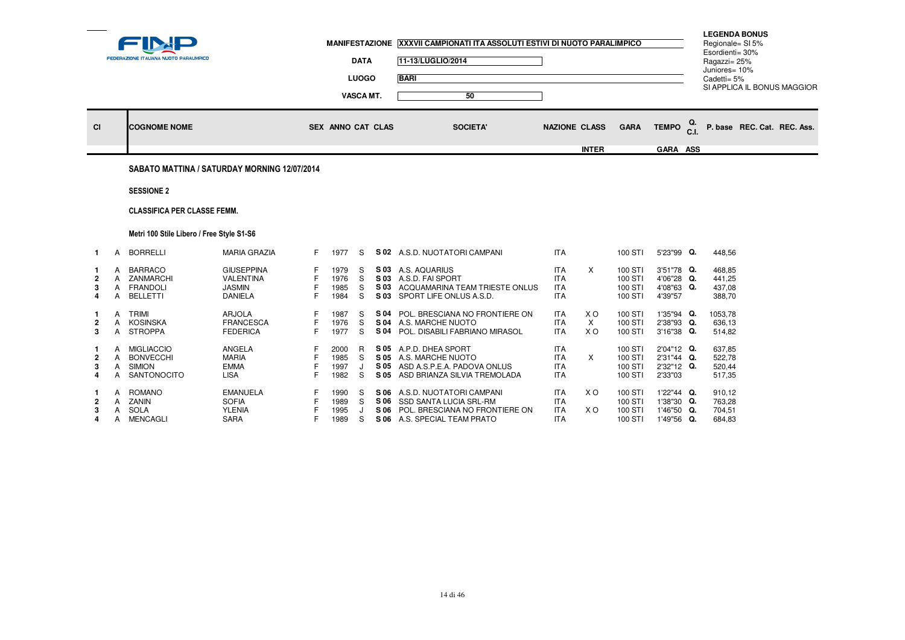FINP
FEDERAZIONE ITALIANA NUOTO PARALIMPICO

| | |
|---|---|
| MANIFESTAZIONE | XXXVII CAMPIONATI ITA ASSOLUTI ESTIVI DI NUOTO PARALIMPICO |
| DATA | 11-13/LUGLIO/2014 |
| LUOGO | BARI |
| VASCA MT. | 50 |

**LEGENDA BONUS**
Regionale= SI 5%
Esordienti= 30%
Ragazzi= 25%
Juniores= 10%
Cadetti= 5%
SI APPLICA IL BONUS MAGGIOR

**SABATO MATTINA / SATURDAY MORNING 12/07/2014**

**SESSIONE 2**

**CLASSIFICA PER CLASSE FEMM.**

**Metri 100 Stile Libero / Free Style S1-S6**

| Cl | | COGNOME NOME | | SEX | ANNO | CAT | CLAS | SOCIETA' | NAZIONE | CLASS INTER | GARA | TEMPO GARA | Q. C.I. ASS | P. base | REC. Cat. | REC. Ass. |
|---|---|---|---|---|---|---|---|---|---|---|---|---|---|---|---|---|
| 1 | A | BORRELLI | MARIA GRAZIA | F | 1977 | S | S 02 | A.S.D. NUOTATORI CAMPANI | ITA | | 100 STI | 5'23"99 | Q. | 448,56 | | |
| 1 | A | BARRACO | GIUSEPPINA | F | 1979 | S | S 03 | A.S. AQUARIUS | ITA | X | 100 STI | 3'51"78 | Q. | 468,85 | | |
| 2 | A | ZANMARCHI | VALENTINA | F | 1976 | S | S 03 | A.S.D. FAI SPORT | ITA | | 100 STI | 4'06"28 | Q. | 441,25 | | |
| 3 | A | FRANDOLI | JASMIN | F | 1985 | S | S 03 | ACQUAMARINA TEAM TRIESTE ONLUS | ITA | | 100 STI | 4'08"63 | Q. | 437,08 | | |
| 4 | A | BELLETTI | DANIELA | F | 1984 | S | S 03 | SPORT LIFE ONLUS A.S.D. | ITA | | 100 STI | 4'39"57 | | 388,70 | | |
| 1 | A | TRIMI | ARJOLA | F | 1987 | S | S 04 | POL. BRESCIANA NO FRONTIERE ON | ITA | X O | 100 STI | 1'35"94 | Q. | 1053,78 | | |
| 2 | A | KOSINSKA | FRANCESCA | F | 1976 | S | S 04 | A.S. MARCHE NUOTO | ITA | X | 100 STI | 2'38"93 | Q. | 636,13 | | |
| 3 | A | STROPPA | FEDERICA | F | 1977 | S | S 04 | POL. DISABILI FABRIANO MIRASOL | ITA | X O | 100 STI | 3'16"38 | Q. | 514,82 | | |
| 1 | A | MIGLIACCIO | ANGELA | F | 2000 | R | S 05 | A.P.D. DHEA SPORT | ITA | | 100 STI | 2'04"12 | Q. | 637,85 | | |
| 2 | A | BONVECCHI | MARIA | F | 1985 | S | S 05 | A.S. MARCHE NUOTO | ITA | X | 100 STI | 2'31"44 | Q. | 522,78 | | |
| 3 | A | SIMION | EMMA | F | 1997 | J | S 05 | ASD A.S.P.E.A. PADOVA ONLUS | ITA | | 100 STI | 2'32"12 | Q. | 520,44 | | |
| 4 | A | SANTONOCITO | LISA | F | 1982 | S | S 05 | ASD BRIANZA SILVIA TREMOLADA | ITA | | 100 STI | 2'33"03 | | 517,35 | | |
| 1 | A | ROMANO | EMANUELA | F | 1990 | S | S 06 | A.S.D. NUOTATORI CAMPANI | ITA | X O | 100 STI | 1'22"44 | Q. | 910,12 | | |
| 2 | A | ZANIN | SOFIA | F | 1989 | S | S 06 | SSD SANTA LUCIA SRL-RM | ITA | | 100 STI | 1'38"30 | Q. | 763,28 | | |
| 3 | A | SOLA | YLENIA | F | 1995 | J | S 06 | POL. BRESCIANA NO FRONTIERE ON | ITA | X O | 100 STI | 1'46"50 | Q. | 704,51 | | |
| 4 | A | MENCAGLI | SARA | F | 1989 | S | S 06 | A.S. SPECIAL TEAM PRATO | ITA | | 100 STI | 1'49"56 | Q. | 684,83 | | |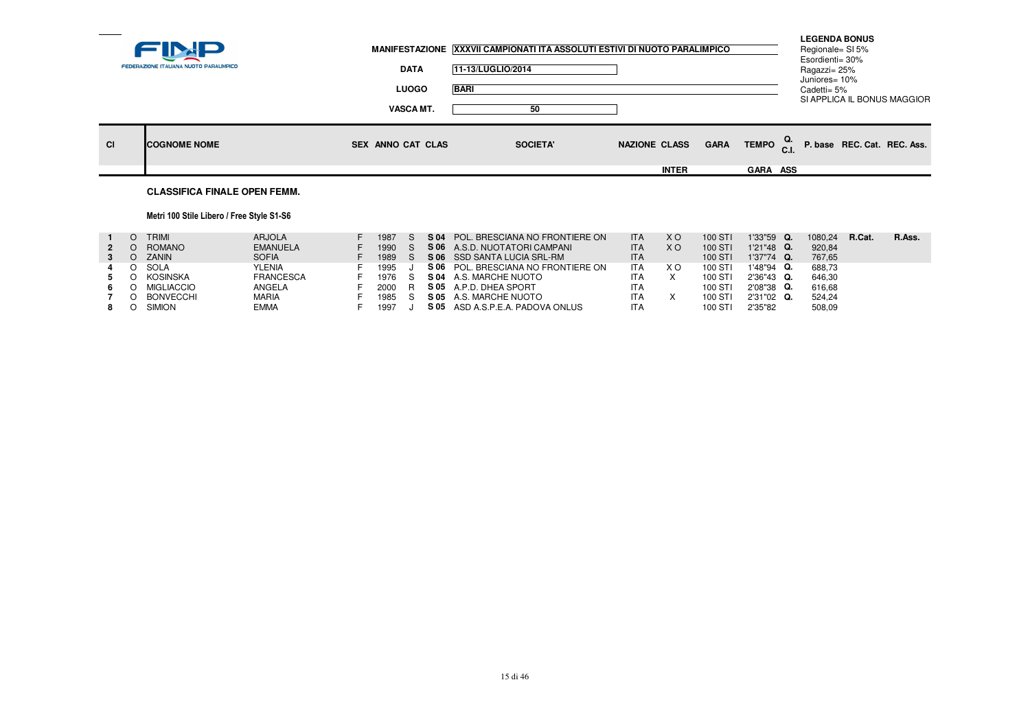FINP FEDERAZIONE ITALIANA NUOTO PARALIMPICO

**MANIFESTAZIONE** XXXVII CAMPIONATI ITA ASSOLUTI ESTIVI DI NUOTO PARALIMPICO

**DATA** 11-13/LUGLIO/2014

**LUOGO** BARI

**VASCA MT.** 50

**LEGENDA BONUS**
Regionale= SI 5%
Esordienti= 30%
Ragazzi= 25%
Juniores= 10%
Cadetti= 5%
SI APPLICA IL BONUS MAGGIOR

## CLASSIFICA FINALE OPEN FEMM.

### Metri 100 Stile Libero / Free Style S1-S6

| Cl | | COGNOME | NOME | SEX | ANNO | CAT | CLAS | SOCIETA' | NAZIONE | CLASS INTER | GARA | TEMPO GARA | Q. C.I. ASS | P. base | REC. Cat. | REC. Ass. |
|---|---|---|---|---|---|---|---|---|---|---|---|---|---|---|---|---|
| 1 | O | TRIMI | ARJOLA | F | 1987 | S | **S 04** | POL. BRESCIANA NO FRONTIERE ON | ITA | X O | 100 STI | 1'33"59 | **Q.** | 1080,24 | **R.Cat.** | **R.Ass.** |
| 2 | O | ROMANO | EMANUELA | F | 1990 | S | **S 06** | A.S.D. NUOTATORI CAMPANI | ITA | X O | 100 STI | 1'21"48 | **Q.** | 920,84 | | |
| 3 | O | ZANIN | SOFIA | F | 1989 | S | **S 06** | SSD SANTA LUCIA SRL-RM | ITA | | 100 STI | 1'37"74 | **Q.** | 767,65 | | |
| 4 | O | SOLA | YLENIA | F | 1995 | J | **S 06** | POL. BRESCIANA NO FRONTIERE ON | ITA | X O | 100 STI | 1'48"94 | **Q.** | 688,73 | | |
| 5 | O | KOSINSKA | FRANCESCA | F | 1976 | S | **S 04** | A.S. MARCHE NUOTO | ITA | X | 100 STI | 2'36"43 | **Q.** | 646,30 | | |
| 6 | O | MIGLIACCIO | ANGELA | F | 2000 | R | **S 05** | A.P.D. DHEA SPORT | ITA | | 100 STI | 2'08"38 | **Q.** | 616,68 | | |
| 7 | O | BONVECCHI | MARIA | F | 1985 | S | **S 05** | A.S. MARCHE NUOTO | ITA | X | 100 STI | 2'31"02 | **Q.** | 524,24 | | |
| 8 | O | SIMION | EMMA | F | 1997 | J | **S 05** | ASD A.S.P.E.A. PADOVA ONLUS | ITA | | 100 STI | 2'35"82 | | 508,09 | | |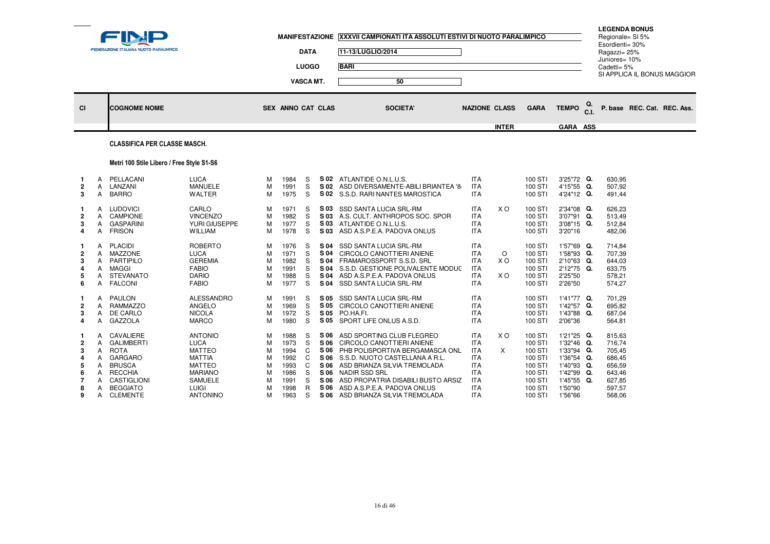FINP – FEDERAZIONE ITALIANA NUOTO PARALIMPICO

MANIFESTAZIONE: XXXVII CAMPIONATI ITA ASSOLUTI ESTIVI DI NUOTO PARALIMPICO

DATA: 11-13/LUGLIO/2014

LUOGO: BARI

VASCA MT.: 50

**LEGENDA BONUS**
Regionale= SI 5%
Esordienti= 30%
Ragazzi= 25%
Juniores= 10%
Cadetti= 5%
SI APPLICA IL BONUS MAGGIOR

### CLASSIFICA PER CLASSE MASCH.

#### Metri 100 Stile Libero / Free Style S1-S6

| Cl | | COGNOME NOME | | SEX | ANNO | CAT | CLAS | SOCIETA' | NAZIONE | CLASS INTER | GARA | TEMPO GARA | Q. C.I. ASS | P. base | REC. Cat. | REC. Ass. |
|---|---|---|---|---|---|---|---|---|---|---|---|---|---|---|---|---|
| 1 | A | PELLACANI | LUCA | M | 1984 | S | S 02 | ATLANTIDE O.N.L.U.S. | ITA | | 100 STI | 3'25"72 | Q. | 630,95 | | |
| 2 | A | LANZANI | MANUELE | M | 1991 | S | S 02 | ASD DIVERSAMENTE-ABILI BRIANTEA '8 | ITA | | 100 STI | 4'15"55 | Q. | 507,92 | | |
| 3 | A | BARRO | WALTER | M | 1975 | S | S 02 | S.S.D. RARI NANTES MAROSTICA | ITA | | 100 STI | 4'24"12 | Q. | 491,44 | | |
| 1 | A | LUDOVICI | CARLO | M | 1971 | S | S 03 | SSD SANTA LUCIA SRL-RM | ITA | X O | 100 STI | 2'34"08 | Q. | 626,23 | | |
| 2 | A | CAMPIONE | VINCENZO | M | 1982 | S | S 03 | A.S. CULT. ANTHROPOS SOC. SPOR | ITA | | 100 STI | 3'07"91 | Q. | 513,49 | | |
| 3 | A | GASPARINI | YURI GIUSEPPE | M | 1977 | S | S 03 | ATLANTIDE O.N.L.U.S. | ITA | | 100 STI | 3'08"15 | Q. | 512,84 | | |
| 4 | A | FRISON | WILLIAM | M | 1978 | S | S 03 | ASD A.S.P.E.A. PADOVA ONLUS | ITA | | 100 STI | 3'20"16 | | 482,06 | | |
| 1 | A | PLACIDI | ROBERTO | M | 1976 | S | S 04 | SSD SANTA LUCIA SRL-RM | ITA | | 100 STI | 1'57"69 | Q. | 714,84 | | |
| 2 | A | MAZZONE | LUCA | M | 1971 | S | S 04 | CIRCOLO CANOTTIERI ANIENE | ITA | O | 100 STI | 1'58"93 | Q. | 707,39 | | |
| 3 | A | PARTIPILO | GEREMIA | M | 1982 | S | S 04 | FRAMAROSSPORT S.S.D. SRL | ITA | X O | 100 STI | 2'10"63 | Q. | 644,03 | | |
| 4 | A | MAGGI | FABIO | M | 1991 | S | S 04 | S.S.D. GESTIONE POLIVALENTE MODUC | ITA | | 100 STI | 2'12"75 | Q. | 633,75 | | |
| 5 | A | STEVANATO | DARIO | M | 1988 | S | S 04 | ASD A.S.P.E.A. PADOVA ONLUS | ITA | X O | 100 STI | 2'25"50 | | 578,21 | | |
| 6 | A | FALCONI | FABIO | M | 1977 | S | S 04 | SSD SANTA LUCIA SRL-RM | ITA | | 100 STI | 2'26"50 | | 574,27 | | |
| 1 | A | PAULON | ALESSANDRO | M | 1991 | S | S 05 | SSD SANTA LUCIA SRL-RM | ITA | | 100 STI | 1'41"77 | Q. | 701,29 | | |
| 2 | A | RAMMAZZO | ANGELO | M | 1969 | S | S 05 | CIRCOLO CANOTTIERI ANIENE | ITA | | 100 STI | 1'42"57 | Q. | 695,82 | | |
| 3 | A | DE CARLO | NICOLA | M | 1972 | S | S 05 | PO.HA.FI. | ITA | | 100 STI | 1'43"88 | Q. | 687,04 | | |
| 4 | A | GAZZOLA | MARCO | M | 1980 | S | S 05 | SPORT LIFE ONLUS A.S.D. | ITA | | 100 STI | 2'06"36 | | 564,81 | | |
| 1 | A | CAVALIERE | ANTONIO | M | 1988 | S | S 06 | ASD SPORTING CLUB FLEGREO | ITA | X O | 100 STI | 1'21"25 | Q. | 815,63 | | |
| 2 | A | GALIMBERTI | LUCA | M | 1973 | S | S 06 | CIRCOLO CANOTTIERI ANIENE | ITA | | 100 STI | 1'32"46 | Q. | 716,74 | | |
| 3 | A | ROTA | MATTEO | M | 1994 | C | S 06 | PHB POLISPORTIVA BERGAMASCA ONL | ITA | X | 100 STI | 1'33"94 | Q. | 705,45 | | |
| 4 | A | GARGARO | MATTIA | M | 1992 | C | S 06 | S.S.D. NUOTO CASTELLANA A R.L. | ITA | | 100 STI | 1'36"54 | Q. | 686,45 | | |
| 5 | A | BRUSCA | MATTEO | M | 1993 | C | S 06 | ASD BRIANZA SILVIA TREMOLADA | ITA | | 100 STI | 1'40"93 | Q. | 656,59 | | |
| 6 | A | RECCHIA | MARIANO | M | 1986 | S | S 06 | NADIR SSD SRL | ITA | | 100 STI | 1'42"99 | Q. | 643,46 | | |
| 7 | A | CASTIGLIONI | SAMUELE | M | 1991 | S | S 06 | ASD PROPATRIA DISABILI BUSTO ARSIZ | ITA | | 100 STI | 1'45"55 | Q. | 627,85 | | |
| 8 | A | BEGGIATO | LUIGI | M | 1998 | R | S 06 | ASD A.S.P.E.A. PADOVA ONLUS | ITA | | 100 STI | 1'50"90 | | 597,57 | | |
| 9 | A | CLEMENTE | ANTONINO | M | 1963 | S | S 06 | ASD BRIANZA SILVIA TREMOLADA | ITA | | 100 STI | 1'56"66 | | 568,06 | | |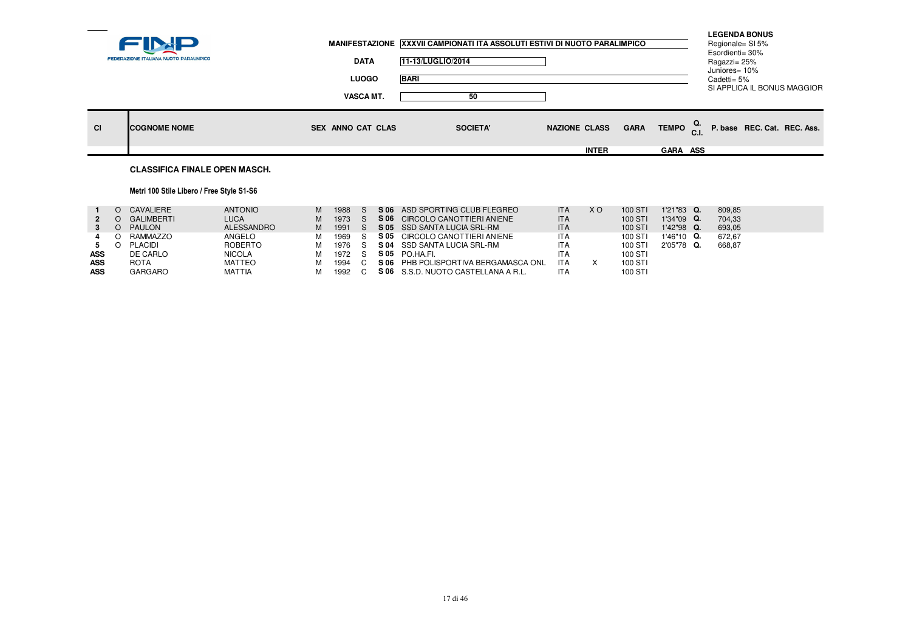FINP FEDERAZIONE ITALIANA NUOTO PARALIMPICO

**MANIFESTAZIONE** XXXVII CAMPIONATI ITA ASSOLUTI ESTIVI DI NUOTO PARALIMPICO

**DATA** 11-13/LUGLIO/2014

**LUOGO** BARI

**VASCA MT.** 50

**LEGENDA BONUS**
Regionale= SI 5%
Esordienti= 30%
Ragazzi= 25%
Juniores= 10%
Cadetti= 5%
SI APPLICA IL BONUS MAGGIOR

## CLASSIFICA FINALE OPEN MASCH.

### Metri 100 Stile Libero / Free Style S1-S6

| Cl | | COGNOME | NOME | SEX | ANNO | CAT | CLAS | SOCIETA' | NAZIONE | CLASS INTER | GARA | TEMPO GARA | Q. C.I. ASS | P. base | REC. Cat. | REC. Ass. |
|---|---|---|---|---|---|---|---|---|---|---|---|---|---|---|---|---|
| 1 | O | CAVALIERE | ANTONIO | M | 1988 | S | S 06 | ASD SPORTING CLUB FLEGREO | ITA | X O | 100 STI | 1'21"83 | Q. | 809,85 | | |
| 2 | O | GALIMBERTI | LUCA | M | 1973 | S | S 06 | CIRCOLO CANOTTIERI ANIENE | ITA | | 100 STI | 1'34"09 | Q. | 704,33 | | |
| 3 | O | PAULON | ALESSANDRO | M | 1991 | S | S 05 | SSD SANTA LUCIA SRL-RM | ITA | | 100 STI | 1'42"98 | Q. | 693,05 | | |
| 4 | O | RAMMAZZO | ANGELO | M | 1969 | S | S 05 | CIRCOLO CANOTTIERI ANIENE | ITA | | 100 STI | 1'46"10 | Q. | 672,67 | | |
| 5 | O | PLACIDI | ROBERTO | M | 1976 | S | S 04 | SSD SANTA LUCIA SRL-RM | ITA | | 100 STI | 2'05"78 | Q. | 668,87 | | |
| ASS | | DE CARLO | NICOLA | M | 1972 | S | S 05 | PO.HA.FI. | ITA | | 100 STI | | | | | |
| ASS | | ROTA | MATTEO | M | 1994 | C | S 06 | PHB POLISPORTIVA BERGAMASCA ONL | ITA | X | 100 STI | | | | | |
| ASS | | GARGARO | MATTIA | M | 1992 | C | S 06 | S.S.D. NUOTO CASTELLANA A R.L. | ITA | | 100 STI | | | | | |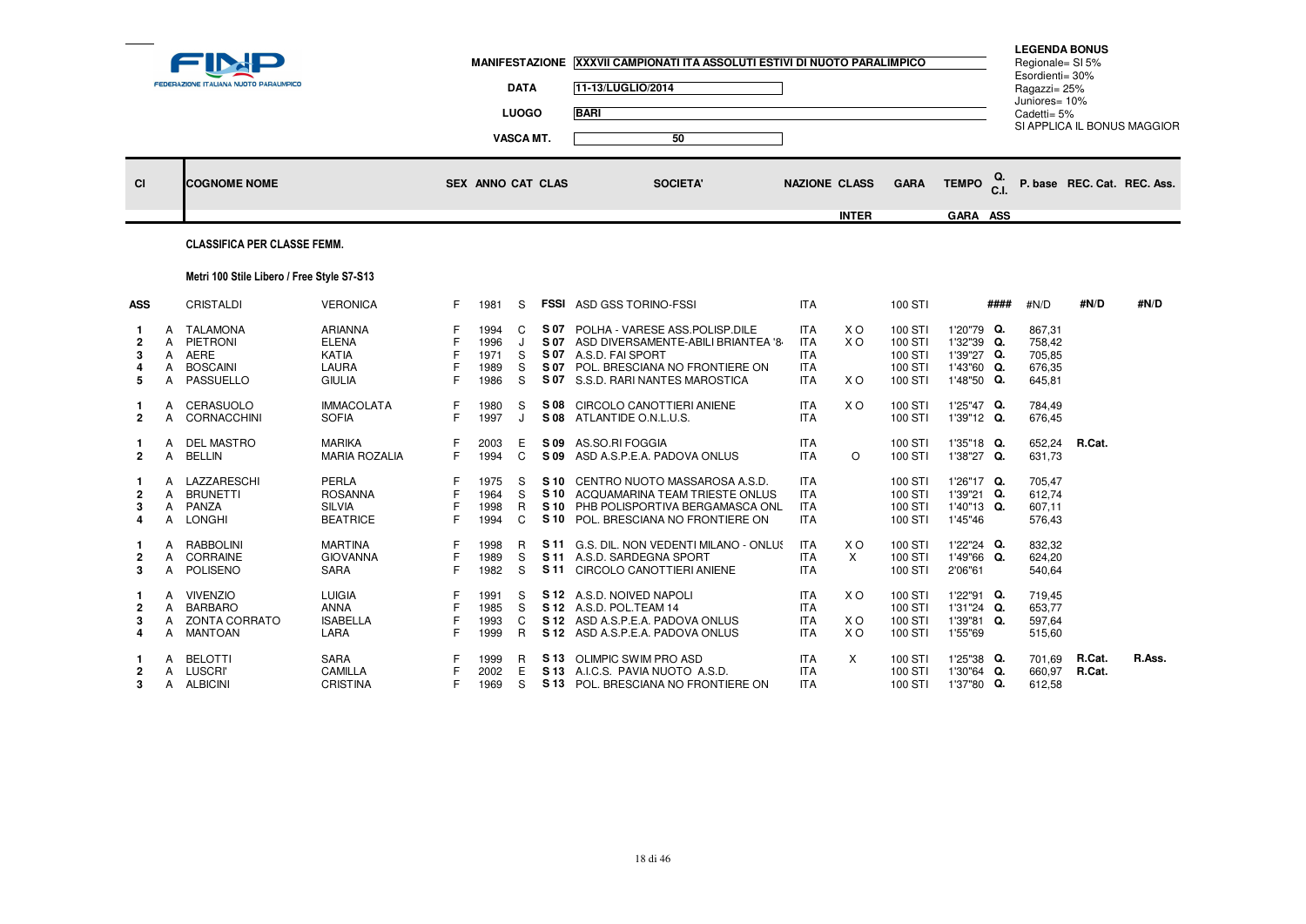FINP — FEDERAZIONE ITALIANA NUOTO PARALIMPICO

**MANIFESTAZIONE** XXXVII CAMPIONATI ITA ASSOLUTI ESTIVI DI NUOTO PARALIMPICO

**DATA** 11-13/LUGLIO/2014

**LUOGO** BARI

**VASCA MT.** 50

**LEGENDA BONUS**
Regionale= SI 5%
Esordienti= 30%
Ragazzi= 25%
Juniores= 10%
Cadetti= 5%
SI APPLICA IL BONUS MAGGIOR

## CLASSIFICA PER CLASSE FEMM.

### Metri 100 Stile Libero / Free Style S7-S13

| Cl | | COGNOME NOME | | SEX | ANNO | CAT | CLAS | SOCIETA' | NAZIONE | CLASS INTER | GARA | TEMPO GARA | Q. C.I. ASS | P. base | REC. Cat. | REC. Ass. |
|---|---|---|---|---|---|---|---|---|---|---|---|---|---|---|---|---|
| ASS | | CRISTALDI | VERONICA | F | 1981 | S | FSSI | ASD GSS TORINO-FSSI | ITA | | 100 STI | | #### | #N/D | #N/D | #N/D |
| 1 | A | TALAMONA | ARIANNA | F | 1994 | C | S 07 | POLHA - VARESE ASS.POLISP.DILE | ITA | X O | 100 STI | 1'20"79 | Q. | 867,31 | | |
| 2 | A | PIETRONI | ELENA | F | 1996 | J | S 07 | ASD DIVERSAMENTE-ABILI BRIANTEA '8 | ITA | X O | 100 STI | 1'32"39 | Q. | 758,42 | | |
| 3 | A | AERE | KATIA | F | 1971 | S | S 07 | A.S.D. FAI SPORT | ITA | | 100 STI | 1'39"27 | Q. | 705,85 | | |
| 4 | A | BOSCAINI | LAURA | F | 1989 | S | S 07 | POL. BRESCIANA NO FRONTIERE ON | ITA | | 100 STI | 1'43"60 | Q. | 676,35 | | |
| 5 | A | PASSUELLO | GIULIA | F | 1986 | S | S 07 | S.S.D. RARI NANTES MAROSTICA | ITA | X O | 100 STI | 1'48"50 | Q. | 645,81 | | |
| 1 | A | CERASUOLO | IMMACOLATA | F | 1980 | S | S 08 | CIRCOLO CANOTTIERI ANIENE | ITA | X O | 100 STI | 1'25"47 | Q. | 784,49 | | |
| 2 | A | CORNACCHINI | SOFIA | F | 1997 | J | S 08 | ATLANTIDE O.N.L.U.S. | ITA | | 100 STI | 1'39"12 | Q. | 676,45 | | |
| 1 | A | DEL MASTRO | MARIKA | F | 2003 | E | S 09 | AS.SO.RI FOGGIA | ITA | | 100 STI | 1'35"18 | Q. | 652,24 | R.Cat. | |
| 2 | A | BELLIN | MARIA ROZALIA | F | 1994 | C | S 09 | ASD A.S.P.E.A. PADOVA ONLUS | ITA | O | 100 STI | 1'38"27 | Q. | 631,73 | | |
| 1 | A | LAZZARESCHI | PERLA | F | 1975 | S | S 10 | CENTRO NUOTO MASSAROSA A.S.D. | ITA | | 100 STI | 1'26"17 | Q. | 705,47 | | |
| 2 | A | BRUNETTI | ROSANNA | F | 1964 | S | S 10 | ACQUAMARINA TEAM TRIESTE ONLUS | ITA | | 100 STI | 1'39"21 | Q. | 612,74 | | |
| 3 | A | PANZA | SILVIA | F | 1998 | R | S 10 | PHB POLISPORTIVA BERGAMASCA ONL | ITA | | 100 STI | 1'40"13 | Q. | 607,11 | | |
| 4 | A | LONGHI | BEATRICE | F | 1994 | C | S 10 | POL. BRESCIANA NO FRONTIERE ON | ITA | | 100 STI | 1'45"46 | | 576,43 | | |
| 1 | A | RABBOLINI | MARTINA | F | 1998 | R | S 11 | G.S. DIL. NON VEDENTI MILANO - ONLUS | ITA | X O | 100 STI | 1'22"24 | Q. | 832,32 | | |
| 2 | A | CORRAINE | GIOVANNA | F | 1989 | S | S 11 | A.S.D. SARDEGNA SPORT | ITA | X | 100 STI | 1'49"66 | Q. | 624,20 | | |
| 3 | A | POLISENO | SARA | F | 1982 | S | S 11 | CIRCOLO CANOTTIERI ANIENE | ITA | | 100 STI | 2'06"61 | | 540,64 | | |
| 1 | A | VIVENZIO | LUIGIA | F | 1991 | S | S 12 | A.S.D. NOIVED NAPOLI | ITA | X O | 100 STI | 1'22"91 | Q. | 719,45 | | |
| 2 | A | BARBARO | ANNA | F | 1985 | S | S 12 | A.S.D. POL.TEAM 14 | ITA | | 100 STI | 1'31"24 | Q. | 653,77 | | |
| 3 | A | ZONTA CORRATO | ISABELLA | F | 1993 | C | S 12 | ASD A.S.P.E.A. PADOVA ONLUS | ITA | X O | 100 STI | 1'39"81 | Q. | 597,64 | | |
| 4 | A | MANTOAN | LARA | F | 1999 | R | S 12 | ASD A.S.P.E.A. PADOVA ONLUS | ITA | X O | 100 STI | 1'55"69 | | 515,60 | | |
| 1 | A | BELOTTI | SARA | F | 1999 | R | S 13 | OLIMPIC SWIM PRO ASD | ITA | X | 100 STI | 1'25"38 | Q. | 701,69 | R.Cat. | R.Ass. |
| 2 | A | LUSCRI' | CAMILLA | F | 2002 | E | S 13 | A.I.C.S. PAVIA NUOTO A.S.D. | ITA | | 100 STI | 1'30"64 | Q. | 660,97 | R.Cat. | |
| 3 | A | ALBICINI | CRISTINA | F | 1969 | S | S 13 | POL. BRESCIANA NO FRONTIERE ON | ITA | | 100 STI | 1'37"80 | Q. | 612,58 | | |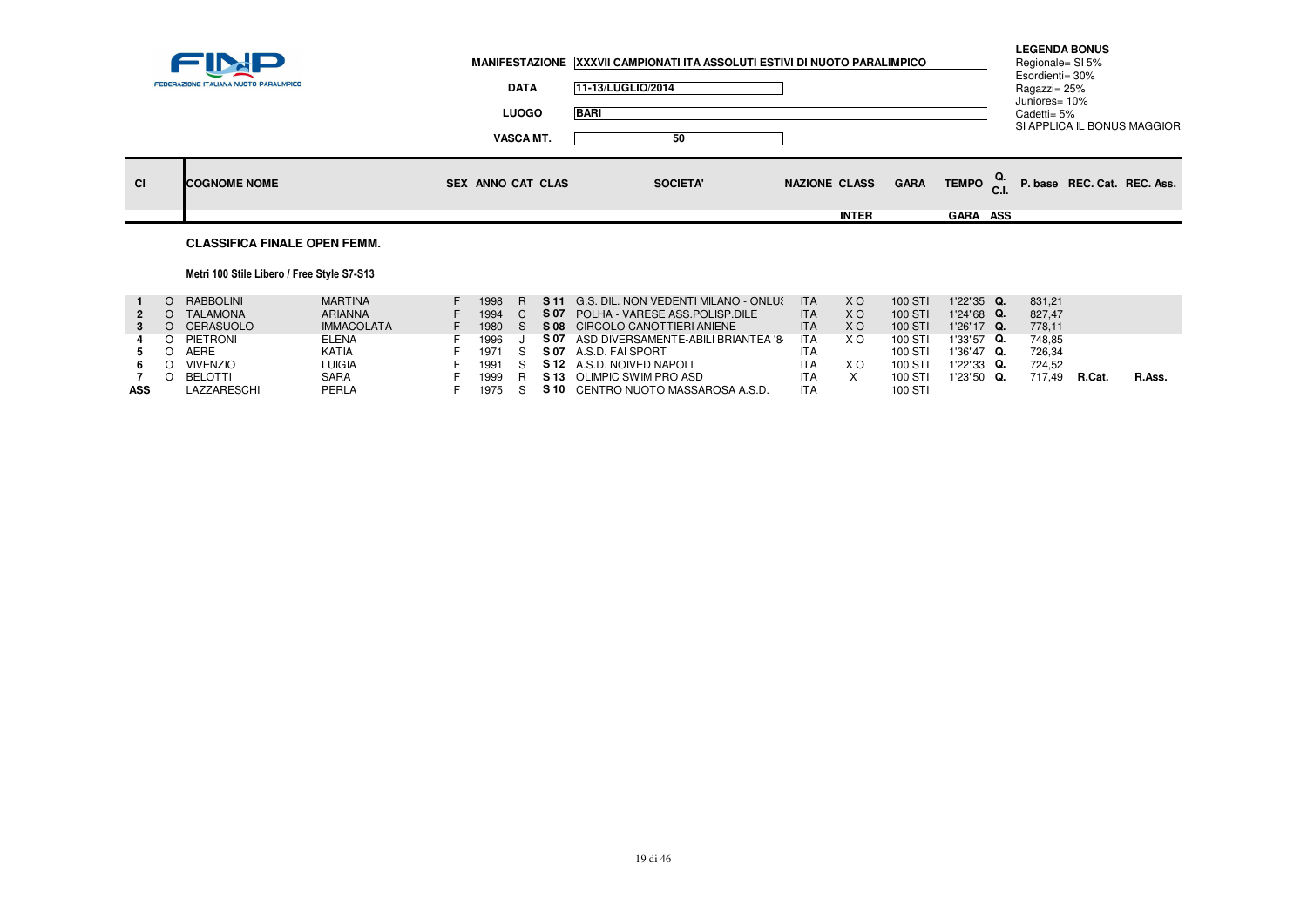FINP FEDERAZIONE ITALIANA NUOTO PARALIMPICO

**MANIFESTAZIONE** XXXVII CAMPIONATI ITA ASSOLUTI ESTIVI DI NUOTO PARALIMPICO

**DATA** 11-13/LUGLIO/2014

**LUOGO** BARI

**VASCA MT.** 50

**LEGENDA BONUS**
Regionale= SI 5%
Esordienti= 30%
Ragazzi= 25%
Juniores= 10%
Cadetti= 5%
SI APPLICA IL BONUS MAGGIOR

## CLASSIFICA FINALE OPEN FEMM.

### Metri 100 Stile Libero / Free Style S7-S13

| Cl | | COGNOME NOME | | SEX | ANNO | CAT | CLAS | SOCIETA' | NAZIONE | CLASS INTER | GARA | TEMPO GARA | Q. C.I. ASS | P. base | REC. Cat. | REC. Ass. |
|---|---|---|---|---|---|---|---|---|---|---|---|---|---|---|---|---|
| 1 | O | RABBOLINI | MARTINA | F | 1998 | R | S 11 | G.S. DIL. NON VEDENTI MILANO - ONLUS | ITA | X O | 100 STI | 1'22"35 | Q. | 831,21 | | |
| 2 | O | TALAMONA | ARIANNA | F | 1994 | C | S 07 | POLHA - VARESE ASS.POLISP.DILE | ITA | X O | 100 STI | 1'24"68 | Q. | 827,47 | | |
| 3 | O | CERASUOLO | IMMACOLATA | F | 1980 | S | S 08 | CIRCOLO CANOTTIERI ANIENE | ITA | X O | 100 STI | 1'26"17 | Q. | 778,11 | | |
| 4 | O | PIETRONI | ELENA | F | 1996 | J | S 07 | ASD DIVERSAMENTE-ABILI BRIANTEA '84 | ITA | X O | 100 STI | 1'33"57 | Q. | 748,85 | | |
| 5 | O | AERE | KATIA | F | 1971 | S | S 07 | A.S.D. FAI SPORT | ITA | | 100 STI | 1'36"47 | Q. | 726,34 | | |
| 6 | O | VIVENZIO | LUIGIA | F | 1991 | S | S 12 | A.S.D. NOIVED NAPOLI | ITA | X O | 100 STI | 1'22"33 | Q. | 724,52 | | |
| 7 | O | BELOTTI | SARA | F | 1999 | R | S 13 | OLIMPIC SWIM PRO ASD | ITA | X | 100 STI | 1'23"50 | Q. | 717,49 | R.Cat. | R.Ass. |
| ASS | | LAZZARESCHI | PERLA | F | 1975 | S | S 10 | CENTRO NUOTO MASSAROSA A.S.D. | ITA | | 100 STI | | | | | |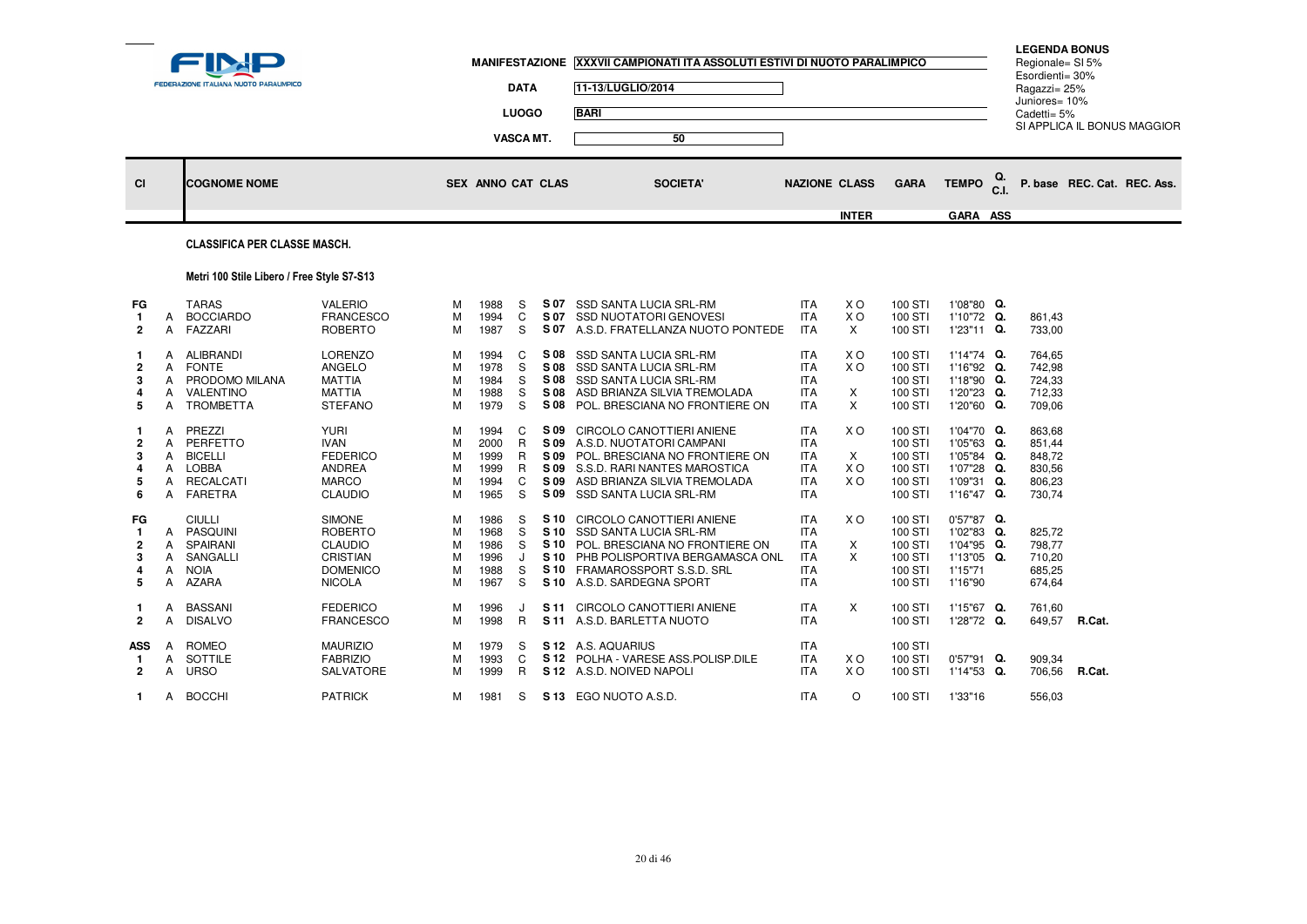FINP
FEDERAZIONE ITALIANA NUOTO PARALIMPICO

MANIFESTAZIONE: XXXVII CAMPIONATI ITA ASSOLUTI ESTIVI DI NUOTO PARALIMPICO
DATA: 11-13/LUGLIO/2014
LUOGO: BARI
VASCA MT.: 50

**LEGENDA BONUS**
Regionale= SI 5%
Esordienti= 30%
Ragazzi= 25%
Juniores= 10%
Cadetti= 5%
SI APPLICA IL BONUS MAGGIOR

### CLASSIFICA PER CLASSE MASCH.

#### Metri 100 Stile Libero / Free Style S7-S13

| Cl | | COGNOME NOME | | SEX | ANNO | CAT | CLAS | SOCIETA' | NAZIONE | CLASS INTER | GARA | TEMPO GARA | Q. C.I. ASS | P. base | REC. Cat. | REC. Ass. |
|---|---|---|---|---|---|---|---|---|---|---|---|---|---|---|---|---|
| FG | | TARAS | VALERIO | M | 1988 | S | S 07 | SSD SANTA LUCIA SRL-RM | ITA | X O | 100 STI | 1'08"80 | Q. | | | |
| 1 | A | BOCCIARDO | FRANCESCO | M | 1994 | C | S 07 | SSD NUOTATORI GENOVESI | ITA | X O | 100 STI | 1'10"72 | Q. | 861,43 | | |
| 2 | A | FAZZARI | ROBERTO | M | 1987 | S | S 07 | A.S.D. FRATELLANZA NUOTO PONTEDE | ITA | X | 100 STI | 1'23"11 | Q. | 733,00 | | |
| 1 | A | ALIBRANDI | LORENZO | M | 1994 | C | S 08 | SSD SANTA LUCIA SRL-RM | ITA | X O | 100 STI | 1'14"74 | Q. | 764,65 | | |
| 2 | A | FONTE | ANGELO | M | 1978 | S | S 08 | SSD SANTA LUCIA SRL-RM | ITA | X O | 100 STI | 1'16"92 | Q. | 742,98 | | |
| 3 | A | PRODOMO MILANA | MATTIA | M | 1984 | S | S 08 | SSD SANTA LUCIA SRL-RM | ITA | | 100 STI | 1'18"90 | Q. | 724,33 | | |
| 4 | A | VALENTINO | MATTIA | M | 1988 | S | S 08 | ASD BRIANZA SILVIA TREMOLADA | ITA | X | 100 STI | 1'20"23 | Q. | 712,33 | | |
| 5 | A | TROMBETTA | STEFANO | M | 1979 | S | S 08 | POL. BRESCIANA NO FRONTIERE ON | ITA | X | 100 STI | 1'20"60 | Q. | 709,06 | | |
| 1 | A | PREZZI | YURI | M | 1994 | C | S 09 | CIRCOLO CANOTTIERI ANIENE | ITA | X O | 100 STI | 1'04"70 | Q. | 863,68 | | |
| 2 | A | PERFETTO | IVAN | M | 2000 | R | S 09 | A.S.D. NUOTATORI CAMPANI | ITA | | 100 STI | 1'05"63 | Q. | 851,44 | | |
| 3 | A | BICELLI | FEDERICO | M | 1999 | R | S 09 | POL. BRESCIANA NO FRONTIERE ON | ITA | X | 100 STI | 1'05"84 | Q. | 848,72 | | |
| 4 | A | LOBBA | ANDREA | M | 1999 | R | S 09 | S.S.D. RARI NANTES MAROSTICA | ITA | X O | 100 STI | 1'07"28 | Q. | 830,56 | | |
| 5 | A | RECALCATI | MARCO | M | 1994 | C | S 09 | ASD BRIANZA SILVIA TREMOLADA | ITA | X O | 100 STI | 1'09"31 | Q. | 806,23 | | |
| 6 | A | FARETRA | CLAUDIO | M | 1965 | S | S 09 | SSD SANTA LUCIA SRL-RM | ITA | | 100 STI | 1'16"47 | Q. | 730,74 | | |
| FG | | CIULLI | SIMONE | M | 1986 | S | S 10 | CIRCOLO CANOTTIERI ANIENE | ITA | X O | 100 STI | 0'57"87 | Q. | | | |
| 1 | A | PASQUINI | ROBERTO | M | 1968 | S | S 10 | SSD SANTA LUCIA SRL-RM | ITA | | 100 STI | 1'02"83 | Q. | 825,72 | | |
| 2 | A | SPAIRANI | CLAUDIO | M | 1986 | S | S 10 | POL. BRESCIANA NO FRONTIERE ON | ITA | X | 100 STI | 1'04"95 | Q. | 798,77 | | |
| 3 | A | SANGALLI | CRISTIAN | M | 1996 | J | S 10 | PHB POLISPORTIVA BERGAMASCA ONL | ITA | X | 100 STI | 1'13"05 | Q. | 710,20 | | |
| 4 | A | NOIA | DOMENICO | M | 1988 | S | S 10 | FRAMAROSSPORT S.S.D. SRL | ITA | | 100 STI | 1'15"71 | | 685,25 | | |
| 5 | A | AZARA | NICOLA | M | 1967 | S | S 10 | A.S.D. SARDEGNA SPORT | ITA | | 100 STI | 1'16"90 | | 674,64 | | |
| 1 | A | BASSANI | FEDERICO | M | 1996 | J | S 11 | CIRCOLO CANOTTIERI ANIENE | ITA | X | 100 STI | 1'15"67 | Q. | 761,60 | | |
| 2 | A | DISALVO | FRANCESCO | M | 1998 | R | S 11 | A.S.D. BARLETTA NUOTO | ITA | | 100 STI | 1'28"72 | Q. | 649,57 | R.Cat. | |
| ASS | A | ROMEO | MAURIZIO | M | 1979 | S | S 12 | A.S. AQUARIUS | ITA | | 100 STI | | | | | |
| 1 | A | SOTTILE | FABRIZIO | M | 1993 | C | S 12 | POLHA - VARESE ASS.POLISP.DILE | ITA | X O | 100 STI | 0'57"91 | Q. | 909,34 | | |
| 2 | A | URSO | SALVATORE | M | 1999 | R | S 12 | A.S.D. NOIVED NAPOLI | ITA | X O | 100 STI | 1'14"53 | Q. | 706,56 | R.Cat. | |
| 1 | A | BOCCHI | PATRICK | M | 1981 | S | S 13 | EGO NUOTO A.S.D. | ITA | O | 100 STI | 1'33"16 | | 556,03 | | |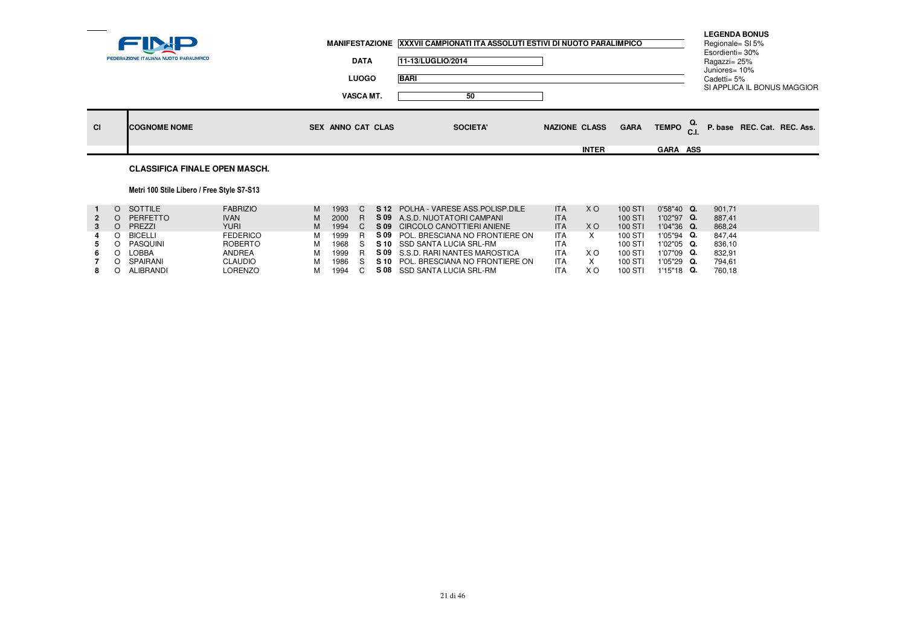**FINP** FEDERAZIONE ITALIANA NUOTO PARALIMPICO

**MANIFESTAZIONE** XXXVII CAMPIONATI ITA ASSOLUTI ESTIVI DI NUOTO PARALIMPICO

**DATA** 11-13/LUGLIO/2014

**LUOGO** BARI

**VASCA MT.** 50

**LEGENDA BONUS**
Regionale= SI 5%
Esordienti= 30%
Ragazzi= 25%
Juniores= 10%
Cadetti= 5%
SI APPLICA IL BONUS MAGGIOR

## CLASSIFICA FINALE OPEN MASCH.

### Metri 100 Stile Libero / Free Style S7-S13

| Cl | | COGNOME NOME | | SEX | ANNO | CAT | CLAS | SOCIETA' | NAZIONE | CLASS INTER | GARA | TEMPO GARA | Q. C.I. ASS | P. base | REC. Cat. | REC. Ass. |
|---|---|---|---|---|---|---|---|---|---|---|---|---|---|---|---|---|
| 1 | O | SOTTILE | FABRIZIO | M | 1993 | C | S 12 | POLHA - VARESE ASS.POLISP.DILE | ITA | X O | 100 STI | 0'58"40 | Q. | 901,71 | | |
| 2 | O | PERFETTO | IVAN | M | 2000 | R | S 09 | A.S.D. NUOTATORI CAMPANI | ITA | | 100 STI | 1'02"97 | Q. | 887,41 | | |
| 3 | O | PREZZI | YURI | M | 1994 | C | S 09 | CIRCOLO CANOTTIERI ANIENE | ITA | X O | 100 STI | 1'04"36 | Q. | 868,24 | | |
| 4 | O | BICELLI | FEDERICO | M | 1999 | R | S 09 | POL. BRESCIANA NO FRONTIERE ON | ITA | X | 100 STI | 1'05"94 | Q. | 847,44 | | |
| 5 | O | PASQUINI | ROBERTO | M | 1968 | S | S 10 | SSD SANTA LUCIA SRL-RM | ITA | | 100 STI | 1'02"05 | Q. | 836,10 | | |
| 6 | O | LOBBA | ANDREA | M | 1999 | R | S 09 | S.S.D. RARI NANTES MAROSTICA | ITA | X O | 100 STI | 1'07"09 | Q. | 832,91 | | |
| 7 | O | SPAIRANI | CLAUDIO | M | 1986 | S | S 10 | POL. BRESCIANA NO FRONTIERE ON | ITA | X | 100 STI | 1'05"29 | Q. | 794,61 | | |
| 8 | O | ALIBRANDI | LORENZO | M | 1994 | C | S 08 | SSD SANTA LUCIA SRL-RM | ITA | X O | 100 STI | 1'15"18 | Q. | 760,18 | | |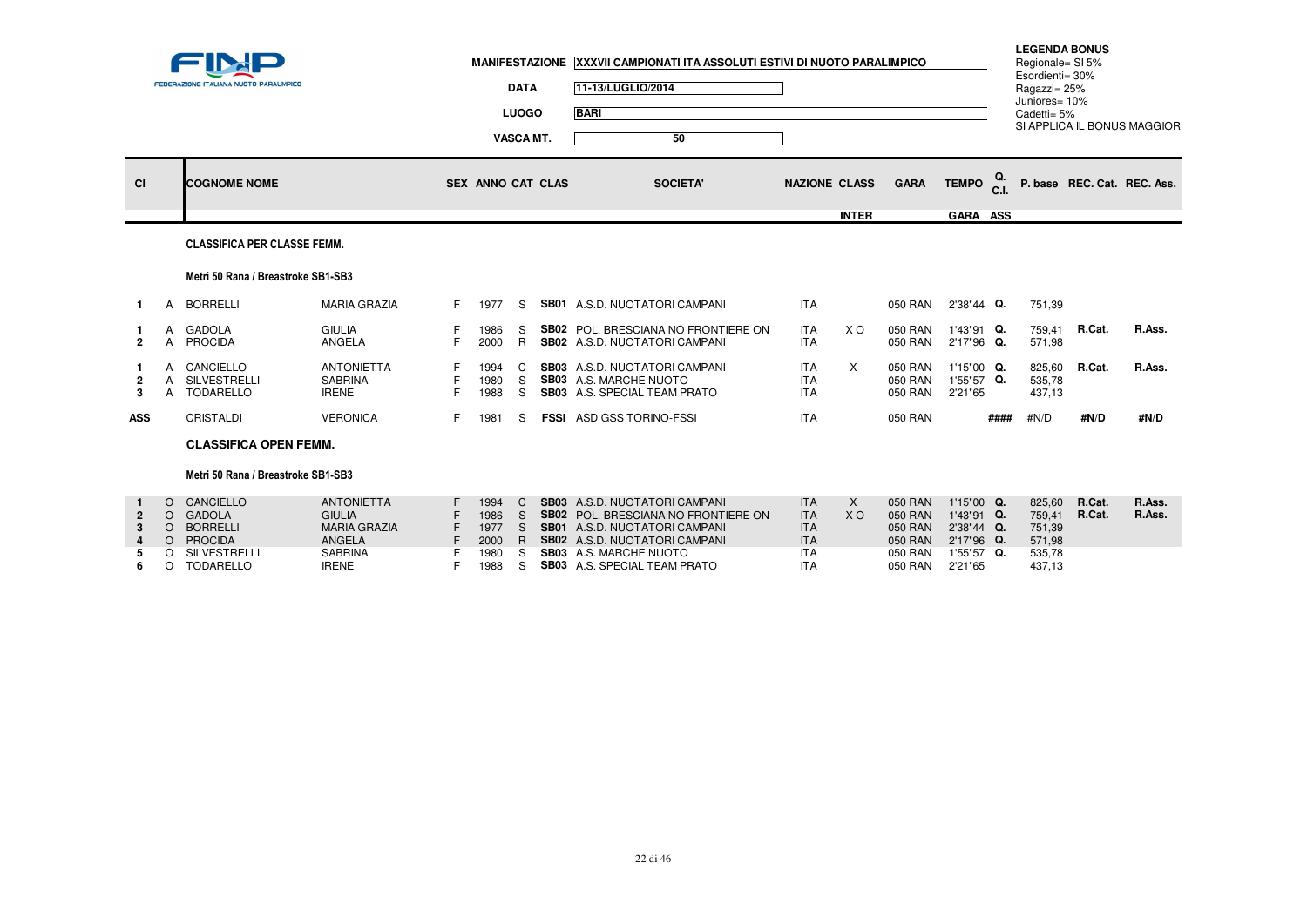**FINP** FEDERAZIONE ITALIANA NUOTO PARALIMPICO

| | |
|---|---|
| MANIFESTAZIONE | XXXVII CAMPIONATI ITA ASSOLUTI ESTIVI DI NUOTO PARALIMPICO |
| DATA | 11-13/LUGLIO/2014 |
| LUOGO | BARI |
| VASCA MT. | 50 |

**LEGENDA BONUS**
Regionale= SI 5%
Esordienti= 30%
Ragazzi= 25%
Juniores= 10%
Cadetti= 5%
SI APPLICA IL BONUS MAGGIOR

### CLASSIFICA PER CLASSE FEMM.

**Metri 50 Rana / Breastroke SB1-SB3**

| Cl | | COGNOME NOME | | SEX | ANNO | CAT | CLAS | SOCIETA' | NAZIONE | CLASS INTER | GARA | TEMPO GARA | Q. C.I. ASS | P. base | REC. Cat. | REC. Ass. |
|---|---|---|---|---|---|---|---|---|---|---|---|---|---|---|---|---|
| 1 | A | BORRELLI | MARIA GRAZIA | F | 1977 | S | SB01 | A.S.D. NUOTATORI CAMPANI | ITA | | 050 RAN | 2'38"44 | Q. | 751,39 | | |
| 1 | A | GADOLA | GIULIA | F | 1986 | S | SB02 | POL. BRESCIANA NO FRONTIERE ON | ITA | X O | 050 RAN | 1'43"91 | Q. | 759,41 | R.Cat. | R.Ass. |
| 2 | A | PROCIDA | ANGELA | F | 2000 | R | SB02 | A.S.D. NUOTATORI CAMPANI | ITA | | 050 RAN | 2'17"96 | Q. | 571,98 | | |
| 1 | A | CANCIELLO | ANTONIETTA | F | 1994 | C | SB03 | A.S.D. NUOTATORI CAMPANI | ITA | X | 050 RAN | 1'15"00 | Q. | 825,60 | R.Cat. | R.Ass. |
| 2 | A | SILVESTRELLI | SABRINA | F | 1980 | S | SB03 | A.S. MARCHE NUOTO | ITA | | 050 RAN | 1'55"57 | Q. | 535,78 | | |
| 3 | A | TODARELLO | IRENE | F | 1988 | S | SB03 | A.S. SPECIAL TEAM PRATO | ITA | | 050 RAN | 2'21"65 | | 437,13 | | |
| ASS | | CRISTALDI | VERONICA | F | 1981 | S | FSSI | ASD GSS TORINO-FSSI | ITA | | 050 RAN | | #### | #N/D | #N/D | #N/D |

### CLASSIFICA OPEN FEMM.

**Metri 50 Rana / Breastroke SB1-SB3**

| Cl | | COGNOME NOME | | SEX | ANNO | CAT | CLAS | SOCIETA' | NAZIONE | CLASS INTER | GARA | TEMPO GARA | Q. C.I. ASS | P. base | REC. Cat. | REC. Ass. |
|---|---|---|---|---|---|---|---|---|---|---|---|---|---|---|---|---|
| 1 | O | CANCIELLO | ANTONIETTA | F | 1994 | C | SB03 | A.S.D. NUOTATORI CAMPANI | ITA | X | 050 RAN | 1'15"00 | Q. | 825,60 | R.Cat. | R.Ass. |
| 2 | O | GADOLA | GIULIA | F | 1986 | S | SB02 | POL. BRESCIANA NO FRONTIERE ON | ITA | X O | 050 RAN | 1'43"91 | Q. | 759,41 | R.Cat. | R.Ass. |
| 3 | O | BORRELLI | MARIA GRAZIA | F | 1977 | S | SB01 | A.S.D. NUOTATORI CAMPANI | ITA | | 050 RAN | 2'38"44 | Q. | 751,39 | | |
| 4 | O | PROCIDA | ANGELA | F | 2000 | R | SB02 | A.S.D. NUOTATORI CAMPANI | ITA | | 050 RAN | 2'17"96 | Q. | 571,98 | | |
| 5 | O | SILVESTRELLI | SABRINA | F | 1980 | S | SB03 | A.S. MARCHE NUOTO | ITA | | 050 RAN | 1'55"57 | Q. | 535,78 | | |
| 6 | O | TODARELLO | IRENE | F | 1988 | S | SB03 | A.S. SPECIAL TEAM PRATO | ITA | | 050 RAN | 2'21"65 | | 437,13 | | |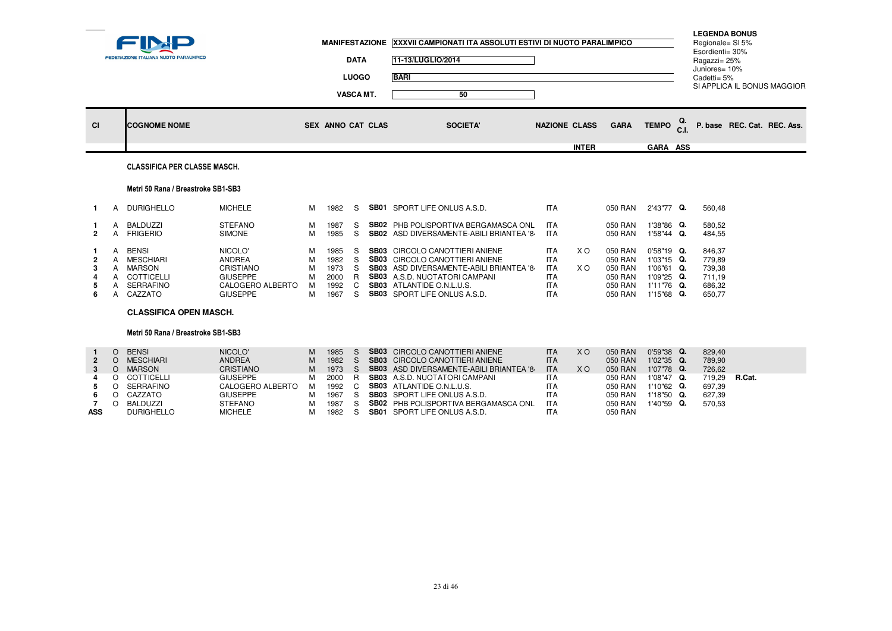**FINP – FEDERAZIONE ITALIANA NUOTO PARALIMPICO**

**MANIFESTAZIONE** XXXVII CAMPIONATI ITA ASSOLUTI ESTIVI DI NUOTO PARALIMPICO

**DATA** 11-13/LUGLIO/2014

**LUOGO** BARI

**VASCA MT.** 50

**LEGENDA BONUS**
Regionale= SI 5%
Esordienti= 30%
Ragazzi= 25%
Juniores= 10%
Cadetti= 5%
SI APPLICA IL BONUS MAGGIOR

## CLASSIFICA PER CLASSE MASCH.

### Metri 50 Rana / Breastroke SB1-SB3

| Cl | | COGNOME NOME | | SEX | ANNO | CAT | CLAS | SOCIETA' | NAZIONE | CLASS INTER | GARA | TEMPO GARA | Q. C.I. | P. base | REC. Cat. | REC. Ass. |
|---|---|---|---|---|---|---|---|---|---|---|---|---|---|---|---|---|
| 1 | A | DURIGHELLO | MICHELE | M | 1982 | S | SB01 | SPORT LIFE ONLUS A.S.D. | ITA | | 050 RAN | 2'43"77 | Q. | 560,48 | | |
| 1 | A | BALDUZZI | STEFANO | M | 1987 | S | SB02 | PHB POLISPORTIVA BERGAMASCA ONL | ITA | | 050 RAN | 1'38"86 | Q. | 580,52 | | |
| 2 | A | FRIGERIO | SIMONE | M | 1985 | S | SB02 | ASD DIVERSAMENTE-ABILI BRIANTEA '8 | ITA | | 050 RAN | 1'58"44 | Q. | 484,55 | | |
| 1 | A | BENSI | NICOLO' | M | 1985 | S | SB03 | CIRCOLO CANOTTIERI ANIENE | ITA | X O | 050 RAN | 0'58"19 | Q. | 846,37 | | |
| 2 | A | MESCHIARI | ANDREA | M | 1982 | S | SB03 | CIRCOLO CANOTTIERI ANIENE | ITA | | 050 RAN | 1'03"15 | Q. | 779,89 | | |
| 3 | A | MARSON | CRISTIANO | M | 1973 | S | SB03 | ASD DIVERSAMENTE-ABILI BRIANTEA '8 | ITA | X O | 050 RAN | 1'06"61 | Q. | 739,38 | | |
| 4 | A | COTTICELLI | GIUSEPPE | M | 2000 | R | SB03 | A.S.D. NUOTATORI CAMPANI | ITA | | 050 RAN | 1'09"25 | Q. | 711,19 | | |
| 5 | A | SERRAFINO | CALOGERO ALBERTO | M | 1992 | C | SB03 | ATLANTIDE O.N.L.U.S. | ITA | | 050 RAN | 1'11"76 | Q. | 686,32 | | |
| 6 | A | CAZZATO | GIUSEPPE | M | 1967 | S | SB03 | SPORT LIFE ONLUS A.S.D. | ITA | | 050 RAN | 1'15"68 | Q. | 650,77 | | |

## CLASSIFICA OPEN MASCH.

### Metri 50 Rana / Breastroke SB1-SB3

| Cl | | COGNOME NOME | | SEX | ANNO | CAT | CLAS | SOCIETA' | NAZIONE | CLASS INTER | GARA | TEMPO GARA | Q. C.I. | P. base | REC. Cat. | REC. Ass. |
|---|---|---|---|---|---|---|---|---|---|---|---|---|---|---|---|---|
| 1 | O | BENSI | NICOLO' | M | 1985 | S | SB03 | CIRCOLO CANOTTIERI ANIENE | ITA | X O | 050 RAN | 0'59"38 | Q. | 829,40 | | |
| 2 | O | MESCHIARI | ANDREA | M | 1982 | S | SB03 | CIRCOLO CANOTTIERI ANIENE | ITA | | 050 RAN | 1'02"35 | Q. | 789,90 | | |
| 3 | O | MARSON | CRISTIANO | M | 1973 | S | SB03 | ASD DIVERSAMENTE-ABILI BRIANTEA '8 | ITA | X O | 050 RAN | 1'07"78 | Q. | 726,62 | | |
| 4 | O | COTTICELLI | GIUSEPPE | M | 2000 | R | SB03 | A.S.D. NUOTATORI CAMPANI | ITA | | 050 RAN | 1'08"47 | Q. | 719,29 | R.Cat. | |
| 5 | O | SERRAFINO | CALOGERO ALBERTO | M | 1992 | C | SB03 | ATLANTIDE O.N.L.U.S. | ITA | | 050 RAN | 1'10"62 | Q. | 697,39 | | |
| 6 | O | CAZZATO | GIUSEPPE | M | 1967 | S | SB03 | SPORT LIFE ONLUS A.S.D. | ITA | | 050 RAN | 1'18"50 | Q. | 627,39 | | |
| 7 | O | BALDUZZI | STEFANO | M | 1987 | S | SB02 | PHB POLISPORTIVA BERGAMASCA ONL | ITA | | 050 RAN | 1'40"59 | Q. | 570,53 | | |
| ASS | | DURIGHELLO | MICHELE | M | 1982 | S | SB01 | SPORT LIFE ONLUS A.S.D. | ITA | | 050 RAN | | | | | |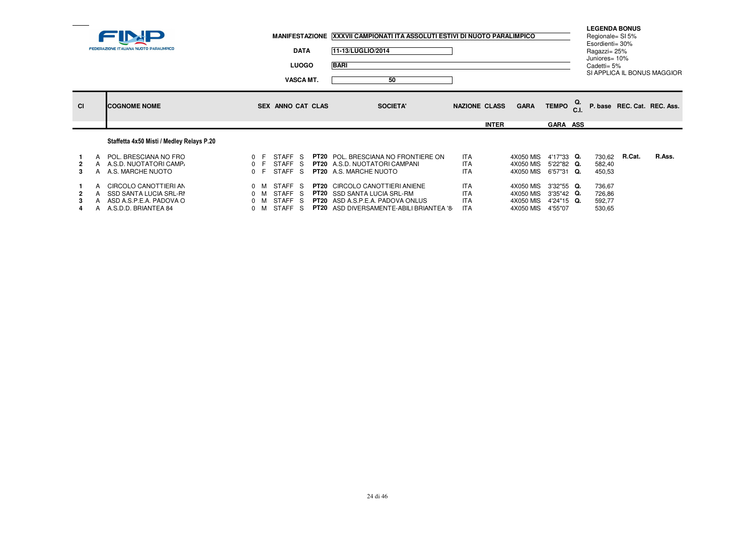FINP – FEDERAZIONE ITALIANA NUOTO PARALIMPICO

**MANIFESTAZIONE** XXXVII CAMPIONATI ITA ASSOLUTI ESTIVI DI NUOTO PARALIMPICO

**DATA** 11-13/LUGLIO/2014

**LUOGO** BARI

**VASCA MT.** 50

**LEGENDA BONUS**
Regionale= SI 5%
Esordienti= 30%
Ragazzi= 25%
Juniores= 10%
Cadetti= 5%
SI APPLICA IL BONUS MAGGIOR

**Staffetta 4x50 Misti / Medley Relays P.20**

| Cl | | COGNOME NOME | SEX | ANNO | CAT | CLAS | SOCIETA' | NAZIONE | CLASS INTER | GARA | TEMPO GARA | Q. C.I. ASS | P. base | REC. Cat. | REC. Ass. |
|---|---|---|---|---|---|---|---|---|---|---|---|---|---|---|---|
| 1 | A | POL. BRESCIANA NO FRO | 0 F | STAFF | S | PT20 | POL. BRESCIANA NO FRONTIERE ON | ITA | | 4X050 MIS | 4'17"33 | Q. | 730,62 | R.Cat. | R.Ass. |
| 2 | A | A.S.D. NUOTATORI CAMP. | 0 F | STAFF | S | PT20 | A.S.D. NUOTATORI CAMPANI | ITA | | 4X050 MIS | 5'22"82 | Q. | 582,40 | | |
| 3 | A | A.S. MARCHE NUOTO | 0 F | STAFF | S | PT20 | A.S. MARCHE NUOTO | ITA | | 4X050 MIS | 6'57"31 | Q. | 450,53 | | |
| 1 | A | CIRCOLO CANOTTIERI AN | 0 M | STAFF | S | PT20 | CIRCOLO CANOTTIERI ANIENE | ITA | | 4X050 MIS | 3'32"55 | Q. | 736,67 | | |
| 2 | A | SSD SANTA LUCIA SRL-RI | 0 M | STAFF | S | PT20 | SSD SANTA LUCIA SRL-RM | ITA | | 4X050 MIS | 3'35"42 | Q. | 726,86 | | |
| 3 | A | ASD A.S.P.E.A. PADOVA O | 0 M | STAFF | S | PT20 | ASD A.S.P.E.A. PADOVA ONLUS | ITA | | 4X050 MIS | 4'24"15 | Q. | 592,77 | | |
| 4 | A | A.S.D.D. BRIANTEA 84 | 0 M | STAFF | S | PT20 | ASD DIVERSAMENTE-ABILI BRIANTEA '8 | ITA | | 4X050 MIS | 4'55"07 | | 530,65 | | |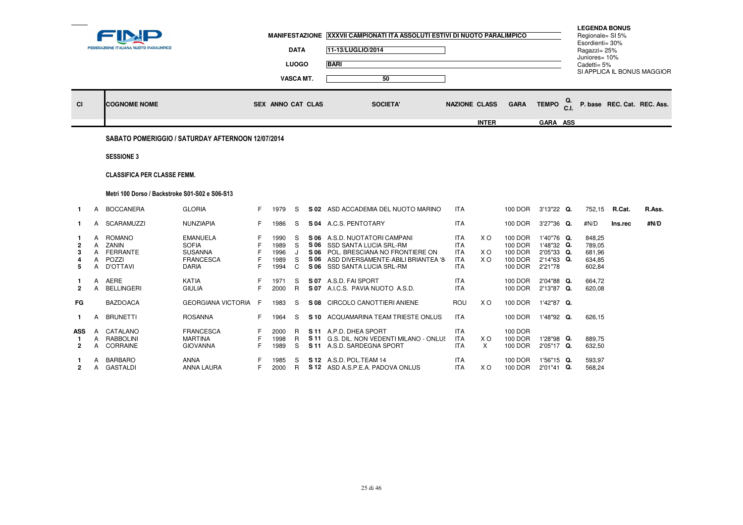FINP
FEDERAZIONE ITALIANA NUOTO PARALIMPICO

**MANIFESTAZIONE** XXXVII CAMPIONATI ITA ASSOLUTI ESTIVI DI NUOTO PARALIMPICO

**DATA** 11-13/LUGLIO/2014

**LUOGO** BARI

**VASCA MT.** 50

**LEGENDA BONUS**
Regionale= SI 5%
Esordienti= 30%
Ragazzi= 25%
Juniores= 10%
Cadetti= 5%
SI APPLICA IL BONUS MAGGIOR

### SABATO POMERIGGIO / SATURDAY AFTERNOON 12/07/2014

**SESSIONE 3**

**CLASSIFICA PER CLASSE FEMM.**

**Metri 100 Dorso / Backstroke S01-S02 e S06-S13**

| Cl | | COGNOME NOME | | SEX | ANNO | CAT | CLAS | SOCIETA' | NAZIONE | CLASS INTER | GARA | TEMPO GARA | Q. C.I. ASS | P. base | REC. Cat. | REC. Ass. |
|---|---|---|---|---|---|---|---|---|---|---|---|---|---|---|---|---|
| 1 | A | BOCCANERA | GLORIA | F | 1979 | S | S 02 | ASD ACCADEMIA DEL NUOTO MARINO | ITA | | 100 DOR | 3'13"22 | Q. | 752,15 | R.Cat. | R.Ass. |
| 1 | A | SCARAMUZZI | NUNZIAPIA | F | 1986 | S | S 04 | A.C.S. PENTOTARY | ITA | | 100 DOR | 3'27"36 | Q. | #N/D | Ins.rec | #N/D |
| 1 | A | ROMANO | EMANUELA | F | 1990 | S | S 06 | A.S.D. NUOTATORI CAMPANI | ITA | X O | 100 DOR | 1'40"76 | Q. | 848,25 | | |
| 2 | A | ZANIN | SOFIA | F | 1989 | S | S 06 | SSD SANTA LUCIA SRL-RM | ITA | | 100 DOR | 1'48"32 | Q. | 789,05 | | |
| 3 | A | FERRANTE | SUSANNA | F | 1996 | J | S 06 | POL. BRESCIANA NO FRONTIERE ON | ITA | X O | 100 DOR | 2'05"33 | Q. | 681,96 | | |
| 4 | A | POZZI | FRANCESCA | F | 1989 | S | S 06 | ASD DIVERSAMENTE-ABILI BRIANTEA '8 | ITA | X O | 100 DOR | 2'14"63 | Q. | 634,85 | | |
| 5 | A | D'OTTAVI | DARIA | F | 1994 | C | S 06 | SSD SANTA LUCIA SRL-RM | ITA | | 100 DOR | 2'21"78 | | 602,84 | | |
| 1 | A | AERE | KATIA | F | 1971 | S | S 07 | A.S.D. FAI SPORT | ITA | | 100 DOR | 2'04"88 | Q. | 664,72 | | |
| 2 | A | BELLINGERI | GIULIA | F | 2000 | R | S 07 | A.I.C.S. PAVIA NUOTO A.S.D. | ITA | | 100 DOR | 2'13"87 | Q. | 620,08 | | |
| FG | | BAZDOACA | GEORGIANA VICTORIA | F | 1983 | S | S 08 | CIRCOLO CANOTTIERI ANIENE | ROU | X O | 100 DOR | 1'42"87 | Q. | | | |
| 1 | A | BRUNETTI | ROSANNA | F | 1964 | S | S 10 | ACQUAMARINA TEAM TRIESTE ONLUS | ITA | | 100 DOR | 1'48"92 | Q. | 626,15 | | |
| ASS | A | CATALANO | FRANCESCA | F | 2000 | R | S 11 | A.P.D. DHEA SPORT | ITA | | 100 DOR | | | | | |
| 1 | A | RABBOLINI | MARTINA | F | 1998 | R | S 11 | G.S. DIL. NON VEDENTI MILANO - ONLUS | ITA | X O | 100 DOR | 1'28"98 | Q. | 889,75 | | |
| 2 | A | CORRAINE | GIOVANNA | F | 1989 | S | S 11 | A.S.D. SARDEGNA SPORT | ITA | X | 100 DOR | 2'05"17 | Q. | 632,50 | | |
| 1 | A | BARBARO | ANNA | F | 1985 | S | S 12 | A.S.D. POL.TEAM 14 | ITA | | 100 DOR | 1'56"15 | Q. | 593,97 | | |
| 2 | A | GASTALDI | ANNA LAURA | F | 2000 | R | S 12 | ASD A.S.P.E.A. PADOVA ONLUS | ITA | X O | 100 DOR | 2'01"41 | Q. | 568,24 | | |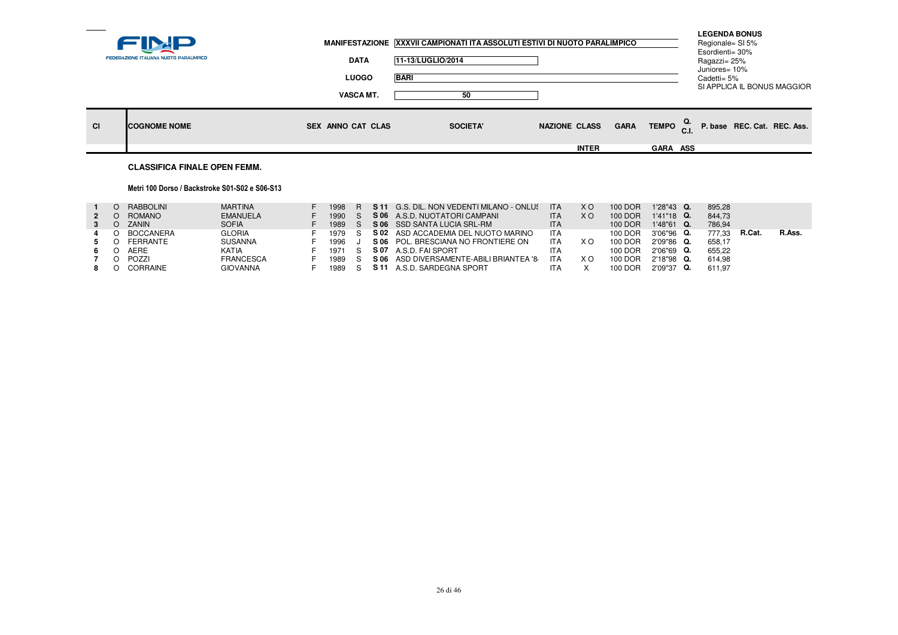FINP — FEDERAZIONE ITALIANA NUOTO PARALIMPICO

**MANIFESTAZIONE** XXXVII CAMPIONATI ITA ASSOLUTI ESTIVI DI NUOTO PARALIMPICO

**DATA** 11-13/LUGLIO/2014

**LUOGO** BARI

**VASCA MT.** 50

**LEGENDA BONUS**
Regionale= SI 5%
Esordienti= 30%
Ragazzi= 25%
Juniores= 10%
Cadetti= 5%
SI APPLICA IL BONUS MAGGIOR

## CLASSIFICA FINALE OPEN FEMM.

### Metri 100 Dorso / Backstroke S01-S02 e S06-S13

| Cl | | COGNOME NOME | | SEX | ANNO | CAT | CLAS | SOCIETA' | NAZIONE | CLASS INTER | GARA | TEMPO GARA | Q. C.I. ASS | P. base | REC. Cat. | REC. Ass. |
|---|---|---|---|---|---|---|---|---|---|---|---|---|---|---|---|---|
| 1 | O | RABBOLINI | MARTINA | F | 1998 | R | S 11 | G.S. DIL. NON VEDENTI MILANO - ONLUS | ITA | X O | 100 DOR | 1'28"43 | Q. | 895,28 | | |
| 2 | O | ROMANO | EMANUELA | F | 1990 | S | S 06 | A.S.D. NUOTATORI CAMPANI | ITA | X O | 100 DOR | 1'41"18 | Q. | 844,73 | | |
| 3 | O | ZANIN | SOFIA | F | 1989 | S | S 06 | SSD SANTA LUCIA SRL-RM | ITA | | 100 DOR | 1'48"61 | Q. | 786,94 | | |
| 4 | O | BOCCANERA | GLORIA | F | 1979 | S | S 02 | ASD ACCADEMIA DEL NUOTO MARINO | ITA | | 100 DOR | 3'06"96 | Q. | 777,33 | R.Cat. | R.Ass. |
| 5 | O | FERRANTE | SUSANNA | F | 1996 | J | S 06 | POL. BRESCIANA NO FRONTIERE ON | ITA | X O | 100 DOR | 2'09"86 | Q. | 658,17 | | |
| 6 | O | AERE | KATIA | F | 1971 | S | S 07 | A.S.D. FAI SPORT | ITA | | 100 DOR | 2'06"69 | Q. | 655,22 | | |
| 7 | O | POZZI | FRANCESCA | F | 1989 | S | S 06 | ASD DIVERSAMENTE-ABILI BRIANTEA '8 | ITA | X O | 100 DOR | 2'18"98 | Q. | 614,98 | | |
| 8 | O | CORRAINE | GIOVANNA | F | 1989 | S | S 11 | A.S.D. SARDEGNA SPORT | ITA | X | 100 DOR | 2'09"37 | Q. | 611,97 | | |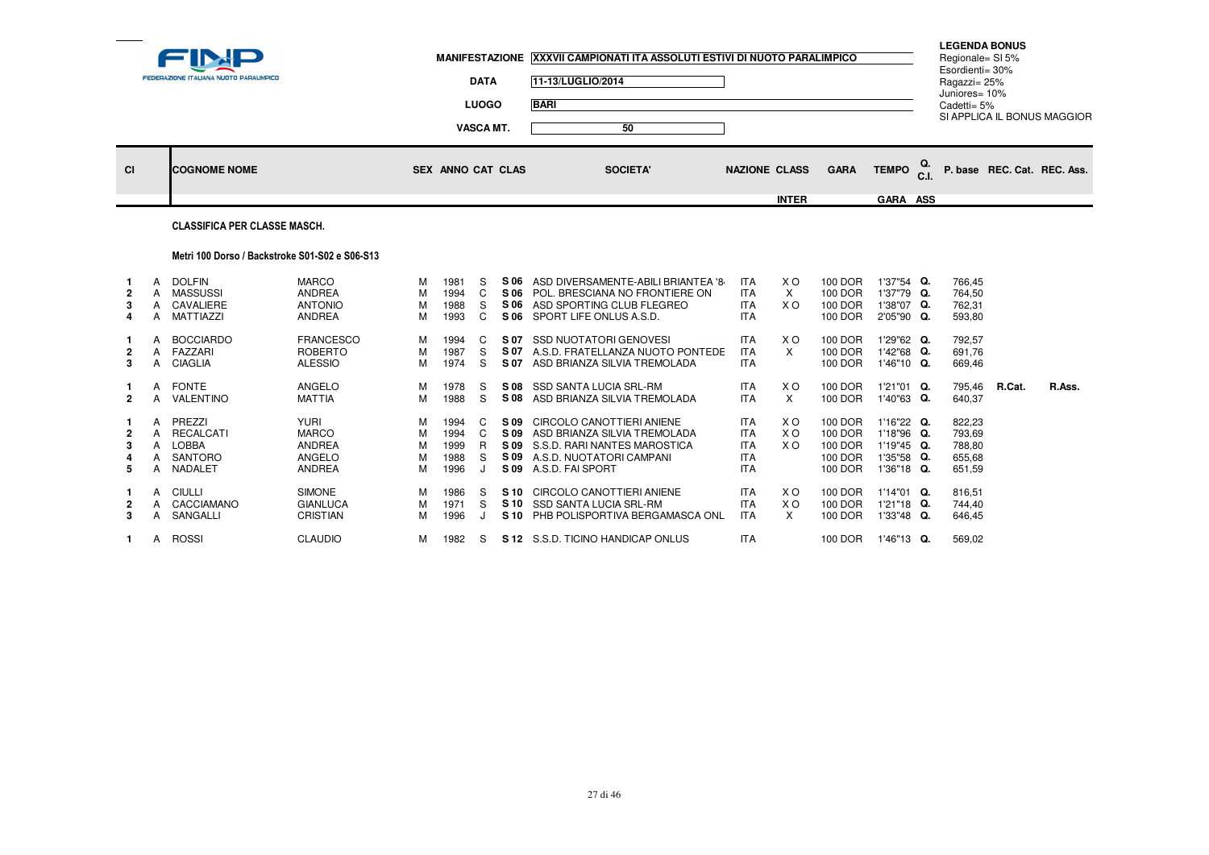**MANIFESTAZIONE** XXXVII CAMPIONATI ITA ASSOLUTI ESTIVI DI NUOTO PARALIMPICO

**DATA** 11-13/LUGLIO/2014

**LUOGO** BARI

**VASCA MT.** 50

**LEGENDA BONUS**
Regionale= SI 5%
Esordienti= 30%
Ragazzi= 25%
Juniores= 10%
Cadetti= 5%
SI APPLICA IL BONUS MAGGIOR

### CLASSIFICA PER CLASSE MASCH.

#### Metri 100 Dorso / Backstroke S01-S02 e S06-S13

| Cl | | COGNOME | NOME | SEX | ANNO | CAT | CLAS | SOCIETA' | NAZIONE | CLASS INTER | GARA | TEMPO GARA | Q. C.I. ASS | P. base | REC. Cat. | REC. Ass. |
|---|---|---|---|---|---|---|---|---|---|---|---|---|---|---|---|---|
| 1 | A | DOLFIN | MARCO | M | 1981 | S | S 06 | ASD DIVERSAMENTE-ABILI BRIANTEA '8 | ITA | X O | 100 DOR | 1'37"54 | Q. | 766,45 | | |
| 2 | A | MASSUSSI | ANDREA | M | 1994 | C | S 06 | POL. BRESCIANA NO FRONTIERE ON | ITA | X | 100 DOR | 1'37"79 | Q. | 764,50 | | |
| 3 | A | CAVALIERE | ANTONIO | M | 1988 | S | S 06 | ASD SPORTING CLUB FLEGREO | ITA | X O | 100 DOR | 1'38"07 | Q. | 762,31 | | |
| 4 | A | MATTIAZZI | ANDREA | M | 1993 | C | S 06 | SPORT LIFE ONLUS A.S.D. | ITA | | 100 DOR | 2'05"90 | Q. | 593,80 | | |
| 1 | A | BOCCIARDO | FRANCESCO | M | 1994 | C | S 07 | SSD NUOTATORI GENOVESI | ITA | X O | 100 DOR | 1'29"62 | Q. | 792,57 | | |
| 2 | A | FAZZARI | ROBERTO | M | 1987 | S | S 07 | A.S.D. FRATELLANZA NUOTO PONTEDE | ITA | X | 100 DOR | 1'42"68 | Q. | 691,76 | | |
| 3 | A | CIAGLIA | ALESSIO | M | 1974 | S | S 07 | ASD BRIANZA SILVIA TREMOLADA | ITA | | 100 DOR | 1'46"10 | Q. | 669,46 | | |
| 1 | A | FONTE | ANGELO | M | 1978 | S | S 08 | SSD SANTA LUCIA SRL-RM | ITA | X O | 100 DOR | 1'21"01 | Q. | 795,46 | R.Cat. | R.Ass. |
| 2 | A | VALENTINO | MATTIA | M | 1988 | S | S 08 | ASD BRIANZA SILVIA TREMOLADA | ITA | X | 100 DOR | 1'40"63 | Q. | 640,37 | | |
| 1 | A | PREZZI | YURI | M | 1994 | C | S 09 | CIRCOLO CANOTTIERI ANIENE | ITA | X O | 100 DOR | 1'16"22 | Q. | 822,23 | | |
| 2 | A | RECALCATI | MARCO | M | 1994 | C | S 09 | ASD BRIANZA SILVIA TREMOLADA | ITA | X O | 100 DOR | 1'18"96 | Q. | 793,69 | | |
| 3 | A | LOBBA | ANDREA | M | 1999 | R | S 09 | S.S.D. RARI NANTES MAROSTICA | ITA | X O | 100 DOR | 1'19"45 | Q. | 788,80 | | |
| 4 | A | SANTORO | ANGELO | M | 1988 | S | S 09 | A.S.D. NUOTATORI CAMPANI | ITA | | 100 DOR | 1'35"58 | Q. | 655,68 | | |
| 5 | A | NADALET | ANDREA | M | 1996 | J | S 09 | A.S.D. FAI SPORT | ITA | | 100 DOR | 1'36"18 | Q. | 651,59 | | |
| 1 | A | CIULLI | SIMONE | M | 1986 | S | S 10 | CIRCOLO CANOTTIERI ANIENE | ITA | X O | 100 DOR | 1'14"01 | Q. | 816,51 | | |
| 2 | A | CACCIAMANO | GIANLUCA | M | 1971 | S | S 10 | SSD SANTA LUCIA SRL-RM | ITA | X O | 100 DOR | 1'21"18 | Q. | 744,40 | | |
| 3 | A | SANGALLI | CRISTIAN | M | 1996 | J | S 10 | PHB POLISPORTIVA BERGAMASCA ONL | ITA | X | 100 DOR | 1'33"48 | Q. | 646,45 | | |
| 1 | A | ROSSI | CLAUDIO | M | 1982 | S | S 12 | S.S.D. TICINO HANDICAP ONLUS | ITA | | 100 DOR | 1'46"13 | Q. | 569,02 | | |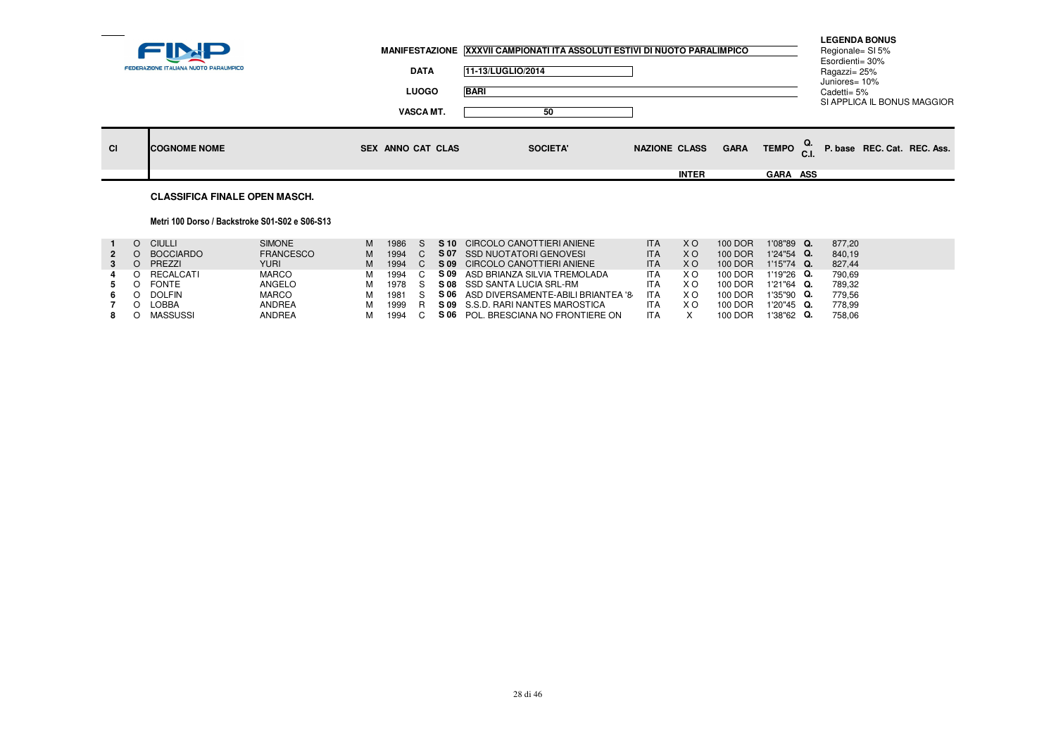FINP FEDERAZIONE ITALIANA NUOTO PARALIMPICO

**MANIFESTAZIONE** XXXVII CAMPIONATI ITA ASSOLUTI ESTIVI DI NUOTO PARALIMPICO

**DATA** 11-13/LUGLIO/2014

**LUOGO** BARI

**VASCA MT.** 50

**LEGENDA BONUS**
Regionale= SI 5%
Esordienti= 30%
Ragazzi= 25%
Juniores= 10%
Cadetti= 5%
SI APPLICA IL BONUS MAGGIOR

## CLASSIFICA FINALE OPEN MASCH.

### Metri 100 Dorso / Backstroke S01-S02 e S06-S13

| Cl | | COGNOME | NOME | SEX | ANNO | CAT | CLAS | SOCIETA' | NAZIONE | CLASS INTER | GARA | TEMPO GARA | Q. C.I. ASS | P. base | REC. Cat. | REC. Ass. |
|---|---|---|---|---|---|---|---|---|---|---|---|---|---|---|---|---|
| 1 | O | CIULLI | SIMONE | M | 1986 | S | S 10 | CIRCOLO CANOTTIERI ANIENE | ITA | X O | 100 DOR | 1'08"89 | Q. | 877,20 | | |
| 2 | O | BOCCIARDO | FRANCESCO | M | 1994 | C | S 07 | SSD NUOTATORI GENOVESI | ITA | X O | 100 DOR | 1'24"54 | Q. | 840,19 | | |
| 3 | O | PREZZI | YURI | M | 1994 | C | S 09 | CIRCOLO CANOTTIERI ANIENE | ITA | X O | 100 DOR | 1'15"74 | Q. | 827,44 | | |
| 4 | O | RECALCATI | MARCO | M | 1994 | C | S 09 | ASD BRIANZA SILVIA TREMOLADA | ITA | X O | 100 DOR | 1'19"26 | Q. | 790,69 | | |
| 5 | O | FONTE | ANGELO | M | 1978 | S | S 08 | SSD SANTA LUCIA SRL-RM | ITA | X O | 100 DOR | 1'21"64 | Q. | 789,32 | | |
| 6 | O | DOLFIN | MARCO | M | 1981 | S | S 06 | ASD DIVERSAMENTE-ABILI BRIANTEA '8 | ITA | X O | 100 DOR | 1'35"90 | Q. | 779,56 | | |
| 7 | O | LOBBA | ANDREA | M | 1999 | R | S 09 | S.S.D. RARI NANTES MAROSTICA | ITA | X O | 100 DOR | 1'20"45 | Q. | 778,99 | | |
| 8 | O | MASSUSSI | ANDREA | M | 1994 | C | S 06 | POL. BRESCIANA NO FRONTIERE ON | ITA | X | 100 DOR | 1'38"62 | Q. | 758,06 | | |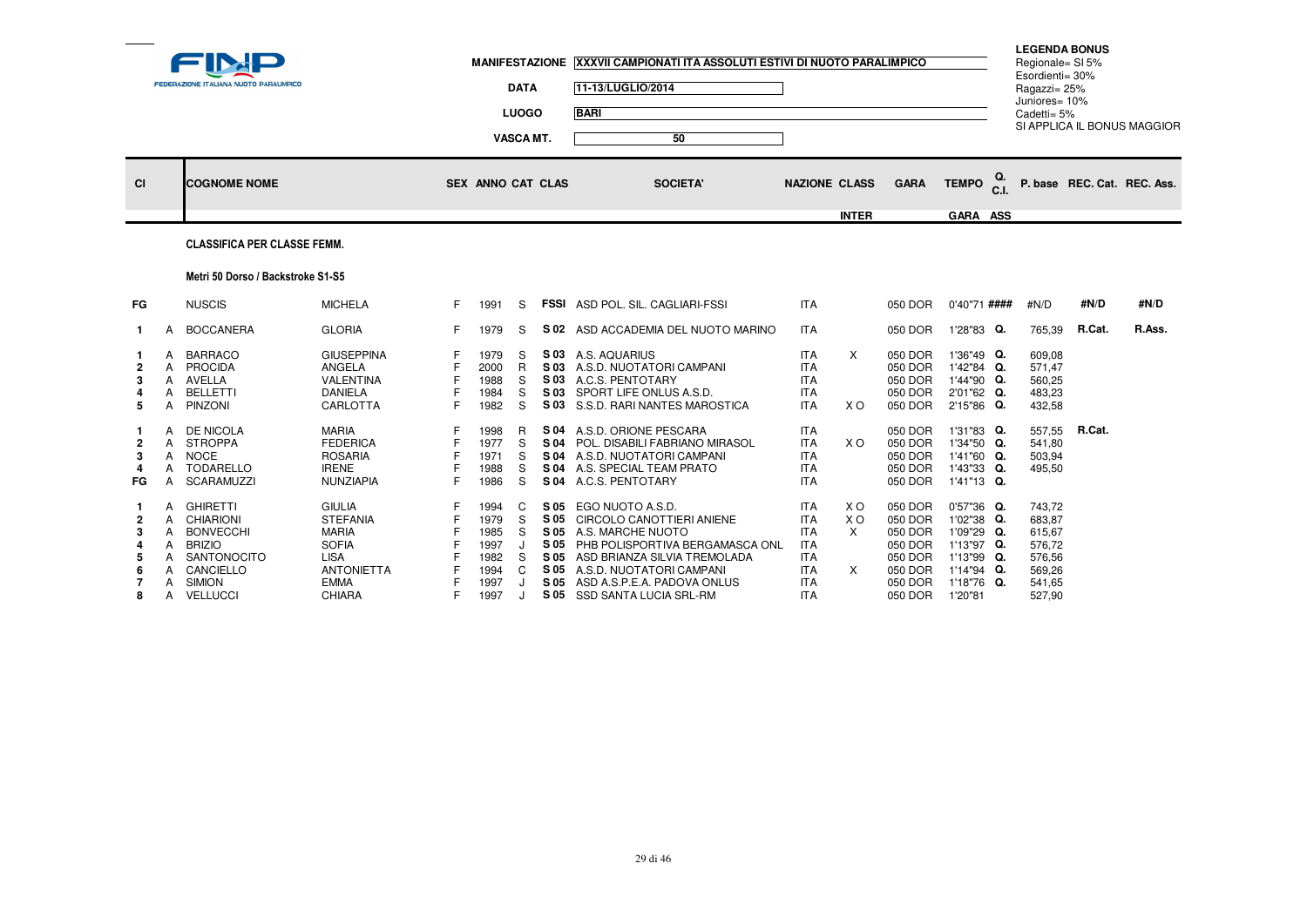FINP FEDERAZIONE ITALIANA NUOTO PARALIMPICO

**MANIFESTAZIONE** XXXVII CAMPIONATI ITA ASSOLUTI ESTIVI DI NUOTO PARALIMPICO

**DATA** 11-13/LUGLIO/2014

**LUOGO** BARI

**VASCA MT.** 50

**LEGENDA BONUS**
Regionale= SI 5%
Esordienti= 30%
Ragazzi= 25%
Juniores= 10%
Cadetti= 5%
SI APPLICA IL BONUS MAGGIOR

**CLASSIFICA PER CLASSE FEMM.**

**Metri 50 Dorso / Backstroke S1-S5**

| Cl | | COGNOME NOME | | SEX | ANNO | CAT | CLAS | SOCIETA' | NAZIONE | CLASS INTER | GARA | TEMPO GARA | Q. C.I. ASS | P. base | REC. Cat. | REC. Ass. |
|---|---|---|---|---|---|---|---|---|---|---|---|---|---|---|---|---|
| FG | | NUSCIS | MICHELA | F | 1991 | S | FSSI | ASD POL. SIL. CAGLIARI-FSSI | ITA | | 050 DOR | 0'40"71 | #### | #N/D | #N/D | #N/D |
| 1 | A | BOCCANERA | GLORIA | F | 1979 | S | S 02 | ASD ACCADEMIA DEL NUOTO MARINO | ITA | | 050 DOR | 1'28"83 | Q. | 765,39 | R.Cat. | R.Ass. |
| 1 | A | BARRACO | GIUSEPPINA | F | 1979 | S | S 03 | A.S. AQUARIUS | ITA | X | 050 DOR | 1'36"49 | Q. | 609,08 | | |
| 2 | A | PROCIDA | ANGELA | F | 2000 | R | S 03 | A.S.D. NUOTATORI CAMPANI | ITA | | 050 DOR | 1'42"84 | Q. | 571,47 | | |
| 3 | A | AVELLA | VALENTINA | F | 1988 | S | S 03 | A.C.S. PENTOTARY | ITA | | 050 DOR | 1'44"90 | Q. | 560,25 | | |
| 4 | A | BELLETTI | DANIELA | F | 1984 | S | S 03 | SPORT LIFE ONLUS A.S.D. | ITA | | 050 DOR | 2'01"62 | Q. | 483,23 | | |
| 5 | A | PINZONI | CARLOTTA | F | 1982 | S | S 03 | S.S.D. RARI NANTES MAROSTICA | ITA | X O | 050 DOR | 2'15"86 | Q. | 432,58 | | |
| 1 | A | DE NICOLA | MARIA | F | 1998 | R | S 04 | A.S.D. ORIONE PESCARA | ITA | | 050 DOR | 1'31"83 | Q. | 557,55 | R.Cat. | |
| 2 | A | STROPPA | FEDERICA | F | 1977 | S | S 04 | POL. DISABILI FABRIANO MIRASOL | ITA | X O | 050 DOR | 1'34"50 | Q. | 541,80 | | |
| 3 | A | NOCE | ROSARIA | F | 1971 | S | S 04 | A.S.D. NUOTATORI CAMPANI | ITA | | 050 DOR | 1'41"60 | Q. | 503,94 | | |
| 4 | A | TODARELLO | IRENE | F | 1988 | S | S 04 | A.S. SPECIAL TEAM PRATO | ITA | | 050 DOR | 1'43"33 | Q. | 495,50 | | |
| FG | A | SCARAMUZZI | NUNZIAPIA | F | 1986 | S | S 04 | A.C.S. PENTOTARY | ITA | | 050 DOR | 1'41"13 | Q. | | | |
| 1 | A | GHIRETTI | GIULIA | F | 1994 | C | S 05 | EGO NUOTO A.S.D. | ITA | X O | 050 DOR | 0'57"36 | Q. | 743,72 | | |
| 2 | A | CHIARIONI | STEFANIA | F | 1979 | S | S 05 | CIRCOLO CANOTTIERI ANIENE | ITA | X O | 050 DOR | 1'02"38 | Q. | 683,87 | | |
| 3 | A | BONVECCHI | MARIA | F | 1985 | S | S 05 | A.S. MARCHE NUOTO | ITA | X | 050 DOR | 1'09"29 | Q. | 615,67 | | |
| 4 | A | BRIZIO | SOFIA | F | 1997 | J | S 05 | PHB POLISPORTIVA BERGAMASCA ONL | ITA | | 050 DOR | 1'13"97 | Q. | 576,72 | | |
| 5 | A | SANTONOCITO | LISA | F | 1982 | S | S 05 | ASD BRIANZA SILVIA TREMOLADA | ITA | | 050 DOR | 1'13"99 | Q. | 576,56 | | |
| 6 | A | CANCIELLO | ANTONIETTA | F | 1994 | C | S 05 | A.S.D. NUOTATORI CAMPANI | ITA | X | 050 DOR | 1'14"94 | Q. | 569,26 | | |
| 7 | A | SIMION | EMMA | F | 1997 | J | S 05 | ASD A.S.P.E.A. PADOVA ONLUS | ITA | | 050 DOR | 1'18"76 | Q. | 541,65 | | |
| 8 | A | VELLUCCI | CHIARA | F | 1997 | J | S 05 | SSD SANTA LUCIA SRL-RM | ITA | | 050 DOR | 1'20"81 | | 527,90 | | |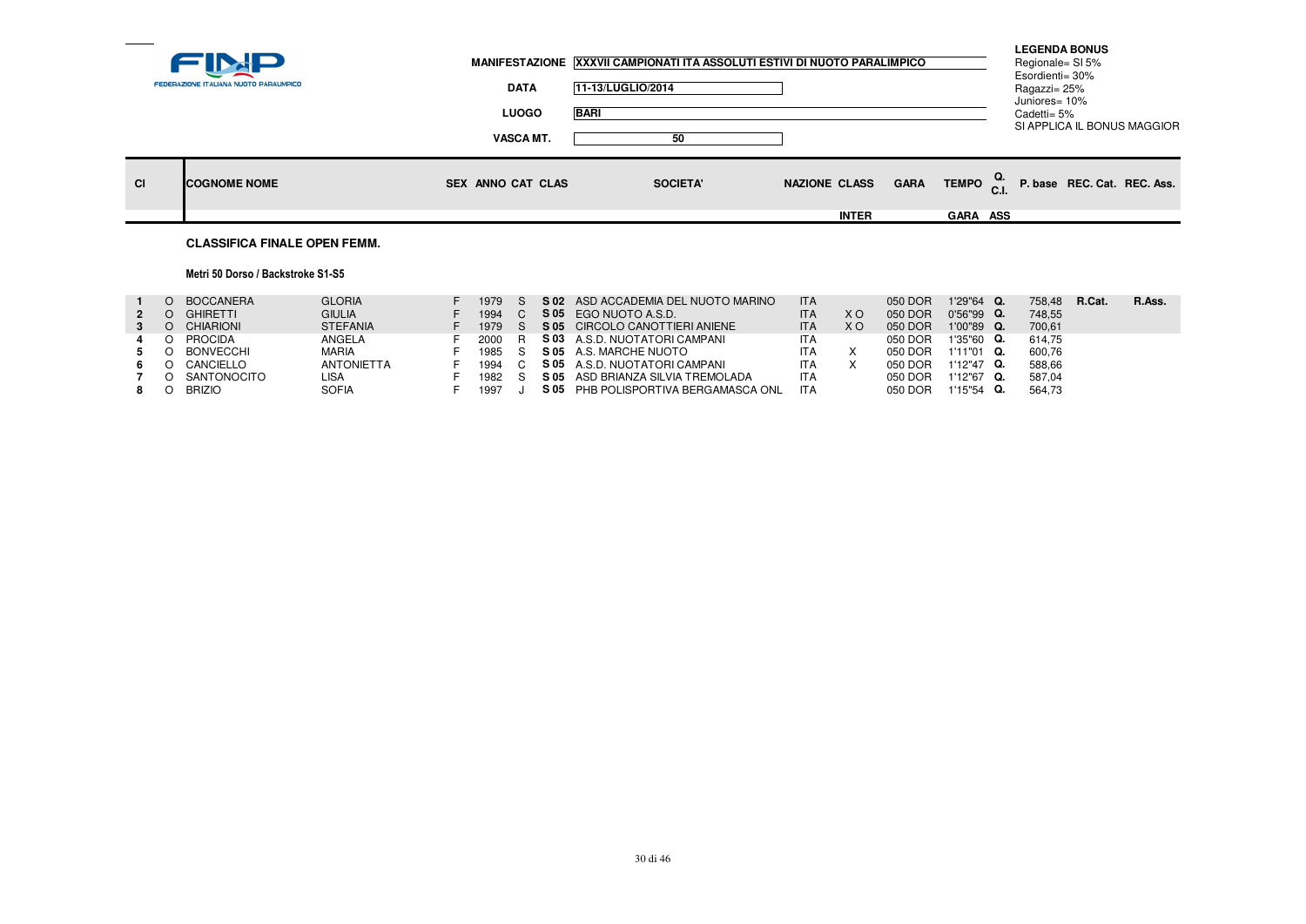FINP
FEDERAZIONE ITALIANA NUOTO PARALIMPICO

**MANIFESTAZIONE** XXXVII CAMPIONATI ITA ASSOLUTI ESTIVI DI NUOTO PARALIMPICO

**DATA** 11-13/LUGLIO/2014

**LUOGO** BARI

**VASCA MT.** 50

**LEGENDA BONUS**
Regionale= SI 5%
Esordienti= 30%
Ragazzi= 25%
Juniores= 10%
Cadetti= 5%
SI APPLICA IL BONUS MAGGIOR

## CLASSIFICA FINALE OPEN FEMM.

### Metri 50 Dorso / Backstroke S1-S5

| Cl | | COGNOME | NOME | SEX | ANNO | CAT | CLAS | SOCIETA' | NAZIONE | CLASS INTER | GARA | TEMPO GARA | Q. C.I. ASS | P. base | REC. Cat. | REC. Ass. |
|---|---|---|---|---|---|---|---|---|---|---|---|---|---|---|---|---|
| 1 | O | BOCCANERA | GLORIA | F | 1979 | S | S 02 | ASD ACCADEMIA DEL NUOTO MARINO | ITA | | 050 DOR | 1'29"64 | Q. | 758,48 | R.Cat. | R.Ass. |
| 2 | O | GHIRETTI | GIULIA | F | 1994 | C | S 05 | EGO NUOTO A.S.D. | ITA | X O | 050 DOR | 0'56"99 | Q. | 748,55 | | |
| 3 | O | CHIARIONI | STEFANIA | F | 1979 | S | S 05 | CIRCOLO CANOTTIERI ANIENE | ITA | X O | 050 DOR | 1'00"89 | Q. | 700,61 | | |
| 4 | O | PROCIDA | ANGELA | F | 2000 | R | S 03 | A.S.D. NUOTATORI CAMPANI | ITA | | 050 DOR | 1'35"60 | Q. | 614,75 | | |
| 5 | O | BONVECCHI | MARIA | F | 1985 | S | S 05 | A.S. MARCHE NUOTO | ITA | X | 050 DOR | 1'11"01 | Q. | 600,76 | | |
| 6 | O | CANCIELLO | ANTONIETTA | F | 1994 | C | S 05 | A.S.D. NUOTATORI CAMPANI | ITA | X | 050 DOR | 1'12"47 | Q. | 588,66 | | |
| 7 | O | SANTONOCITO | LISA | F | 1982 | S | S 05 | ASD BRIANZA SILVIA TREMOLADA | ITA | | 050 DOR | 1'12"67 | Q. | 587,04 | | |
| 8 | O | BRIZIO | SOFIA | F | 1997 | J | S 05 | PHB POLISPORTIVA BERGAMASCA ONL | ITA | | 050 DOR | 1'15"54 | Q. | 564,73 | | |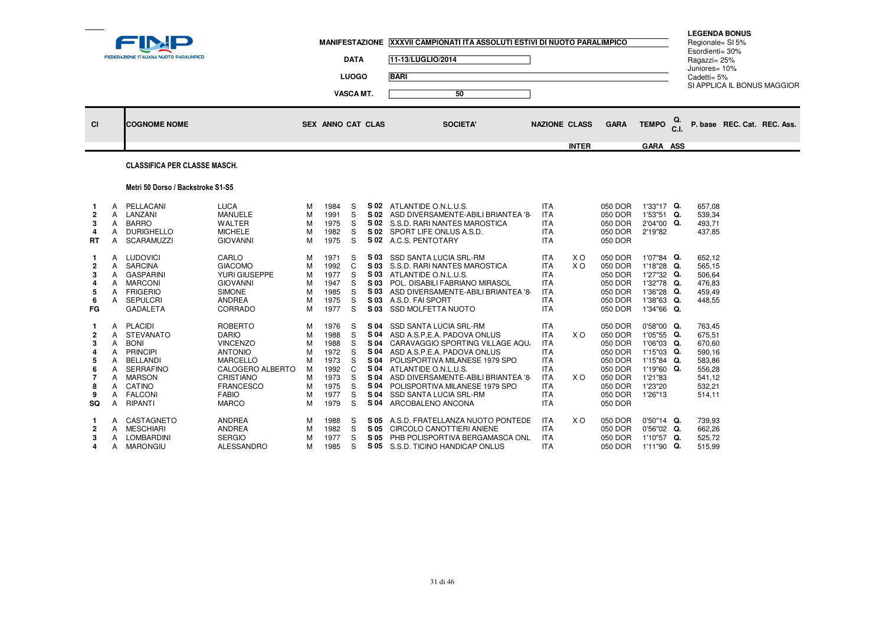FINP — FEDERAZIONE ITALIANA NUOTO PARALIMPICO

**MANIFESTAZIONE** XXXVII CAMPIONATI ITA ASSOLUTI ESTIVI DI NUOTO PARALIMPICO

**DATA** 11-13/LUGLIO/2014

**LUOGO** BARI

**VASCA MT.** 50

**LEGENDA BONUS**
Regionale= SI 5%
Esordienti= 30%
Ragazzi= 25%
Juniores= 10%
Cadetti= 5%
SI APPLICA IL BONUS MAGGIOR

**CLASSIFICA PER CLASSE MASCH.**

**Metri 50 Dorso / Backstroke S1-S5**

| Cl | | COGNOME NOME | | SEX | ANNO | CAT | CLAS | SOCIETA' | NAZIONE | CLASS INTER | GARA | TEMPO GARA | Q. C.I. ASS | P. base | REC. Cat. | REC. Ass. |
|---|---|---|---|---|---|---|---|---|---|---|---|---|---|---|---|---|
| 1 | A | PELLACANI | LUCA | M | 1984 | S | S 02 | ATLANTIDE O.N.L.U.S. | ITA | | 050 DOR | 1'33"17 | Q. | 657,08 | | |
| 2 | A | LANZANI | MANUELE | M | 1991 | S | S 02 | ASD DIVERSAMENTE-ABILI BRIANTEA '8 | ITA | | 050 DOR | 1'53"51 | Q. | 539,34 | | |
| 3 | A | BARRO | WALTER | M | 1975 | S | S 02 | S.S.D. RARI NANTES MAROSTICA | ITA | | 050 DOR | 2'04"00 | Q. | 493,71 | | |
| 4 | A | DURIGHELLO | MICHELE | M | 1982 | S | S 02 | SPORT LIFE ONLUS A.S.D. | ITA | | 050 DOR | 2'19"82 | | 437,85 | | |
| RT | A | SCARAMUZZI | GIOVANNI | M | 1975 | S | S 02 | A.C.S. PENTOTARY | ITA | | 050 DOR | | | | | |
| 1 | A | LUDOVICI | CARLO | M | 1971 | S | S 03 | SSD SANTA LUCIA SRL-RM | ITA | X O | 050 DOR | 1'07"84 | Q. | 652,12 | | |
| 2 | A | SARCINA | GIACOMO | M | 1992 | C | S 03 | S.S.D. RARI NANTES MAROSTICA | ITA | X O | 050 DOR | 1'18"28 | Q. | 565,15 | | |
| 3 | A | GASPARINI | YURI GIUSEPPE | M | 1977 | S | S 03 | ATLANTIDE O.N.L.U.S. | ITA | | 050 DOR | 1'27"32 | Q. | 506,64 | | |
| 4 | A | MARCONI | GIOVANNI | M | 1947 | S | S 03 | POL. DISABILI FABRIANO MIRASOL | ITA | | 050 DOR | 1'32"78 | Q. | 476,83 | | |
| 5 | A | FRIGERIO | SIMONE | M | 1985 | S | S 03 | ASD DIVERSAMENTE-ABILI BRIANTEA '8 | ITA | | 050 DOR | 1'36"28 | Q. | 459,49 | | |
| 6 | A | SEPULCRI | ANDREA | M | 1975 | S | S 03 | A.S.D. FAI SPORT | ITA | | 050 DOR | 1'38"63 | Q. | 448,55 | | |
| FG | | GADALETA | CORRADO | M | 1977 | S | S 03 | SSD MOLFETTA NUOTO | ITA | | 050 DOR | 1'34"66 | Q. | | | |
| 1 | A | PLACIDI | ROBERTO | M | 1976 | S | S 04 | SSD SANTA LUCIA SRL-RM | ITA | | 050 DOR | 0'58"00 | Q. | 763,45 | | |
| 2 | A | STEVANATO | DARIO | M | 1988 | S | S 04 | ASD A.S.P.E.A. PADOVA ONLUS | ITA | X O | 050 DOR | 1'05"55 | Q. | 675,51 | | |
| 3 | A | BONI | VINCENZO | M | 1988 | S | S 04 | CARAVAGGIO SPORTING VILLAGE AQU | ITA | | 050 DOR | 1'06"03 | Q. | 670,60 | | |
| 4 | A | PRINCIPI | ANTONIO | M | 1972 | S | S 04 | ASD A.S.P.E.A. PADOVA ONLUS | ITA | | 050 DOR | 1'15"03 | Q. | 590,16 | | |
| 5 | A | BELLANDI | MARCELLO | M | 1973 | S | S 04 | POLISPORTIVA MILANESE 1979 SPO | ITA | | 050 DOR | 1'15"84 | Q. | 583,86 | | |
| 6 | A | SERRAFINO | CALOGERO ALBERTO | M | 1992 | C | S 04 | ATLANTIDE O.N.L.U.S. | ITA | | 050 DOR | 1'19"60 | Q. | 556,28 | | |
| 7 | A | MARSON | CRISTIANO | M | 1973 | S | S 04 | ASD DIVERSAMENTE-ABILI BRIANTEA '8 | ITA | X O | 050 DOR | 1'21"83 | | 541,12 | | |
| 8 | A | CATINO | FRANCESCO | M | 1975 | S | S 04 | POLISPORTIVA MILANESE 1979 SPO | ITA | | 050 DOR | 1'23"20 | | 532,21 | | |
| 9 | A | FALCONI | FABIO | M | 1977 | S | S 04 | SSD SANTA LUCIA SRL-RM | ITA | | 050 DOR | 1'26"13 | | 514,11 | | |
| SQ | A | RIPANTI | MARCO | M | 1979 | S | S 04 | ARCOBALENO ANCONA | ITA | | 050 DOR | | | | | |
| 1 | A | CASTAGNETO | ANDREA | M | 1988 | S | S 05 | A.S.D. FRATELLANZA NUOTO PONTEDE | ITA | X O | 050 DOR | 0'50"14 | Q. | 739,93 | | |
| 2 | A | MESCHIARI | ANDREA | M | 1982 | S | S 05 | CIRCOLO CANOTTIERI ANIENE | ITA | | 050 DOR | 0'56"02 | Q. | 662,26 | | |
| 3 | A | LOMBARDINI | SERGIO | M | 1977 | S | S 05 | PHB POLISPORTIVA BERGAMASCA ONL | ITA | | 050 DOR | 1'10"57 | Q. | 525,72 | | |
| 4 | A | MARONGIU | ALESSANDRO | M | 1985 | S | S 05 | S.S.D. TICINO HANDICAP ONLUS | ITA | | 050 DOR | 1'11"90 | Q. | 515,99 | | |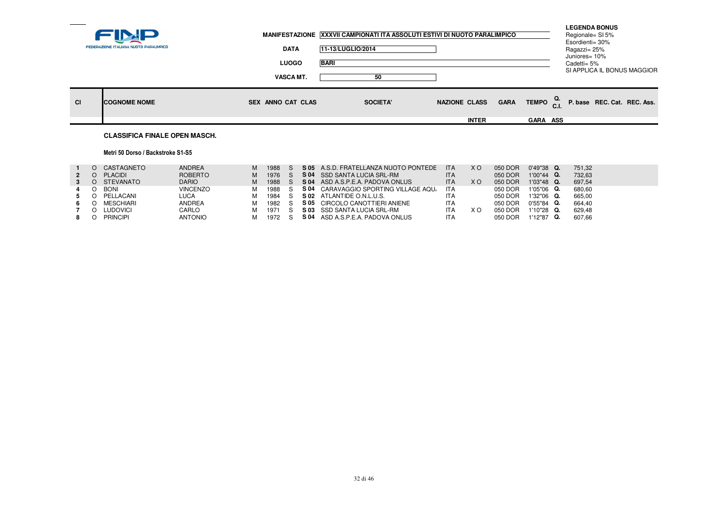FINP
FEDERAZIONE ITALIANA NUOTO PARALIMPICO

**MANIFESTAZIONE** XXXVII CAMPIONATI ITA ASSOLUTI ESTIVI DI NUOTO PARALIMPICO

**DATA** 11-13/LUGLIO/2014

**LUOGO** BARI

**VASCA MT.** 50

**LEGENDA BONUS**
Regionale= SI 5%
Esordienti= 30%
Ragazzi= 25%
Juniores= 10%
Cadetti= 5%
SI APPLICA IL BONUS MAGGIOR

## CLASSIFICA FINALE OPEN MASCH.

### Metri 50 Dorso / Backstroke S1-S5

| Cl | | COGNOME NOME | | SEX | ANNO | CAT | CLAS | SOCIETA' | NAZIONE | CLASS INTER | GARA | TEMPO GARA | Q. C.I. ASS | P. base | REC. Cat. | REC. Ass. |
|---|---|---|---|---|---|---|---|---|---|---|---|---|---|---|---|---|
| 1 | O | CASTAGNETO | ANDREA | M | 1988 | S | S 05 | A.S.D. FRATELLANZA NUOTO PONTEDE | ITA | X O | 050 DOR | 0'49"38 | Q. | 751,32 | | |
| 2 | O | PLACIDI | ROBERTO | M | 1976 | S | S 04 | SSD SANTA LUCIA SRL-RM | ITA | | 050 DOR | 1'00"44 | Q. | 732,63 | | |
| 3 | O | STEVANATO | DARIO | M | 1988 | S | S 04 | ASD A.S.P.E.A. PADOVA ONLUS | ITA | X O | 050 DOR | 1'03"48 | Q. | 697,54 | | |
| 4 | O | BONI | VINCENZO | M | 1988 | S | S 04 | CARAVAGGIO SPORTING VILLAGE AQU. | ITA | | 050 DOR | 1'05"06 | Q. | 680,60 | | |
| 5 | O | PELLACANI | LUCA | M | 1984 | S | S 02 | ATLANTIDE O.N.L.U.S. | ITA | | 050 DOR | 1'32"06 | Q. | 665,00 | | |
| 6 | O | MESCHIARI | ANDREA | M | 1982 | S | S 05 | CIRCOLO CANOTTIERI ANIENE | ITA | | 050 DOR | 0'55"84 | Q. | 664,40 | | |
| 7 | O | LUDOVICI | CARLO | M | 1971 | S | S 03 | SSD SANTA LUCIA SRL-RM | ITA | X O | 050 DOR | 1'10"28 | Q. | 629,48 | | |
| 8 | O | PRINCIPI | ANTONIO | M | 1972 | S | S 04 | ASD A.S.P.E.A. PADOVA ONLUS | ITA | | 050 DOR | 1'12"87 | Q. | 607,66 | | |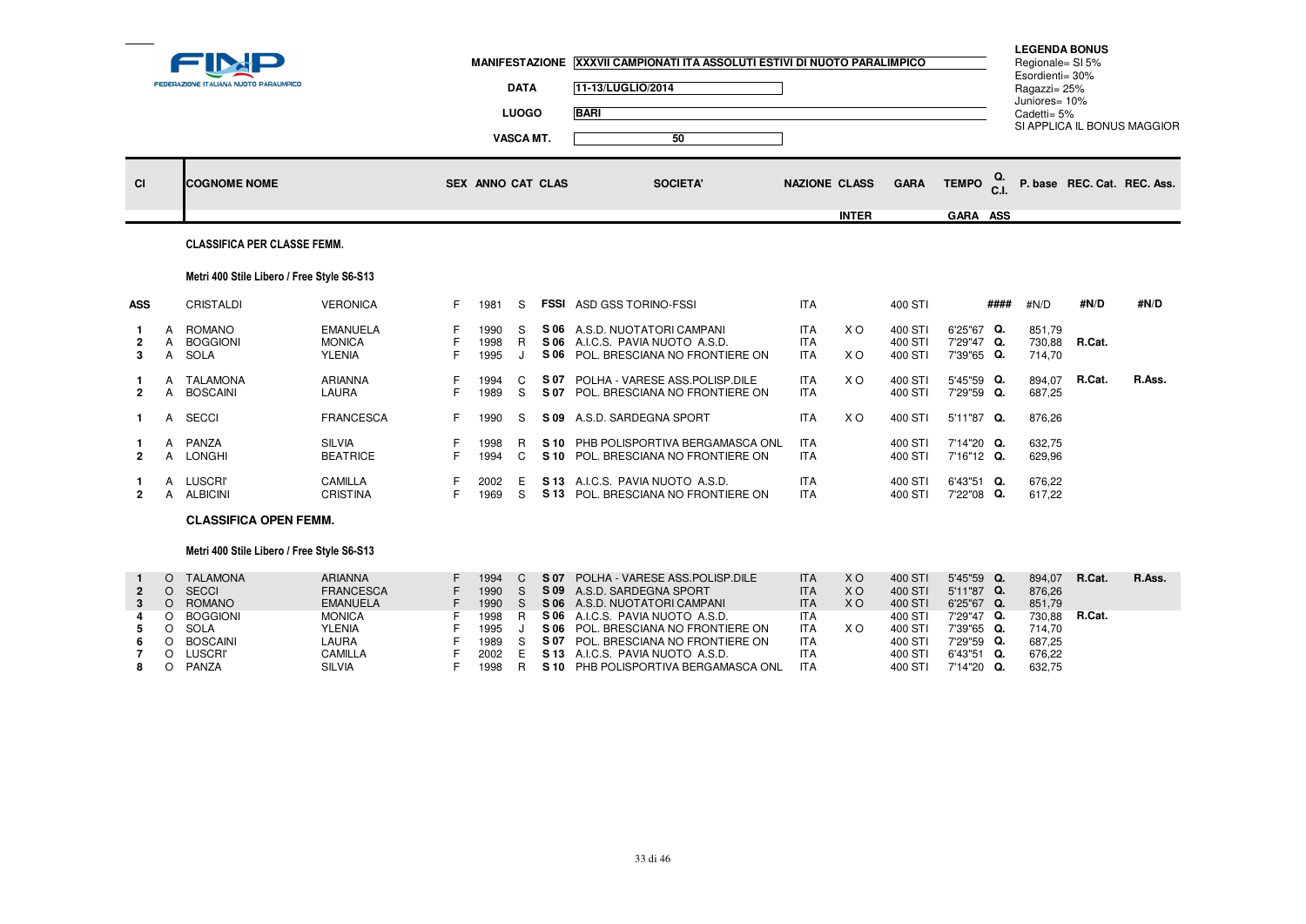FINP
FEDERAZIONE ITALIANA NUOTO PARALIMPICO

**MANIFESTAZIONE** XXXVII CAMPIONATI ITA ASSOLUTI ESTIVI DI NUOTO PARALIMPICO

**DATA** 11-13/LUGLIO/2014

**LUOGO** BARI

**VASCA MT.** 50

**LEGENDA BONUS**
Regionale= SI 5%
Esordienti= 30%
Ragazzi= 25%
Juniores= 10%
Cadetti= 5%
SI APPLICA IL BONUS MAGGIOR

**CLASSIFICA PER CLASSE FEMM.**

**Metri 400 Stile Libero / Free Style S6-S13**

| Cl | | COGNOME | NOME | SEX | ANNO | CAT | CLAS | SOCIETA' | NAZIONE | CLASS INTER | GARA | TEMPO GARA | Q. C.I. | P. base | REC. Cat. | REC. Ass. |
|---|---|---|---|---|---|---|---|---|---|---|---|---|---|---|---|---|
| ASS | | CRISTALDI | VERONICA | F | 1981 | S | FSSI | ASD GSS TORINO-FSSI | ITA | | 400 STI | | #### | #N/D | #N/D | #N/D |
| 1 | A | ROMANO | EMANUELA | F | 1990 | S | S 06 | A.S.D. NUOTATORI CAMPANI | ITA | X O | 400 STI | 6'25"67 | Q. | 851,79 | | |
| 2 | A | BOGGIONI | MONICA | F | 1998 | R | S 06 | A.I.C.S. PAVIA NUOTO A.S.D. | ITA | | 400 STI | 7'29"47 | Q. | 730,88 | R.Cat. | |
| 3 | A | SOLA | YLENIA | F | 1995 | J | S 06 | POL. BRESCIANA NO FRONTIERE ON | ITA | X O | 400 STI | 7'39"65 | Q. | 714,70 | | |
| 1 | A | TALAMONA | ARIANNA | F | 1994 | C | S 07 | POLHA - VARESE ASS.POLISP.DILE | ITA | X O | 400 STI | 5'45"59 | Q. | 894,07 | R.Cat. | R.Ass. |
| 2 | A | BOSCAINI | LAURA | F | 1989 | S | S 07 | POL. BRESCIANA NO FRONTIERE ON | ITA | | 400 STI | 7'29"59 | Q. | 687,25 | | |
| 1 | A | SECCI | FRANCESCA | F | 1990 | S | S 09 | A.S.D. SARDEGNA SPORT | ITA | X O | 400 STI | 5'11"87 | Q. | 876,26 | | |
| 1 | A | PANZA | SILVIA | F | 1998 | R | S 10 | PHB POLISPORTIVA BERGAMASCA ONL | ITA | | 400 STI | 7'14"20 | Q. | 632,75 | | |
| 2 | A | LONGHI | BEATRICE | F | 1994 | C | S 10 | POL. BRESCIANA NO FRONTIERE ON | ITA | | 400 STI | 7'16"12 | Q. | 629,96 | | |
| 1 | A | LUSCRI' | CAMILLA | F | 2002 | E | S 13 | A.I.C.S. PAVIA NUOTO A.S.D. | ITA | | 400 STI | 6'43"51 | Q. | 676,22 | | |
| 2 | A | ALBICINI | CRISTINA | F | 1969 | S | S 13 | POL. BRESCIANA NO FRONTIERE ON | ITA | | 400 STI | 7'22"08 | Q. | 617,22 | | |

**CLASSIFICA OPEN FEMM.**

**Metri 400 Stile Libero / Free Style S6-S13**

| Cl | | COGNOME | NOME | SEX | ANNO | CAT | CLAS | SOCIETA' | NAZIONE | CLASS INTER | GARA | TEMPO GARA | Q. C.I. | P. base | REC. Cat. | REC. Ass. |
|---|---|---|---|---|---|---|---|---|---|---|---|---|---|---|---|---|
| 1 | O | TALAMONA | ARIANNA | F | 1994 | C | S 07 | POLHA - VARESE ASS.POLISP.DILE | ITA | X O | 400 STI | 5'45"59 | Q. | 894,07 | R.Cat. | R.Ass. |
| 2 | O | SECCI | FRANCESCA | F | 1990 | S | S 09 | A.S.D. SARDEGNA SPORT | ITA | X O | 400 STI | 5'11"87 | Q. | 876,26 | | |
| 3 | O | ROMANO | EMANUELA | F | 1990 | S | S 06 | A.S.D. NUOTATORI CAMPANI | ITA | X O | 400 STI | 6'25"67 | Q. | 851,79 | | |
| 4 | O | BOGGIONI | MONICA | F | 1998 | R | S 06 | A.I.C.S. PAVIA NUOTO A.S.D. | ITA | | 400 STI | 7'29"47 | Q. | 730,88 | R.Cat. | |
| 5 | O | SOLA | YLENIA | F | 1995 | J | S 06 | POL. BRESCIANA NO FRONTIERE ON | ITA | X O | 400 STI | 7'39"65 | Q. | 714,70 | | |
| 6 | O | BOSCAINI | LAURA | F | 1989 | S | S 07 | POL. BRESCIANA NO FRONTIERE ON | ITA | | 400 STI | 7'29"59 | Q. | 687,25 | | |
| 7 | O | LUSCRI' | CAMILLA | F | 2002 | E | S 13 | A.I.C.S. PAVIA NUOTO A.S.D. | ITA | | 400 STI | 6'43"51 | Q. | 676,22 | | |
| 8 | O | PANZA | SILVIA | F | 1998 | R | S 10 | PHB POLISPORTIVA BERGAMASCA ONL | ITA | | 400 STI | 7'14"20 | Q. | 632,75 | | |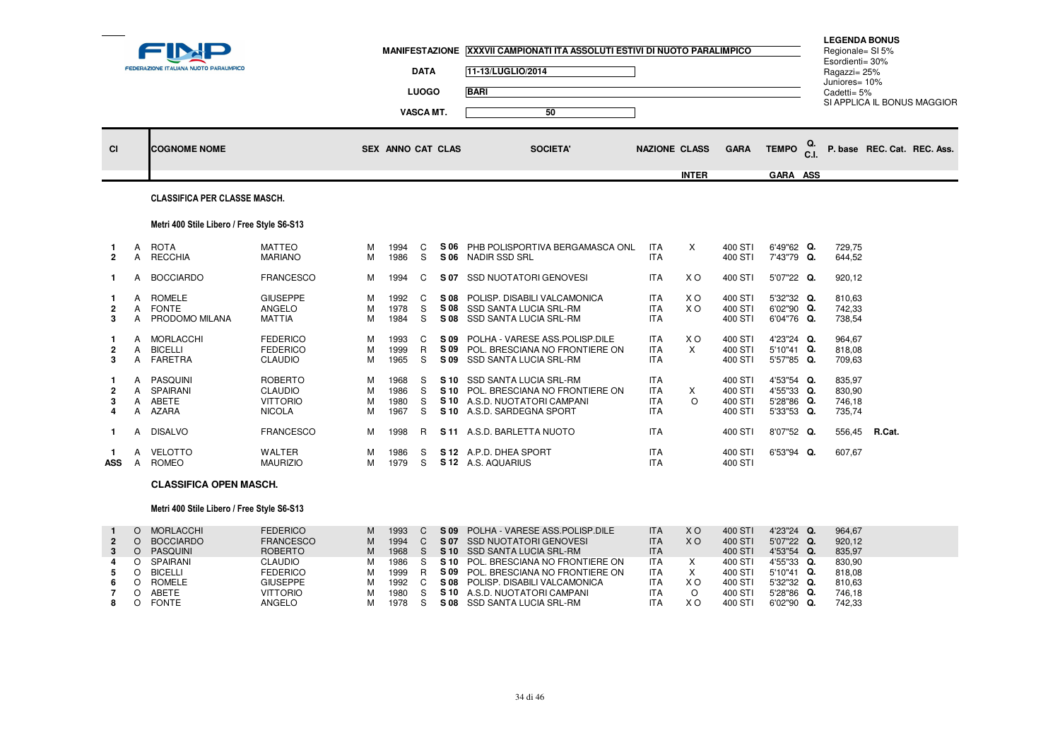FINP – FEDERAZIONE ITALIANA NUOTO PARALIMPICO

**MANIFESTAZIONE** XXXVII CAMPIONATI ITA ASSOLUTI ESTIVI DI NUOTO PARALIMPICO

**DATA** 11-13/LUGLIO/2014

**LUOGO** BARI

**VASCA MT.** 50

**LEGENDA BONUS**
Regionale= SI 5%
Esordienti= 30%
Ragazzi= 25%
Juniores= 10%
Cadetti= 5%
SI APPLICA IL BONUS MAGGIOR

### CLASSIFICA PER CLASSE MASCH.

#### Metri 400 Stile Libero / Free Style S6-S13

| Cl | | COGNOME NOME | | SEX | ANNO | CAT | CLAS | SOCIETA' | NAZIONE | CLASS INTER | GARA | TEMPO GARA | Q. C.I. ASS | P. base | REC. Cat. | REC. Ass. |
|---|---|---|---|---|---|---|---|---|---|---|---|---|---|---|---|---|
| 1 | A | ROTA | MATTEO | M | 1994 | C | S 06 | PHB POLISPORTIVA BERGAMASCA ONL | ITA | X | 400 STI | 6'49"62 | Q. | 729,75 | | |
| 2 | A | RECCHIA | MARIANO | M | 1986 | S | S 06 | NADIR SSD SRL | ITA | | 400 STI | 7'43"79 | Q. | 644,52 | | |
| 1 | A | BOCCIARDO | FRANCESCO | M | 1994 | C | S 07 | SSD NUOTATORI GENOVESI | ITA | X O | 400 STI | 5'07"22 | Q. | 920,12 | | |
| 1 | A | ROMELE | GIUSEPPE | M | 1992 | C | S 08 | POLISP. DISABILI VALCAMONICA | ITA | X O | 400 STI | 5'32"32 | Q. | 810,63 | | |
| 2 | A | FONTE | ANGELO | M | 1978 | S | S 08 | SSD SANTA LUCIA SRL-RM | ITA | X O | 400 STI | 6'02"90 | Q. | 742,33 | | |
| 3 | A | PRODOMO MILANA | MATTIA | M | 1984 | S | S 08 | SSD SANTA LUCIA SRL-RM | ITA | | 400 STI | 6'04"76 | Q. | 738,54 | | |
| 1 | A | MORLACCHI | FEDERICO | M | 1993 | C | S 09 | POLHA - VARESE ASS.POLISP.DILE | ITA | X O | 400 STI | 4'23"24 | Q. | 964,67 | | |
| 2 | A | BICELLI | FEDERICO | M | 1999 | R | S 09 | POL. BRESCIANA NO FRONTIERE ON | ITA | X | 400 STI | 5'10"41 | Q. | 818,08 | | |
| 3 | A | FARETRA | CLAUDIO | M | 1965 | S | S 09 | SSD SANTA LUCIA SRL-RM | ITA | | 400 STI | 5'57"85 | Q. | 709,63 | | |
| 1 | A | PASQUINI | ROBERTO | M | 1968 | S | S 10 | SSD SANTA LUCIA SRL-RM | ITA | | 400 STI | 4'53"54 | Q. | 835,97 | | |
| 2 | A | SPAIRANI | CLAUDIO | M | 1986 | S | S 10 | POL. BRESCIANA NO FRONTIERE ON | ITA | X | 400 STI | 4'55"33 | Q. | 830,90 | | |
| 3 | A | ABETE | VITTORIO | M | 1980 | S | S 10 | A.S.D. NUOTATORI CAMPANI | ITA | O | 400 STI | 5'28"86 | Q. | 746,18 | | |
| 4 | A | AZARA | NICOLA | M | 1967 | S | S 10 | A.S.D. SARDEGNA SPORT | ITA | | 400 STI | 5'33"53 | Q. | 735,74 | | |
| 1 | A | DISALVO | FRANCESCO | M | 1998 | R | S 11 | A.S.D. BARLETTA NUOTO | ITA | | 400 STI | 8'07"52 | Q. | 556,45 | R.Cat. | |
| 1 | A | VELOTTO | WALTER | M | 1986 | S | S 12 | A.P.D. DHEA SPORT | ITA | | 400 STI | 6'53"94 | Q. | 607,67 | | |
| ASS | A | ROMEO | MAURIZIO | M | 1979 | S | S 12 | A.S. AQUARIUS | ITA | | 400 STI | | | | | |

### CLASSIFICA OPEN MASCH.

#### Metri 400 Stile Libero / Free Style S6-S13

| Cl | | COGNOME NOME | | SEX | ANNO | CAT | CLAS | SOCIETA' | NAZIONE | CLASS INTER | GARA | TEMPO GARA | Q. C.I. ASS | P. base | REC. Cat. | REC. Ass. |
|---|---|---|---|---|---|---|---|---|---|---|---|---|---|---|---|---|
| 1 | O | MORLACCHI | FEDERICO | M | 1993 | C | S 09 | POLHA - VARESE ASS.POLISP.DILE | ITA | X O | 400 STI | 4'23"24 | Q. | 964,67 | | |
| 2 | O | BOCCIARDO | FRANCESCO | M | 1994 | C | S 07 | SSD NUOTATORI GENOVESI | ITA | X O | 400 STI | 5'07"22 | Q. | 920,12 | | |
| 3 | O | PASQUINI | ROBERTO | M | 1968 | S | S 10 | SSD SANTA LUCIA SRL-RM | ITA | | 400 STI | 4'53"54 | Q. | 835,97 | | |
| 4 | O | SPAIRANI | CLAUDIO | M | 1986 | S | S 10 | POL. BRESCIANA NO FRONTIERE ON | ITA | X | 400 STI | 4'55"33 | Q. | 830,90 | | |
| 5 | O | BICELLI | FEDERICO | M | 1999 | R | S 09 | POL. BRESCIANA NO FRONTIERE ON | ITA | X | 400 STI | 5'10"41 | Q. | 818,08 | | |
| 6 | O | ROMELE | GIUSEPPE | M | 1992 | C | S 08 | POLISP. DISABILI VALCAMONICA | ITA | X O | 400 STI | 5'32"32 | Q. | 810,63 | | |
| 7 | O | ABETE | VITTORIO | M | 1980 | S | S 10 | A.S.D. NUOTATORI CAMPANI | ITA | O | 400 STI | 5'28"86 | Q. | 746,18 | | |
| 8 | O | FONTE | ANGELO | M | 1978 | S | S 08 | SSD SANTA LUCIA SRL-RM | ITA | X O | 400 STI | 6'02"90 | Q. | 742,33 | | |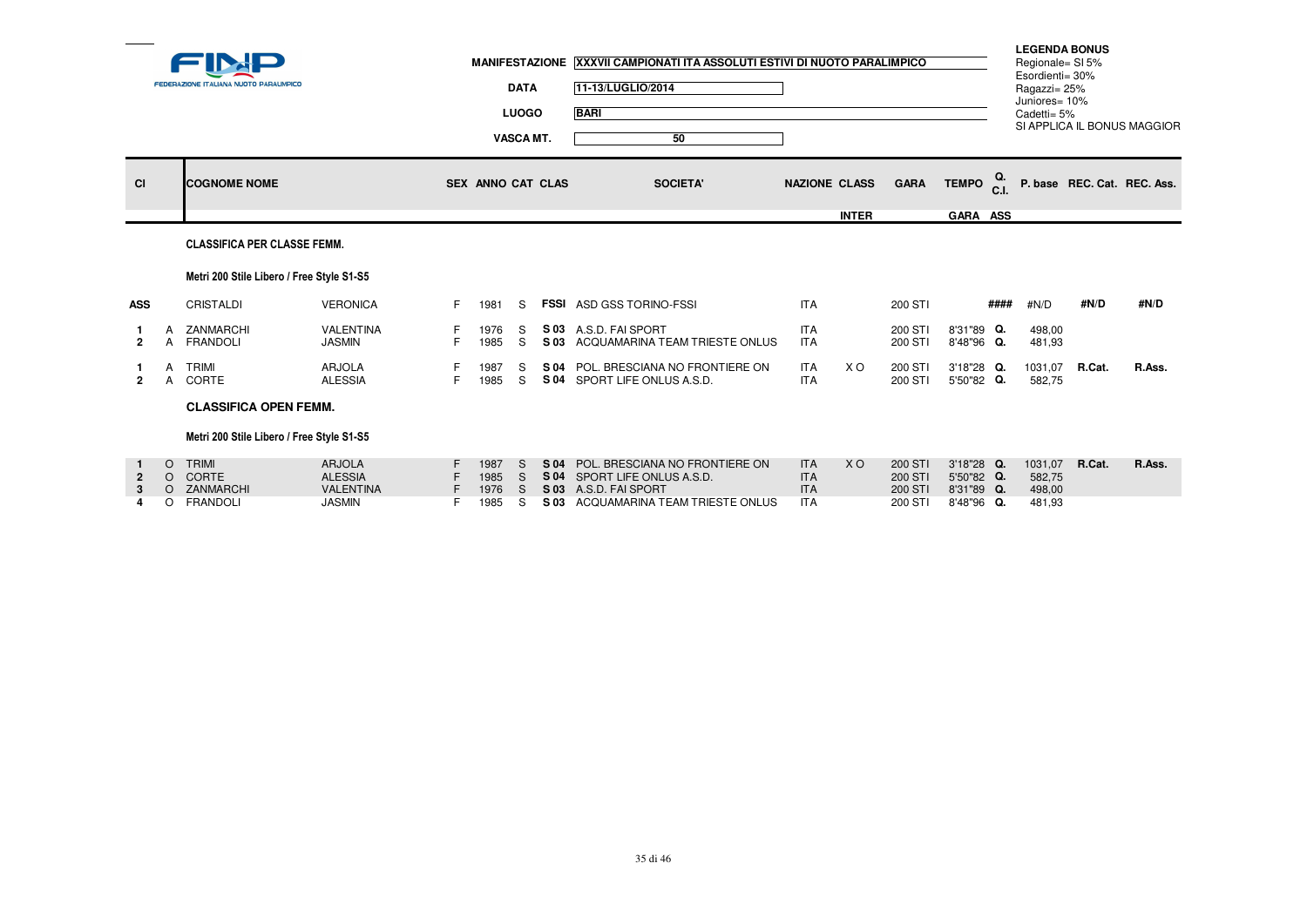**FINP**
FEDERAZIONE ITALIANA NUOTO PARALIMPICO

| | |
|---|---|
| **MANIFESTAZIONE** | **XXXVII CAMPIONATI ITA ASSOLUTI ESTIVI DI NUOTO PARALIMPICO** |
| **DATA** | **11-13/LUGLIO/2014** |
| **LUOGO** | **BARI** |
| **VASCA MT.** | **50** |

**LEGENDA BONUS**
Regionale= SI 5%
Esordienti= 30%
Ragazzi= 25%
Juniores= 10%
Cadetti= 5%
SI APPLICA IL BONUS MAGGIOR

### CLASSIFICA PER CLASSE FEMM.

**Metri 200 Stile Libero / Free Style S1-S5**

| Cl | | COGNOME | NOME | SEX | ANNO | CAT | CLAS | SOCIETA' | NAZIONE | CLASS INTER | GARA | TEMPO GARA | Q. C.I. ASS | P. base | REC. Cat. | REC. Ass. |
|---|---|---|---|---|---|---|---|---|---|---|---|---|---|---|---|---|
| ASS | | CRISTALDI | VERONICA | F | 1981 | S | **FSSI** | ASD GSS TORINO-FSSI | ITA | | 200 STI | | #### | #N/D | #N/D | #N/D |
| **1** | A | ZANMARCHI | VALENTINA | F | 1976 | S | **S 03** | A.S.D. FAI SPORT | ITA | | 200 STI | 8'31"89 | **Q.** | 498,00 | | |
| **2** | A | FRANDOLI | JASMIN | F | 1985 | S | **S 03** | ACQUAMARINA TEAM TRIESTE ONLUS | ITA | | 200 STI | 8'48"96 | **Q.** | 481,93 | | |
| **1** | A | TRIMI | ARJOLA | F | 1987 | S | **S 04** | POL. BRESCIANA NO FRONTIERE ON | ITA | X O | 200 STI | 3'18"28 | **Q.** | 1031,07 | **R.Cat.** | **R.Ass.** |
| **2** | A | CORTE | ALESSIA | F | 1985 | S | **S 04** | SPORT LIFE ONLUS A.S.D. | ITA | | 200 STI | 5'50"82 | **Q.** | 582,75 | | |

### CLASSIFICA OPEN FEMM.

**Metri 200 Stile Libero / Free Style S1-S5**

| Cl | | COGNOME | NOME | SEX | ANNO | CAT | CLAS | SOCIETA' | NAZIONE | CLASS INTER | GARA | TEMPO GARA | Q. C.I. ASS | P. base | REC. Cat. | REC. Ass. |
|---|---|---|---|---|---|---|---|---|---|---|---|---|---|---|---|---|
| **1** | O | TRIMI | ARJOLA | F | 1987 | S | **S 04** | POL. BRESCIANA NO FRONTIERE ON | ITA | X O | 200 STI | 3'18"28 | **Q.** | 1031,07 | **R.Cat.** | **R.Ass.** |
| **2** | O | CORTE | ALESSIA | F | 1985 | S | **S 04** | SPORT LIFE ONLUS A.S.D. | ITA | | 200 STI | 5'50"82 | **Q.** | 582,75 | | |
| **3** | O | ZANMARCHI | VALENTINA | F | 1976 | S | **S 03** | A.S.D. FAI SPORT | ITA | | 200 STI | 8'31"89 | **Q.** | 498,00 | | |
| **4** | O | FRANDOLI | JASMIN | F | 1985 | S | **S 03** | ACQUAMARINA TEAM TRIESTE ONLUS | ITA | | 200 STI | 8'48"96 | **Q.** | 481,93 | | |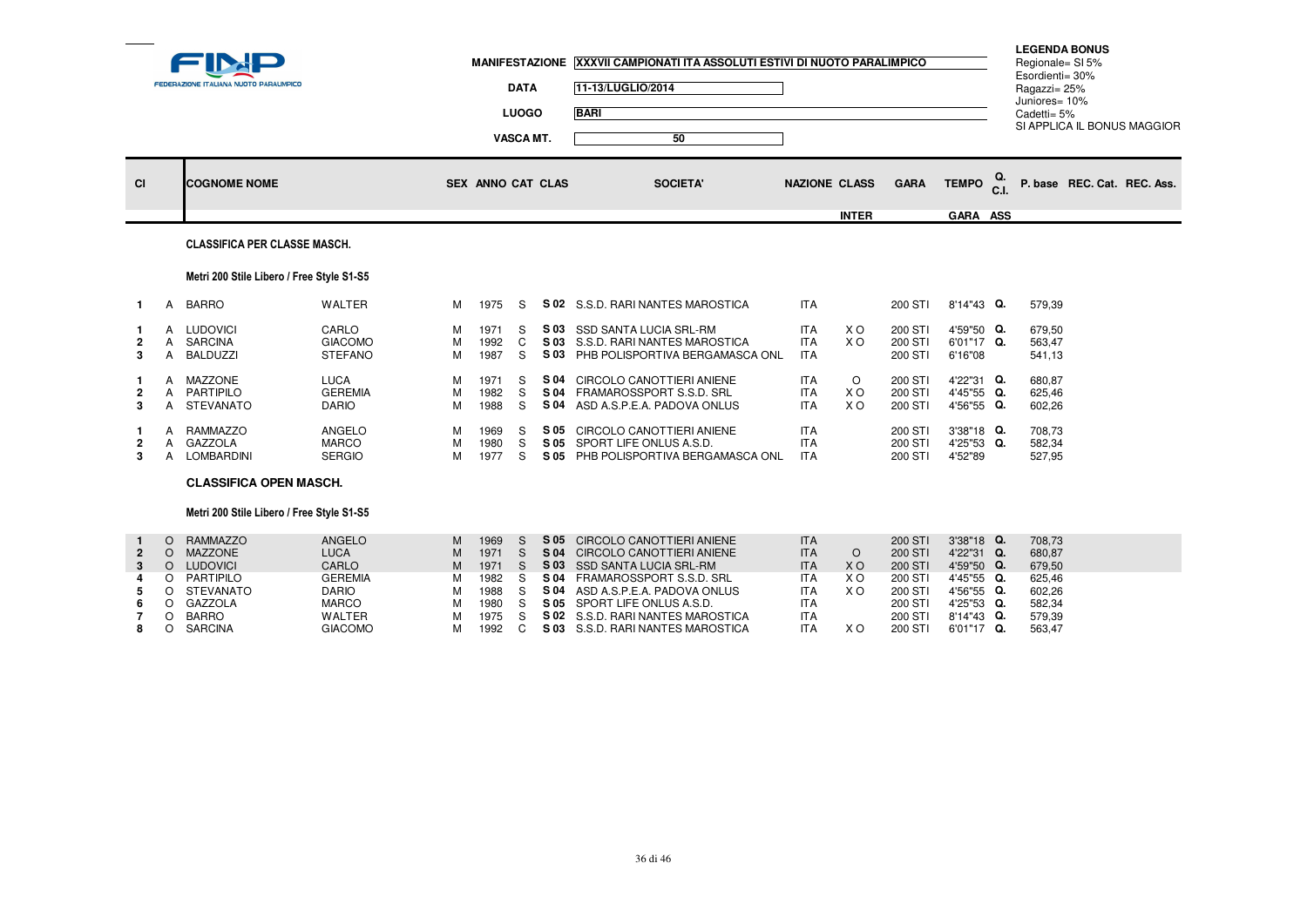FINP FEDERAZIONE ITALIANA NUOTO PARALIMPICO

**MANIFESTAZIONE** XXXVII CAMPIONATI ITA ASSOLUTI ESTIVI DI NUOTO PARALIMPICO

**DATA** 11-13/LUGLIO/2014

**LUOGO** BARI

**VASCA MT.** 50

**LEGENDA BONUS**
Regionale= SI 5%
Esordienti= 30%
Ragazzi= 25%
Juniores= 10%
Cadetti= 5%
SI APPLICA IL BONUS MAGGIOR

### CLASSIFICA PER CLASSE MASCH.

#### Metri 200 Stile Libero / Free Style S1-S5

| Cl | | COGNOME NOME | | SEX | ANNO | CAT | CLAS | SOCIETA' | NAZIONE | CLASS INTER | GARA | TEMPO GARA | Q. C.I. ASS | P. base | REC. Cat. | REC. Ass. |
|---|---|---|---|---|---|---|---|---|---|---|---|---|---|---|---|---|
| 1 | A | BARRO | WALTER | M | 1975 | S | S 02 | S.S.D. RARI NANTES MAROSTICA | ITA | | 200 STI | 8'14"43 | Q. | 579,39 | | |
| 1 | A | LUDOVICI | CARLO | M | 1971 | S | S 03 | SSD SANTA LUCIA SRL-RM | ITA | X O | 200 STI | 4'59"50 | Q. | 679,50 | | |
| 2 | A | SARCINA | GIACOMO | M | 1992 | C | S 03 | S.S.D. RARI NANTES MAROSTICA | ITA | X O | 200 STI | 6'01"17 | Q. | 563,47 | | |
| 3 | A | BALDUZZI | STEFANO | M | 1987 | S | S 03 | PHB POLISPORTIVA BERGAMASCA ONL | ITA | | 200 STI | 6'16"08 | | 541,13 | | |
| 1 | A | MAZZONE | LUCA | M | 1971 | S | S 04 | CIRCOLO CANOTTIERI ANIENE | ITA | O | 200 STI | 4'22"31 | Q. | 680,87 | | |
| 2 | A | PARTIPILO | GEREMIA | M | 1982 | S | S 04 | FRAMAROSSPORT S.S.D. SRL | ITA | X O | 200 STI | 4'45"55 | Q. | 625,46 | | |
| 3 | A | STEVANATO | DARIO | M | 1988 | S | S 04 | ASD A.S.P.E.A. PADOVA ONLUS | ITA | X O | 200 STI | 4'56"55 | Q. | 602,26 | | |
| 1 | A | RAMMAZZO | ANGELO | M | 1969 | S | S 05 | CIRCOLO CANOTTIERI ANIENE | ITA | | 200 STI | 3'38"18 | Q. | 708,73 | | |
| 2 | A | GAZZOLA | MARCO | M | 1980 | S | S 05 | SPORT LIFE ONLUS A.S.D. | ITA | | 200 STI | 4'25"53 | Q. | 582,34 | | |
| 3 | A | LOMBARDINI | SERGIO | M | 1977 | S | S 05 | PHB POLISPORTIVA BERGAMASCA ONL | ITA | | 200 STI | 4'52"89 | | 527,95 | | |

### CLASSIFICA OPEN MASCH.

#### Metri 200 Stile Libero / Free Style S1-S5

| Cl | | COGNOME NOME | | SEX | ANNO | CAT | CLAS | SOCIETA' | NAZIONE | CLASS INTER | GARA | TEMPO GARA | Q. C.I. ASS | P. base | REC. Cat. | REC. Ass. |
|---|---|---|---|---|---|---|---|---|---|---|---|---|---|---|---|---|
| 1 | O | RAMMAZZO | ANGELO | M | 1969 | S | S 05 | CIRCOLO CANOTTIERI ANIENE | ITA | | 200 STI | 3'38"18 | Q. | 708,73 | | |
| 2 | O | MAZZONE | LUCA | M | 1971 | S | S 04 | CIRCOLO CANOTTIERI ANIENE | ITA | O | 200 STI | 4'22"31 | Q. | 680,87 | | |
| 3 | O | LUDOVICI | CARLO | M | 1971 | S | S 03 | SSD SANTA LUCIA SRL-RM | ITA | X O | 200 STI | 4'59"50 | Q. | 679,50 | | |
| 4 | O | PARTIPILO | GEREMIA | M | 1982 | S | S 04 | FRAMAROSSPORT S.S.D. SRL | ITA | X O | 200 STI | 4'45"55 | Q. | 625,46 | | |
| 5 | O | STEVANATO | DARIO | M | 1988 | S | S 04 | ASD A.S.P.E.A. PADOVA ONLUS | ITA | X O | 200 STI | 4'56"55 | Q. | 602,26 | | |
| 6 | O | GAZZOLA | MARCO | M | 1980 | S | S 05 | SPORT LIFE ONLUS A.S.D. | ITA | | 200 STI | 4'25"53 | Q. | 582,34 | | |
| 7 | O | BARRO | WALTER | M | 1975 | S | S 02 | S.S.D. RARI NANTES MAROSTICA | ITA | | 200 STI | 8'14"43 | Q. | 579,39 | | |
| 8 | O | SARCINA | GIACOMO | M | 1992 | C | S 03 | S.S.D. RARI NANTES MAROSTICA | ITA | X O | 200 STI | 6'01"17 | Q. | 563,47 | | |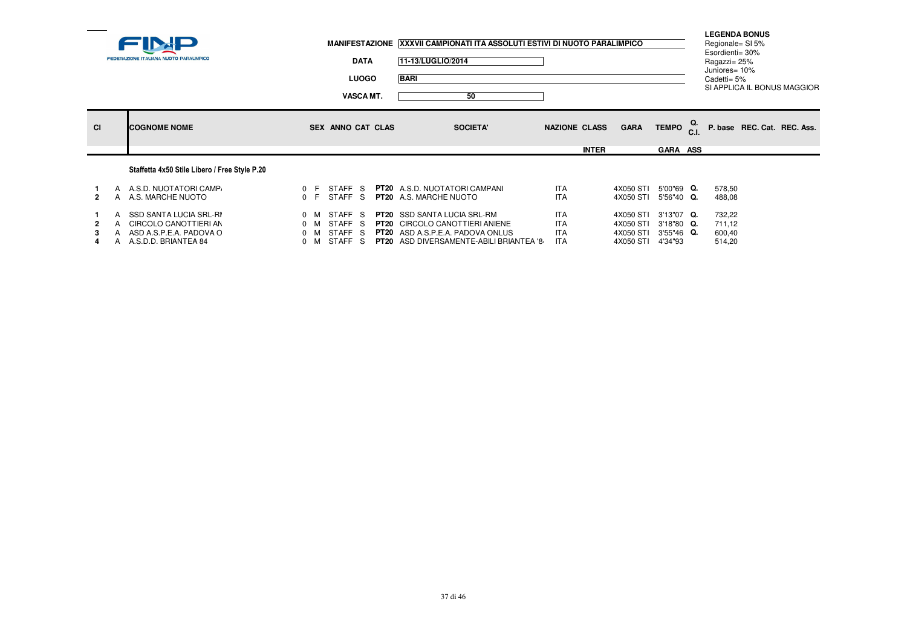FINP FEDERAZIONE ITALIANA NUOTO PARALIMPICO

**MANIFESTAZIONE** XXXVII CAMPIONATI ITA ASSOLUTI ESTIVI DI NUOTO PARALIMPICO

**DATA** 11-13/LUGLIO/2014

**LUOGO** BARI

**VASCA MT.** 50

**LEGENDA BONUS**
Regionale= SI 5%
Esordienti= 30%
Ragazzi= 25%
Juniores= 10%
Cadetti= 5%
SI APPLICA IL BONUS MAGGIOR

| Cl | | COGNOME NOME | SEX | ANNO | CAT | CLAS | SOCIETA' | NAZIONE | CLASS INTER | GARA | TEMPO GARA | Q. C.I. ASS | P. base | REC. Cat. | REC. Ass. |
|---|---|---|---|---|---|---|---|---|---|---|---|---|---|---|---|
| | | **Staffetta 4x50 Stile Libero / Free Style P.20** | | | | | | | | | | | | | |
| **1** | A | A.S.D. NUOTATORI CAMPA | 0 F | STAFF | S | **PT20** | A.S.D. NUOTATORI CAMPANI | ITA | | 4X050 STI | 5'00"69 | **Q.** | 578,50 | | |
| **2** | A | A.S. MARCHE NUOTO | 0 F | STAFF | S | **PT20** | A.S. MARCHE NUOTO | ITA | | 4X050 STI | 5'56"40 | **Q.** | 488,08 | | |
| **1** | A | SSD SANTA LUCIA SRL-RI | 0 M | STAFF | S | **PT20** | SSD SANTA LUCIA SRL-RM | ITA | | 4X050 STI | 3'13"07 | **Q.** | 732,22 | | |
| **2** | A | CIRCOLO CANOTTIERI AN | 0 M | STAFF | S | **PT20** | CIRCOLO CANOTTIERI ANIENE | ITA | | 4X050 STI | 3'18"80 | **Q.** | 711,12 | | |
| **3** | A | ASD A.S.P.E.A. PADOVA O | 0 M | STAFF | S | **PT20** | ASD A.S.P.E.A. PADOVA ONLUS | ITA | | 4X050 STI | 3'55"46 | **Q.** | 600,40 | | |
| **4** | A | A.S.D.D. BRIANTEA 84 | 0 M | STAFF | S | **PT20** | ASD DIVERSAMENTE-ABILI BRIANTEA '84 | ITA | | 4X050 STI | 4'34"93 | | 514,20 | | |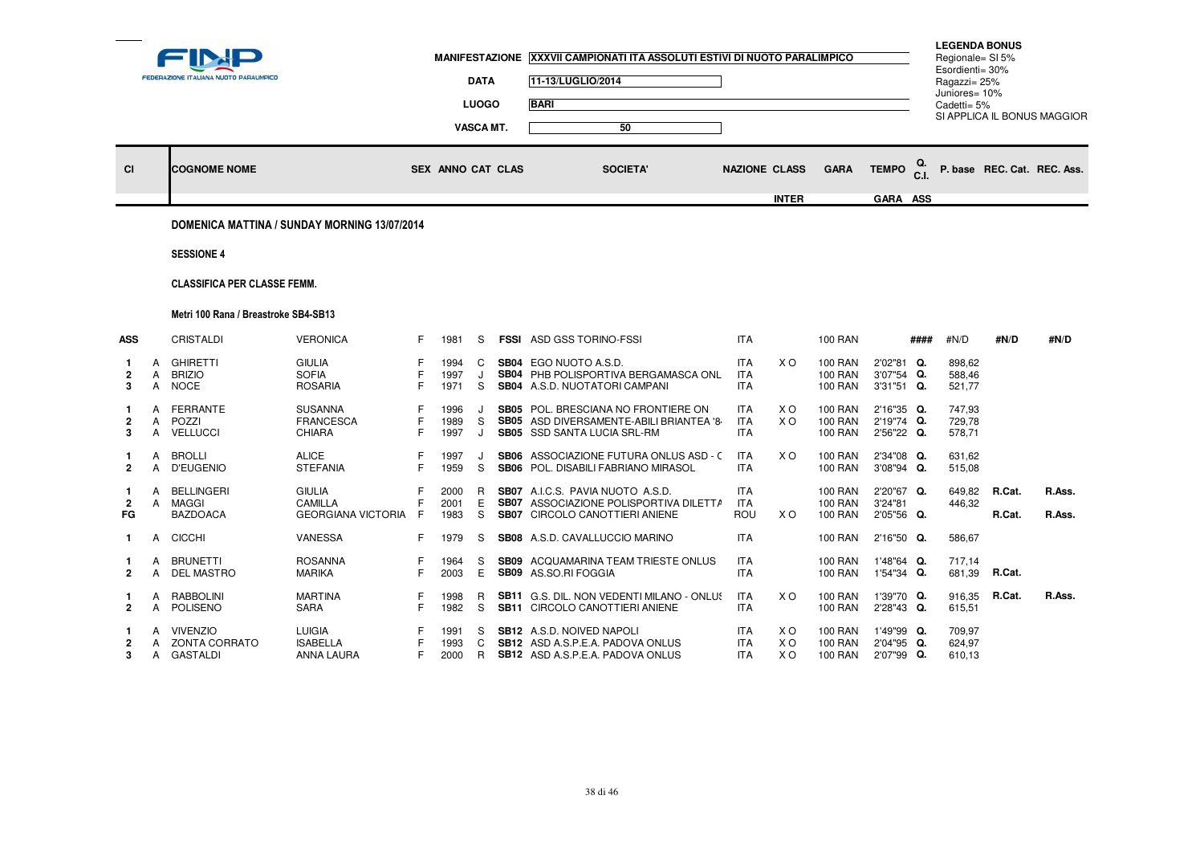FINP FEDERAZIONE ITALIANA NUOTO PARALIMPICO

**MANIFESTAZIONE** XXXVII CAMPIONATI ITA ASSOLUTI ESTIVI DI NUOTO PARALIMPICO

**DATA** 11-13/LUGLIO/2014

**LUOGO** BARI

**VASCA MT.** 50

**LEGENDA BONUS**
Regionale= SI 5%
Esordienti= 30%
Ragazzi= 25%
Juniores= 10%
Cadetti= 5%
SI APPLICA IL BONUS MAGGIOR

## DOMENICA MATTINA / SUNDAY MORNING 13/07/2014

**SESSIONE 4**

**CLASSIFICA PER CLASSE FEMM.**

**Metri 100 Rana / Breastroke SB4-SB13**

| Cl | | COGNOME NOME | | SEX | ANNO | CAT | CLAS | SOCIETA' | NAZIONE | CLASS INTER | GARA | TEMPO GARA | Q. C.I. ASS | P. base | REC. Cat. | REC. Ass. |
|---|---|---|---|---|---|---|---|---|---|---|---|---|---|---|---|---|
| ASS | | CRISTALDI | VERONICA | F | 1981 | S | FSSI | ASD GSS TORINO-FSSI | ITA | | 100 RAN | | #### | #N/D | #N/D | #N/D |
| 1 | A | GHIRETTI | GIULIA | F | 1994 | C | SB04 | EGO NUOTO A.S.D. | ITA | X O | 100 RAN | 2'02"81 | Q. | 898,62 | | |
| 2 | A | BRIZIO | SOFIA | F | 1997 | J | SB04 | PHB POLISPORTIVA BERGAMASCA ONL | ITA | | 100 RAN | 3'07"54 | Q. | 588,46 | | |
| 3 | A | NOCE | ROSARIA | F | 1971 | S | SB04 | A.S.D. NUOTATORI CAMPANI | ITA | | 100 RAN | 3'31"51 | Q. | 521,77 | | |
| 1 | A | FERRANTE | SUSANNA | F | 1996 | J | SB05 | POL. BRESCIANA NO FRONTIERE ON | ITA | X O | 100 RAN | 2'16"35 | Q. | 747,93 | | |
| 2 | A | POZZI | FRANCESCA | F | 1989 | S | SB05 | ASD DIVERSAMENTE-ABILI BRIANTEA '8 | ITA | X O | 100 RAN | 2'19"74 | Q. | 729,78 | | |
| 3 | A | VELLUCCI | CHIARA | F | 1997 | J | SB05 | SSD SANTA LUCIA SRL-RM | ITA | | 100 RAN | 2'56"22 | Q. | 578,71 | | |
| 1 | A | BROLLI | ALICE | F | 1997 | J | SB06 | ASSOCIAZIONE FUTURA ONLUS ASD - ( | ITA | X O | 100 RAN | 2'34"08 | Q. | 631,62 | | |
| 2 | A | D'EUGENIO | STEFANIA | F | 1959 | S | SB06 | POL. DISABILI FABRIANO MIRASOL | ITA | | 100 RAN | 3'08"94 | Q. | 515,08 | | |
| 1 | A | BELLINGERI | GIULIA | F | 2000 | R | SB07 | A.I.C.S. PAVIA NUOTO A.S.D. | ITA | | 100 RAN | 2'20"67 | Q. | 649,82 | R.Cat. | R.Ass. |
| 2 | A | MAGGI | CAMILLA | F | 2001 | E | SB07 | ASSOCIAZIONE POLISPORTIVA DILETTA | ITA | | 100 RAN | 3'24"81 | | 446,32 | | |
| FG | | BAZDOACA | GEORGIANA VICTORIA | F | 1983 | S | SB07 | CIRCOLO CANOTTIERI ANIENE | ROU | X O | 100 RAN | 2'05"56 | Q. | | R.Cat. | R.Ass. |
| 1 | A | CICCHI | VANESSA | F | 1979 | S | SB08 | A.S.D. CAVALLUCCIO MARINO | ITA | | 100 RAN | 2'16"50 | Q. | 586,67 | | |
| 1 | A | BRUNETTI | ROSANNA | F | 1964 | S | SB09 | ACQUAMARINA TEAM TRIESTE ONLUS | ITA | | 100 RAN | 1'48"64 | Q. | 717,14 | | |
| 2 | A | DEL MASTRO | MARIKA | F | 2003 | E | SB09 | AS.SO.RI FOGGIA | ITA | | 100 RAN | 1'54"34 | Q. | 681,39 | R.Cat. | |
| 1 | A | RABBOLINI | MARTINA | F | 1998 | R | SB11 | G.S. DIL. NON VEDENTI MILANO - ONLUS | ITA | X O | 100 RAN | 1'39"70 | Q. | 916,35 | R.Cat. | R.Ass. |
| 2 | A | POLISENO | SARA | F | 1982 | S | SB11 | CIRCOLO CANOTTIERI ANIENE | ITA | | 100 RAN | 2'28"43 | Q. | 615,51 | | |
| 1 | A | VIVENZIO | LUIGIA | F | 1991 | S | SB12 | A.S.D. NOIVED NAPOLI | ITA | X O | 100 RAN | 1'49"99 | Q. | 709,97 | | |
| 2 | A | ZONTA CORRATO | ISABELLA | F | 1993 | C | SB12 | ASD A.S.P.E.A. PADOVA ONLUS | ITA | X O | 100 RAN | 2'04"95 | Q. | 624,97 | | |
| 3 | A | GASTALDI | ANNA LAURA | F | 2000 | R | SB12 | ASD A.S.P.E.A. PADOVA ONLUS | ITA | X O | 100 RAN | 2'07"99 | Q. | 610,13 | | |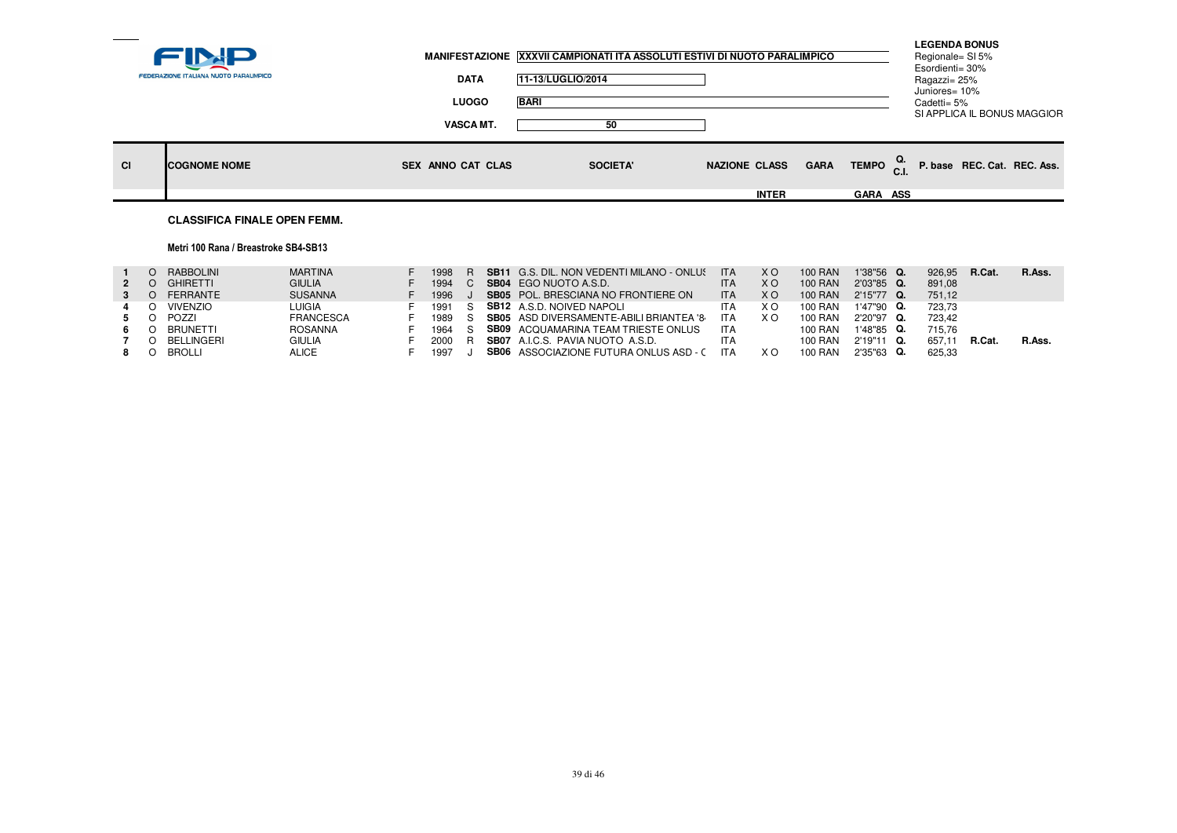**FINP** FEDERAZIONE ITALIANA NUOTO PARALIMPICO

**MANIFESTAZIONE** XXXVII CAMPIONATI ITA ASSOLUTI ESTIVI DI NUOTO PARALIMPICO

**DATA** 11-13/LUGLIO/2014

**LUOGO** BARI

**VASCA MT.** 50

**LEGENDA BONUS**
Regionale= SI 5%
Esordienti= 30%
Ragazzi= 25%
Juniores= 10%
Cadetti= 5%
SI APPLICA IL BONUS MAGGIOR

## CLASSIFICA FINALE OPEN FEMM.

### Metri 100 Rana / Breastroke SB4-SB13

| Cl | | COGNOME NOME | | SEX | ANNO | CAT | CLAS | SOCIETA' | NAZIONE | CLASS INTER | GARA | TEMPO GARA | Q. C.I. ASS | P. base | REC. Cat. | REC. Ass. |
|---|---|---|---|---|---|---|---|---|---|---|---|---|---|---|---|---|
| 1 | O | RABBOLINI | MARTINA | F | 1998 | R | SB11 | G.S. DIL. NON VEDENTI MILANO - ONLUS | ITA | X O | 100 RAN | 1'38"56 | Q. | 926,95 | R.Cat. | R.Ass. |
| 2 | O | GHIRETTI | GIULIA | F | 1994 | C | SB04 | EGO NUOTO A.S.D. | ITA | X O | 100 RAN | 2'03"85 | Q. | 891,08 | | |
| 3 | O | FERRANTE | SUSANNA | F | 1996 | J | SB05 | POL. BRESCIANA NO FRONTIERE ON | ITA | X O | 100 RAN | 2'15"77 | Q. | 751,12 | | |
| 4 | O | VIVENZIO | LUIGIA | F | 1991 | S | SB12 | A.S.D. NOIVED NAPOLI | ITA | X O | 100 RAN | 1'47"90 | Q. | 723,73 | | |
| 5 | O | POZZI | FRANCESCA | F | 1989 | S | SB05 | ASD DIVERSAMENTE-ABILI BRIANTEA '8 | ITA | X O | 100 RAN | 2'20"97 | Q. | 723,42 | | |
| 6 | O | BRUNETTI | ROSANNA | F | 1964 | S | SB09 | ACQUAMARINA TEAM TRIESTE ONLUS | ITA | | 100 RAN | 1'48"85 | Q. | 715,76 | | |
| 7 | O | BELLINGERI | GIULIA | F | 2000 | R | SB07 | A.I.C.S. PAVIA NUOTO A.S.D. | ITA | | 100 RAN | 2'19"11 | Q. | 657,11 | R.Cat. | R.Ass. |
| 8 | O | BROLLI | ALICE | F | 1997 | J | SB06 | ASSOCIAZIONE FUTURA ONLUS ASD - C | ITA | X O | 100 RAN | 2'35"63 | Q. | 625,33 | | |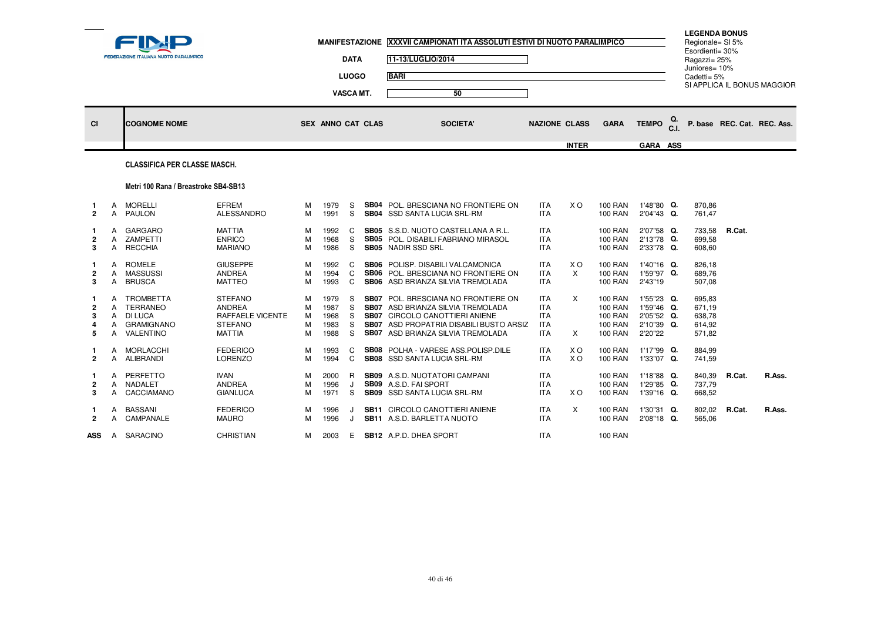**FINP** FEDERAZIONE ITALIANA NUOTO PARALIMPICO

| | |
|---|---|
| MANIFESTAZIONE | XXXVII CAMPIONATI ITA ASSOLUTI ESTIVI DI NUOTO PARALIMPICO |
| DATA | 11-13/LUGLIO/2014 |
| LUOGO | BARI |
| VASCA MT. | 50 |

**LEGENDA BONUS**
Regionale= SI 5%
Esordienti= 30%
Ragazzi= 25%
Juniores= 10%
Cadetti= 5%
SI APPLICA IL BONUS MAGGIOR

## CLASSIFICA PER CLASSE MASCH.

### Metri 100 Rana / Breastroke SB4-SB13

| Cl | | COGNOME NOME | | SEX | ANNO | CAT | CLAS | SOCIETA' | NAZIONE | CLASS INTER | GARA | TEMPO GARA | Q. C.I. ASS | P. base | REC. Cat. | REC. Ass. |
|---|---|---|---|---|---|---|---|---|---|---|---|---|---|---|---|---|
| 1 | A | MORELLI | EFREM | M | 1979 | S | SB04 | POL. BRESCIANA NO FRONTIERE ON | ITA | X O | 100 RAN | 1'48"80 | Q. | 870,86 | | |
| 2 | A | PAULON | ALESSANDRO | M | 1991 | S | SB04 | SSD SANTA LUCIA SRL-RM | ITA | | 100 RAN | 2'04"43 | Q. | 761,47 | | |
| 1 | A | GARGARO | MATTIA | M | 1992 | C | SB05 | S.S.D. NUOTO CASTELLANA A R.L. | ITA | | 100 RAN | 2'07"58 | Q. | 733,58 | R.Cat. | |
| 2 | A | ZAMPETTI | ENRICO | M | 1968 | S | SB05 | POL. DISABILI FABRIANO MIRASOL | ITA | | 100 RAN | 2'13"78 | Q. | 699,58 | | |
| 3 | A | RECCHIA | MARIANO | M | 1986 | S | SB05 | NADIR SSD SRL | ITA | | 100 RAN | 2'33"78 | Q. | 608,60 | | |
| 1 | A | ROMELE | GIUSEPPE | M | 1992 | C | SB06 | POLISP. DISABILI VALCAMONICA | ITA | X O | 100 RAN | 1'40"16 | Q. | 826,18 | | |
| 2 | A | MASSUSSI | ANDREA | M | 1994 | C | SB06 | POL. BRESCIANA NO FRONTIERE ON | ITA | X | 100 RAN | 1'59"97 | Q. | 689,76 | | |
| 3 | A | BRUSCA | MATTEO | M | 1993 | C | SB06 | ASD BRIANZA SILVIA TREMOLADA | ITA | | 100 RAN | 2'43"19 | | 507,08 | | |
| 1 | A | TROMBETTA | STEFANO | M | 1979 | S | SB07 | POL. BRESCIANA NO FRONTIERE ON | ITA | X | 100 RAN | 1'55"23 | Q. | 695,83 | | |
| 2 | A | TERRANEO | ANDREA | M | 1987 | S | SB07 | ASD BRIANZA SILVIA TREMOLADA | ITA | | 100 RAN | 1'59"46 | Q. | 671,19 | | |
| 3 | A | DI LUCA | RAFFAELE VICENTE | M | 1968 | S | SB07 | CIRCOLO CANOTTIERI ANIENE | ITA | | 100 RAN | 2'05"52 | Q. | 638,78 | | |
| 4 | A | GRAMIGNANO | STEFANO | M | 1983 | S | SB07 | ASD PROPATRIA DISABILI BUSTO ARSIZ | ITA | | 100 RAN | 2'10"39 | Q. | 614,92 | | |
| 5 | A | VALENTINO | MATTIA | M | 1988 | S | SB07 | ASD BRIANZA SILVIA TREMOLADA | ITA | X | 100 RAN | 2'20"22 | | 571,82 | | |
| 1 | A | MORLACCHI | FEDERICO | M | 1993 | C | SB08 | POLHA - VARESE ASS.POLISP.DILE | ITA | X O | 100 RAN | 1'17"99 | Q. | 884,99 | | |
| 2 | A | ALIBRANDI | LORENZO | M | 1994 | C | SB08 | SSD SANTA LUCIA SRL-RM | ITA | X O | 100 RAN | 1'33"07 | Q. | 741,59 | | |
| 1 | A | PERFETTO | IVAN | M | 2000 | R | SB09 | A.S.D. NUOTATORI CAMPANI | ITA | | 100 RAN | 1'18"88 | Q. | 840,39 | R.Cat. | R.Ass. |
| 2 | A | NADALET | ANDREA | M | 1996 | J | SB09 | A.S.D. FAI SPORT | ITA | | 100 RAN | 1'29"85 | Q. | 737,79 | | |
| 3 | A | CACCIAMANO | GIANLUCA | M | 1971 | S | SB09 | SSD SANTA LUCIA SRL-RM | ITA | X O | 100 RAN | 1'39"16 | Q. | 668,52 | | |
| 1 | A | BASSANI | FEDERICO | M | 1996 | J | SB11 | CIRCOLO CANOTTIERI ANIENE | ITA | X | 100 RAN | 1'30"31 | Q. | 802,02 | R.Cat. | R.Ass. |
| 2 | A | CAMPANALE | MAURO | M | 1996 | J | SB11 | A.S.D. BARLETTA NUOTO | ITA | | 100 RAN | 2'08"18 | Q. | 565,06 | | |
| ASS | A | SARACINO | CHRISTIAN | M | 2003 | E | SB12 | A.P.D. DHEA SPORT | ITA | | 100 RAN | | | | | |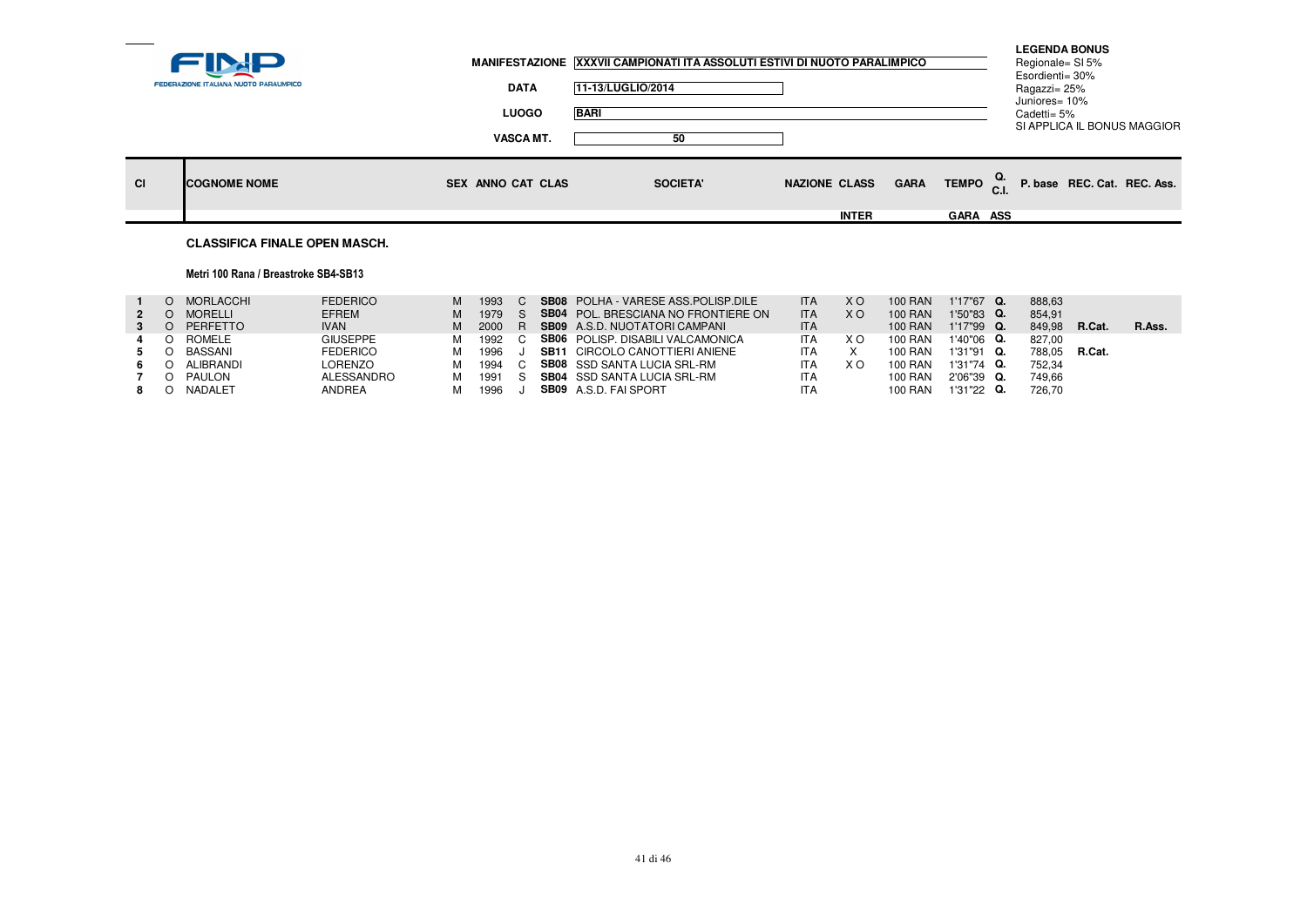FINP
FEDERAZIONE ITALIANA NUOTO PARALIMPICO

**MANIFESTAZIONE** XXXVII CAMPIONATI ITA ASSOLUTI ESTIVI DI NUOTO PARALIMPICO

**DATA** 11-13/LUGLIO/2014

**LUOGO** BARI

**VASCA MT.** 50

**LEGENDA BONUS**
Regionale= SI 5%
Esordienti= 30%
Ragazzi= 25%
Juniores= 10%
Cadetti= 5%
SI APPLICA IL BONUS MAGGIOR

## CLASSIFICA FINALE OPEN MASCH.

### Metri 100 Rana / Breastroke SB4-SB13

| Cl | | COGNOME NOME | | SEX | ANNO | CAT | CLAS | SOCIETA' | NAZIONE | CLASS INTER | GARA | TEMPO GARA | Q. C.I. ASS | P. base | REC. Cat. | REC. Ass. |
|---|---|---|---|---|---|---|---|---|---|---|---|---|---|---|---|---|
| 1 | O | MORLACCHI | FEDERICO | M | 1993 | C | SB08 | POLHA - VARESE ASS.POLISP.DILE | ITA | X O | 100 RAN | 1'17"67 | Q. | 888,63 | | |
| 2 | O | MORELLI | EFREM | M | 1979 | S | SB04 | POL. BRESCIANA NO FRONTIERE ON | ITA | X O | 100 RAN | 1'50"83 | Q. | 854,91 | | |
| 3 | O | PERFETTO | IVAN | M | 2000 | R | SB09 | A.S.D. NUOTATORI CAMPANI | ITA | | 100 RAN | 1'17"99 | Q. | 849,98 | R.Cat. | R.Ass. |
| 4 | O | ROMELE | GIUSEPPE | M | 1992 | C | SB06 | POLISP. DISABILI VALCAMONICA | ITA | X O | 100 RAN | 1'40"06 | Q. | 827,00 | | |
| 5 | O | BASSANI | FEDERICO | M | 1996 | J | SB11 | CIRCOLO CANOTTIERI ANIENE | ITA | X | 100 RAN | 1'31"91 | Q. | 788,05 | R.Cat. | |
| 6 | O | ALIBRANDI | LORENZO | M | 1994 | C | SB08 | SSD SANTA LUCIA SRL-RM | ITA | X O | 100 RAN | 1'31"74 | Q. | 752,34 | | |
| 7 | O | PAULON | ALESSANDRO | M | 1991 | S | SB04 | SSD SANTA LUCIA SRL-RM | ITA | | 100 RAN | 2'06"39 | Q. | 749,66 | | |
| 8 | O | NADALET | ANDREA | M | 1996 | J | SB09 | A.S.D. FAI SPORT | ITA | | 100 RAN | 1'31"22 | Q. | 726,70 | | |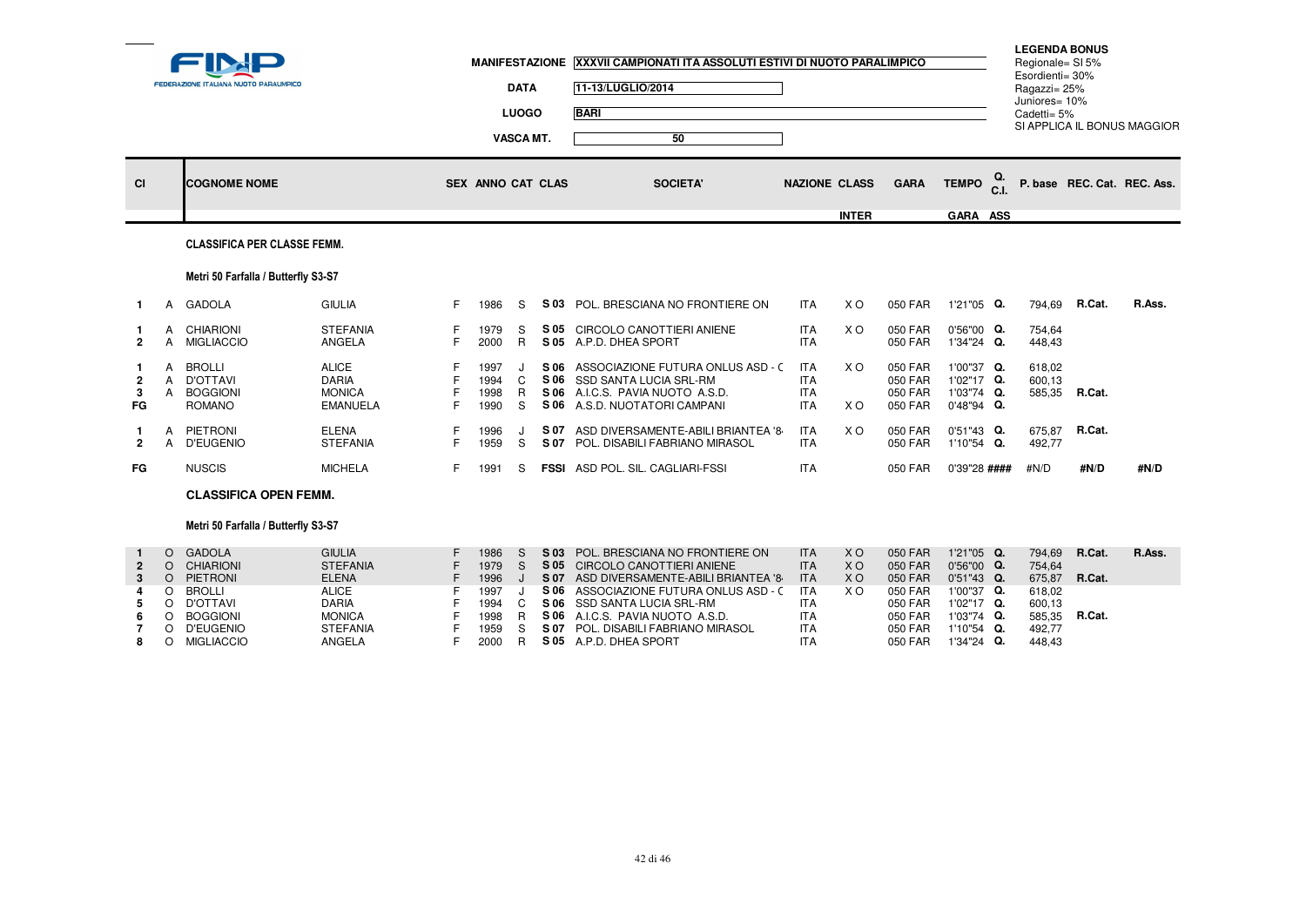**MANIFESTAZIONE** XXXVII CAMPIONATI ITA ASSOLUTI ESTIVI DI NUOTO PARALIMPICO

**DATA** 11-13/LUGLIO/2014

**LUOGO** BARI

**VASCA MT.** 50

**LEGENDA BONUS**
Regionale= SI 5%
Esordienti= 30%
Ragazzi= 25%
Juniores= 10%
Cadetti= 5%
SI APPLICA IL BONUS MAGGIOR

**CLASSIFICA PER CLASSE FEMM.**

**Metri 50 Farfalla / Butterfly S3-S7**

| Cl | | COGNOME NOME | | SEX | ANNO | CAT | CLAS | SOCIETA' | NAZIONE | CLASS INTER | GARA | TEMPO GARA | Q. C.I. ASS | P. base | REC. Cat. | REC. Ass. |
|---|---|---|---|---|---|---|---|---|---|---|---|---|---|---|---|---|
| 1 | A | GADOLA | GIULIA | F | 1986 | S | S 03 | POL. BRESCIANA NO FRONTIERE ON | ITA | X O | 050 FAR | 1'21"05 | Q. | 794,69 | R.Cat. | R.Ass. |
| 1 | A | CHIARIONI | STEFANIA | F | 1979 | S | S 05 | CIRCOLO CANOTTIERI ANIENE | ITA | X O | 050 FAR | 0'56"00 | Q. | 754,64 | | |
| 2 | A | MIGLIACCIO | ANGELA | F | 2000 | R | S 05 | A.P.D. DHEA SPORT | ITA | | 050 FAR | 1'34"24 | Q. | 448,43 | | |
| 1 | A | BROLLI | ALICE | F | 1997 | J | S 06 | ASSOCIAZIONE FUTURA ONLUS ASD - C | ITA | X O | 050 FAR | 1'00"37 | Q. | 618,02 | | |
| 2 | A | D'OTTAVI | DARIA | F | 1994 | C | S 06 | SSD SANTA LUCIA SRL-RM | ITA | | 050 FAR | 1'02"17 | Q. | 600,13 | | |
| 3 | A | BOGGIONI | MONICA | F | 1998 | R | S 06 | A.I.C.S. PAVIA NUOTO A.S.D. | ITA | | 050 FAR | 1'03"74 | Q. | 585,35 | R.Cat. | |
| FG | | ROMANO | EMANUELA | F | 1990 | S | S 06 | A.S.D. NUOTATORI CAMPANI | ITA | X O | 050 FAR | 0'48"94 | Q. | | | |
| 1 | A | PIETRONI | ELENA | F | 1996 | J | S 07 | ASD DIVERSAMENTE-ABILI BRIANTEA '8 | ITA | X O | 050 FAR | 0'51"43 | Q. | 675,87 | R.Cat. | |
| 2 | A | D'EUGENIO | STEFANIA | F | 1959 | S | S 07 | POL. DISABILI FABRIANO MIRASOL | ITA | | 050 FAR | 1'10"54 | Q. | 492,77 | | |
| FG | | NUSCIS | MICHELA | F | 1991 | S | FSSI | ASD POL. SIL. CAGLIARI-FSSI | ITA | | 050 FAR | 0'39"28 | #### | #N/D | #N/D | #N/D |

**CLASSIFICA OPEN FEMM.**

**Metri 50 Farfalla / Butterfly S3-S7**

| Cl | | COGNOME NOME | | SEX | ANNO | CAT | CLAS | SOCIETA' | NAZIONE | CLASS INTER | GARA | TEMPO GARA | Q. C.I. ASS | P. base | REC. Cat. | REC. Ass. |
|---|---|---|---|---|---|---|---|---|---|---|---|---|---|---|---|---|
| 1 | O | GADOLA | GIULIA | F | 1986 | S | S 03 | POL. BRESCIANA NO FRONTIERE ON | ITA | X O | 050 FAR | 1'21"05 | Q. | 794,69 | R.Cat. | R.Ass. |
| 2 | O | CHIARIONI | STEFANIA | F | 1979 | S | S 05 | CIRCOLO CANOTTIERI ANIENE | ITA | X O | 050 FAR | 0'56"00 | Q. | 754,64 | | |
| 3 | O | PIETRONI | ELENA | F | 1996 | J | S 07 | ASD DIVERSAMENTE-ABILI BRIANTEA '8 | ITA | X O | 050 FAR | 0'51"43 | Q. | 675,87 | R.Cat. | |
| 4 | O | BROLLI | ALICE | F | 1997 | J | S 06 | ASSOCIAZIONE FUTURA ONLUS ASD - C | ITA | X O | 050 FAR | 1'00"37 | Q. | 618,02 | | |
| 5 | O | D'OTTAVI | DARIA | F | 1994 | C | S 06 | SSD SANTA LUCIA SRL-RM | ITA | | 050 FAR | 1'02"17 | Q. | 600,13 | | |
| 6 | O | BOGGIONI | MONICA | F | 1998 | R | S 06 | A.I.C.S. PAVIA NUOTO A.S.D. | ITA | | 050 FAR | 1'03"74 | Q. | 585,35 | R.Cat. | |
| 7 | O | D'EUGENIO | STEFANIA | F | 1959 | S | S 07 | POL. DISABILI FABRIANO MIRASOL | ITA | | 050 FAR | 1'10"54 | Q. | 492,77 | | |
| 8 | O | MIGLIACCIO | ANGELA | F | 2000 | R | S 05 | A.P.D. DHEA SPORT | ITA | | 050 FAR | 1'34"24 | Q. | 448,43 | | |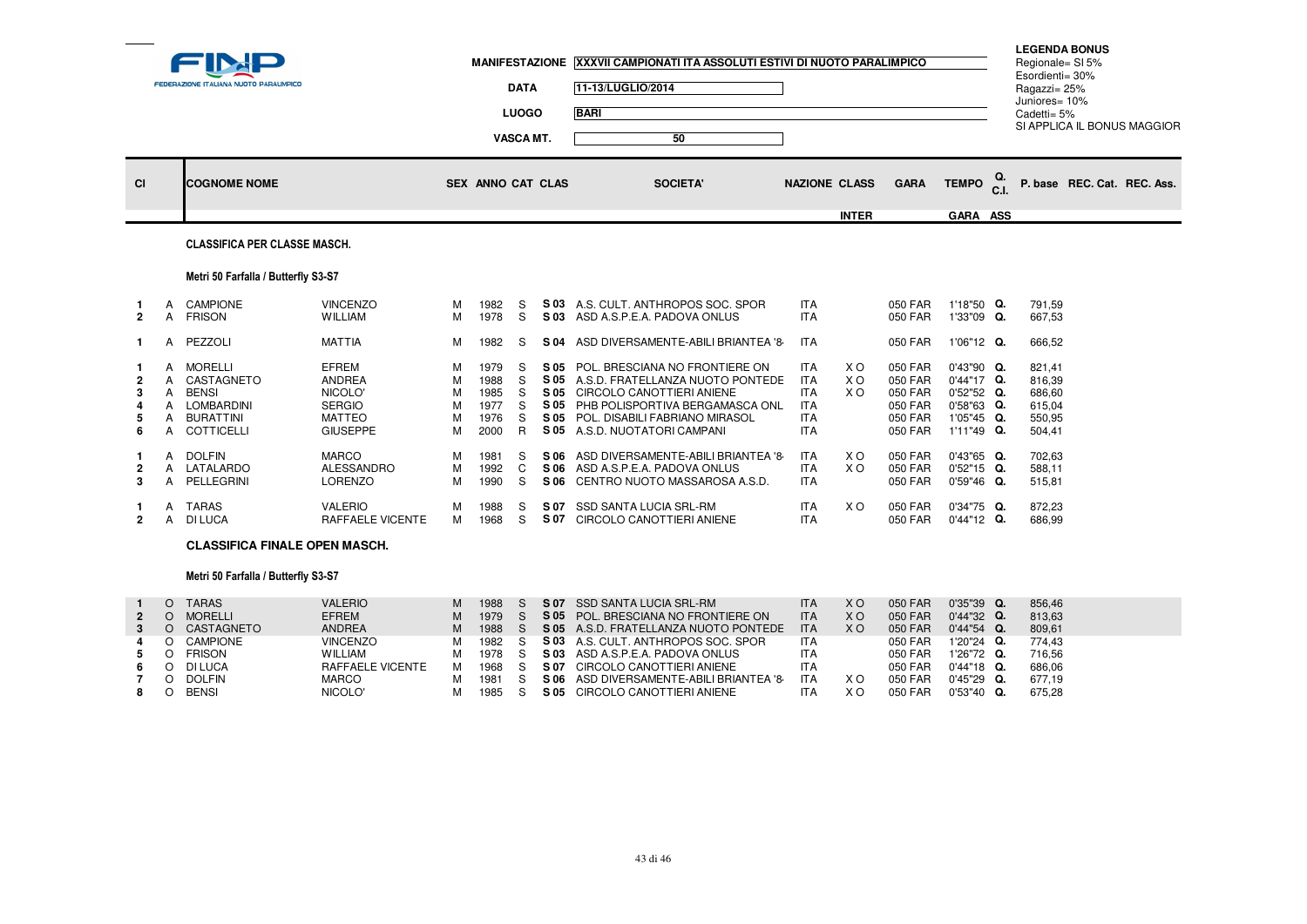FINP
FEDERAZIONE ITALIANA NUOTO PARALIMPICO

**MANIFESTAZIONE** XXXVII CAMPIONATI ITA ASSOLUTI ESTIVI DI NUOTO PARALIMPICO

**DATA** 11-13/LUGLIO/2014

**LUOGO** BARI

**VASCA MT.** 50

**LEGENDA BONUS**
Regionale= SI 5%
Esordienti= 30%
Ragazzi= 25%
Juniores= 10%
Cadetti= 5%
SI APPLICA IL BONUS MAGGIOR

| Cl | | COGNOME NOME | | SEX | ANNO | CAT | CLAS | SOCIETA' | NAZIONE | CLASS INTER | GARA | TEMPO GARA | Q. C.I. ASS | P. base | REC. Cat. | REC. Ass. |
|---|---|---|---|---|---|---|---|---|---|---|---|---|---|---|---|---|

**CLASSIFICA PER CLASSE MASCH.**

**Metri 50 Farfalla / Butterfly S3-S7**

| Cl | | COGNOME | NOME | SEX | ANNO | CAT | CLAS | SOCIETA' | NAZIONE | CLASS INTER | GARA | TEMPO | Q. | P. base |
|---|---|---|---|---|---|---|---|---|---|---|---|---|---|---|
| 1 | A | CAMPIONE | VINCENZO | M | 1982 | S | S 03 | A.S. CULT. ANTHROPOS SOC. SPOR | ITA | | 050 FAR | 1'18"50 | Q. | 791,59 |
| 2 | A | FRISON | WILLIAM | M | 1978 | S | S 03 | ASD A.S.P.E.A. PADOVA ONLUS | ITA | | 050 FAR | 1'33"09 | Q. | 667,53 |
| 1 | A | PEZZOLI | MATTIA | M | 1982 | S | S 04 | ASD DIVERSAMENTE-ABILI BRIANTEA '8 | ITA | | 050 FAR | 1'06"12 | Q. | 666,52 |
| 1 | A | MORELLI | EFREM | M | 1979 | S | S 05 | POL. BRESCIANA NO FRONTIERE ON | ITA | X O | 050 FAR | 0'43"90 | Q. | 821,41 |
| 2 | A | CASTAGNETO | ANDREA | M | 1988 | S | S 05 | A.S.D. FRATELLANZA NUOTO PONTEDE | ITA | X O | 050 FAR | 0'44"17 | Q. | 816,39 |
| 3 | A | BENSI | NICOLO' | M | 1985 | S | S 05 | CIRCOLO CANOTTIERI ANIENE | ITA | X O | 050 FAR | 0'52"52 | Q. | 686,60 |
| 4 | A | LOMBARDINI | SERGIO | M | 1977 | S | S 05 | PHB POLISPORTIVA BERGAMASCA ONL | ITA | | 050 FAR | 0'58"63 | Q. | 615,04 |
| 5 | A | BURATTINI | MATTEO | M | 1976 | S | S 05 | POL. DISABILI FABRIANO MIRASOL | ITA | | 050 FAR | 1'05"45 | Q. | 550,95 |
| 6 | A | COTTICELLI | GIUSEPPE | M | 2000 | R | S 05 | A.S.D. NUOTATORI CAMPANI | ITA | | 050 FAR | 1'11"49 | Q. | 504,41 |
| 1 | A | DOLFIN | MARCO | M | 1981 | S | S 06 | ASD DIVERSAMENTE-ABILI BRIANTEA '8 | ITA | X O | 050 FAR | 0'43"65 | Q. | 702,63 |
| 2 | A | LATALARDO | ALESSANDRO | M | 1992 | C | S 06 | ASD A.S.P.E.A. PADOVA ONLUS | ITA | X O | 050 FAR | 0'52"15 | Q. | 588,11 |
| 3 | A | PELLEGRINI | LORENZO | M | 1990 | S | S 06 | CENTRO NUOTO MASSAROSA A.S.D. | ITA | | 050 FAR | 0'59"46 | Q. | 515,81 |
| 1 | A | TARAS | VALERIO | M | 1988 | S | S 07 | SSD SANTA LUCIA SRL-RM | ITA | X O | 050 FAR | 0'34"75 | Q. | 872,23 |
| 2 | A | DI LUCA | RAFFAELE VICENTE | M | 1968 | S | S 07 | CIRCOLO CANOTTIERI ANIENE | ITA | | 050 FAR | 0'44"12 | Q. | 686,99 |

**CLASSIFICA FINALE OPEN MASCH.**

**Metri 50 Farfalla / Butterfly S3-S7**

| Cl | | COGNOME | NOME | SEX | ANNO | CAT | CLAS | SOCIETA' | NAZIONE | CLASS INTER | GARA | TEMPO | Q. | P. base |
|---|---|---|---|---|---|---|---|---|---|---|---|---|---|---|
| 1 | O | TARAS | VALERIO | M | 1988 | S | S 07 | SSD SANTA LUCIA SRL-RM | ITA | X O | 050 FAR | 0'35"39 | Q. | 856,46 |
| 2 | O | MORELLI | EFREM | M | 1979 | S | S 05 | POL. BRESCIANA NO FRONTIERE ON | ITA | X O | 050 FAR | 0'44"32 | Q. | 813,63 |
| 3 | O | CASTAGNETO | ANDREA | M | 1988 | S | S 05 | A.S.D. FRATELLANZA NUOTO PONTEDE | ITA | X O | 050 FAR | 0'44"54 | Q. | 809,61 |
| 4 | O | CAMPIONE | VINCENZO | M | 1982 | S | S 03 | A.S. CULT. ANTHROPOS SOC. SPOR | ITA | | 050 FAR | 1'20"24 | Q. | 774,43 |
| 5 | O | FRISON | WILLIAM | M | 1978 | S | S 03 | ASD A.S.P.E.A. PADOVA ONLUS | ITA | | 050 FAR | 1'26"72 | Q. | 716,56 |
| 6 | O | DI LUCA | RAFFAELE VICENTE | M | 1968 | S | S 07 | CIRCOLO CANOTTIERI ANIENE | ITA | | 050 FAR | 0'44"18 | Q. | 686,06 |
| 7 | O | DOLFIN | MARCO | M | 1981 | S | S 06 | ASD DIVERSAMENTE-ABILI BRIANTEA '8 | ITA | X O | 050 FAR | 0'45"29 | Q. | 677,19 |
| 8 | O | BENSI | NICOLO' | M | 1985 | S | S 05 | CIRCOLO CANOTTIERI ANIENE | ITA | X O | 050 FAR | 0'53"40 | Q. | 675,28 |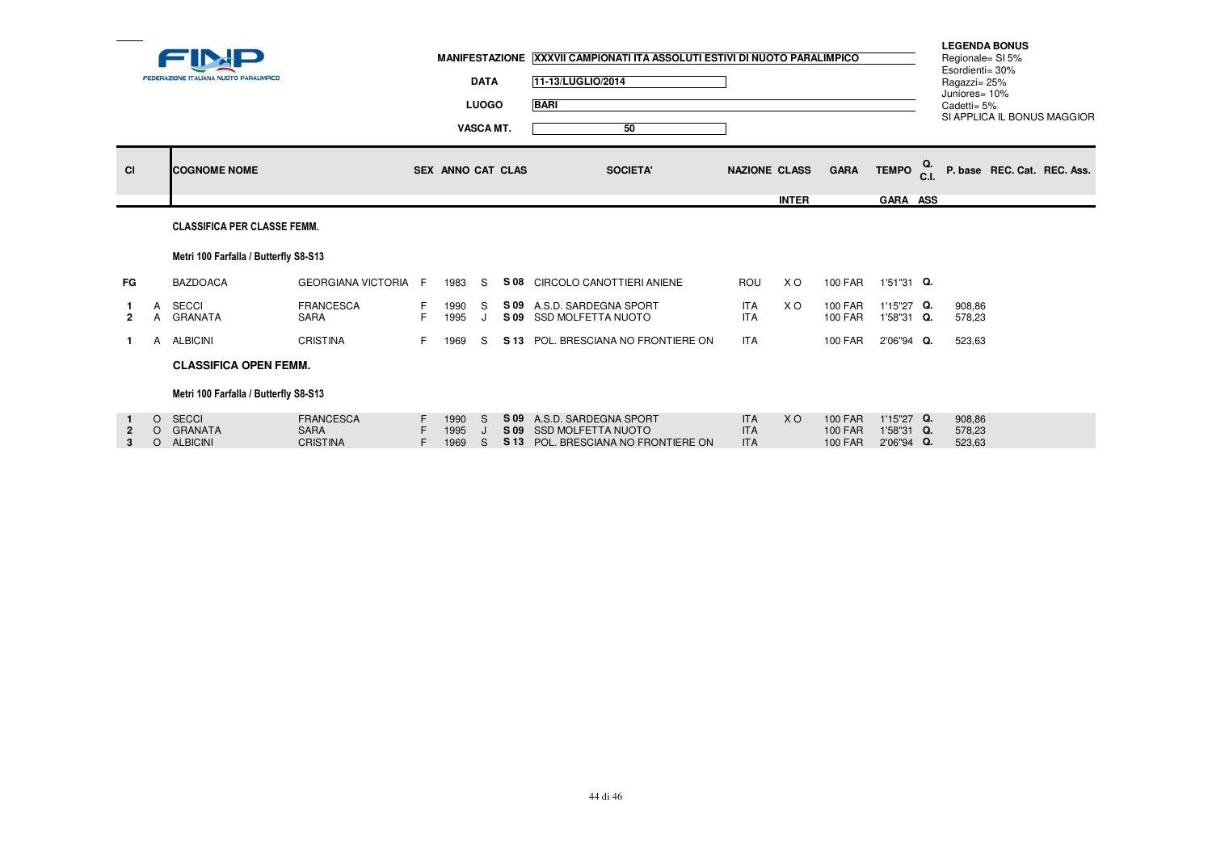FINP FEDERAZIONE ITALIANA NUOTO PARALIMPICO

**MANIFESTAZIONE** XXXVII CAMPIONATI ITA ASSOLUTI ESTIVI DI NUOTO PARALIMPICO

**DATA** 11-13/LUGLIO/2014

**LUOGO** BARI

**VASCA MT.** 50

**LEGENDA BONUS**
Regionale= SI 5%
Esordienti= 30%
Ragazzi= 25%
Juniores= 10%
Cadetti= 5%
SI APPLICA IL BONUS MAGGIOR

| Cl | | COGNOME NOME | | SEX | ANNO | CAT | CLAS | SOCIETA' | NAZIONE | CLASS INTER | GARA | TEMPO GARA | Q. C.I. ASS | P. base | REC. Cat. | REC. Ass. |
|---|---|---|---|---|---|---|---|---|---|---|---|---|---|---|---|---|

**CLASSIFICA PER CLASSE FEMM.**

**Metri 100 Farfalla / Butterfly S8-S13**

| Cl | | COGNOME | NOME | SEX | ANNO | CAT | CLAS | SOCIETA' | NAZIONE | CLASS INTER | GARA | TEMPO GARA | Q. C.I. ASS | P. base | REC. Cat. | REC. Ass. |
|---|---|---|---|---|---|---|---|---|---|---|---|---|---|---|---|---|
| FG | | BAZDOACA | GEORGIANA VICTORIA | F | 1983 | S | S 08 | CIRCOLO CANOTTIERI ANIENE | ROU | X O | 100 FAR | 1'51"31 | Q. | | | |
| 1 | A | SECCI | FRANCESCA | F | 1990 | S | S 09 | A.S.D. SARDEGNA SPORT | ITA | X O | 100 FAR | 1'15"27 | Q. | 908,86 | | |
| 2 | A | GRANATA | SARA | F | 1995 | J | S 09 | SSD MOLFETTA NUOTO | ITA | | 100 FAR | 1'58"31 | Q. | 578,23 | | |
| 1 | A | ALBICINI | CRISTINA | F | 1969 | S | S 13 | POL. BRESCIANA NO FRONTIERE ON | ITA | | 100 FAR | 2'06"94 | Q. | 523,63 | | |

**CLASSIFICA OPEN FEMM.**

**Metri 100 Farfalla / Butterfly S8-S13**

| Cl | | COGNOME | NOME | SEX | ANNO | CAT | CLAS | SOCIETA' | NAZIONE | CLASS INTER | GARA | TEMPO GARA | Q. C.I. ASS | P. base | REC. Cat. | REC. Ass. |
|---|---|---|---|---|---|---|---|---|---|---|---|---|---|---|---|---|
| 1 | O | SECCI | FRANCESCA | F | 1990 | S | S 09 | A.S.D. SARDEGNA SPORT | ITA | X O | 100 FAR | 1'15"27 | Q. | 908,86 | | |
| 2 | O | GRANATA | SARA | F | 1995 | J | S 09 | SSD MOLFETTA NUOTO | ITA | | 100 FAR | 1'58"31 | Q. | 578,23 | | |
| 3 | O | ALBICINI | CRISTINA | F | 1969 | S | S 13 | POL. BRESCIANA NO FRONTIERE ON | ITA | | 100 FAR | 2'06"94 | Q. | 523,63 | | |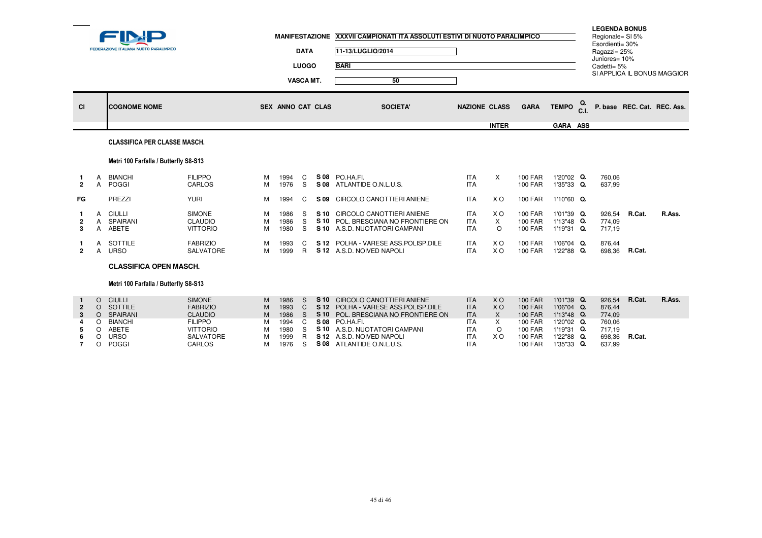**FINP — FEDERAZIONE ITALIANA NUOTO PARALIMPICO**

**MANIFESTAZIONE:** XXVII CAMPIONATI ITA ASSOLUTI ESTIVI DI NUOTO PARALIMPICO

**DATA:** 11-13/LUGLIO/2014

**LUOGO:** BARI

**VASCA MT.:** 50

**LEGENDA BONUS**
Regionale= SI 5%
Esordienti= 30%
Ragazzi= 25%
Juniores= 10%
Cadetti= 5%
SI APPLICA IL BONUS MAGGIOR

## CLASSIFICA PER CLASSE MASCH.

### Metri 100 Farfalla / Butterfly S8-S13

| Cl | | COGNOME NOME | | SEX | ANNO | CAT | CLAS | SOCIETA' | NAZIONE | CLASS INTER | GARA | TEMPO GARA | Q. C.I. ASS | P. base | REC. Cat. | REC. Ass. |
|---|---|---|---|---|---|---|---|---|---|---|---|---|---|---|---|---|
| 1 | A | BIANCHI | FILIPPO | M | 1994 | C | S 08 | PO.HA.FI. | ITA | X | 100 FAR | 1'20"02 | Q. | 760,06 | | |
| 2 | A | POGGI | CARLOS | M | 1976 | S | S 08 | ATLANTIDE O.N.L.U.S. | ITA | | 100 FAR | 1'35"33 | Q. | 637,99 | | |
| FG | | PREZZI | YURI | M | 1994 | C | S 09 | CIRCOLO CANOTTIERI ANIENE | ITA | X O | 100 FAR | 1'10"60 | Q. | | | |
| 1 | A | CIULLI | SIMONE | M | 1986 | S | S 10 | CIRCOLO CANOTTIERI ANIENE | ITA | X O | 100 FAR | 1'01"39 | Q. | 926,54 | R.Cat. | R.Ass. |
| 2 | A | SPAIRANI | CLAUDIO | M | 1986 | S | S 10 | POL. BRESCIANA NO FRONTIERE ON | ITA | X | 100 FAR | 1'13"48 | Q. | 774,09 | | |
| 3 | A | ABETE | VITTORIO | M | 1980 | S | S 10 | A.S.D. NUOTATORI CAMPANI | ITA | O | 100 FAR | 1'19"31 | Q. | 717,19 | | |
| 1 | A | SOTTILE | FABRIZIO | M | 1993 | C | S 12 | POLHA - VARESE ASS.POLISP.DILE | ITA | X O | 100 FAR | 1'06"04 | Q. | 876,44 | | |
| 2 | A | URSO | SALVATORE | M | 1999 | R | S 12 | A.S.D. NOIVED NAPOLI | ITA | X O | 100 FAR | 1'22"88 | Q. | 698,36 | R.Cat. | |

## CLASSIFICA OPEN MASCH.

### Metri 100 Farfalla / Butterfly S8-S13

| Cl | | COGNOME NOME | | SEX | ANNO | CAT | CLAS | SOCIETA' | NAZIONE | CLASS INTER | GARA | TEMPO GARA | Q. C.I. ASS | P. base | REC. Cat. | REC. Ass. |
|---|---|---|---|---|---|---|---|---|---|---|---|---|---|---|---|---|
| 1 | O | CIULLI | SIMONE | M | 1986 | S | S 10 | CIRCOLO CANOTTIERI ANIENE | ITA | X O | 100 FAR | 1'01"39 | Q. | 926,54 | R.Cat. | R.Ass. |
| 2 | O | SOTTILE | FABRIZIO | M | 1993 | C | S 12 | POLHA - VARESE ASS.POLISP.DILE | ITA | X O | 100 FAR | 1'06"04 | Q. | 876,44 | | |
| 3 | O | SPAIRANI | CLAUDIO | M | 1986 | S | S 10 | POL. BRESCIANA NO FRONTIERE ON | ITA | X | 100 FAR | 1'13"48 | Q. | 774,09 | | |
| 4 | O | BIANCHI | FILIPPO | M | 1994 | C | S 08 | PO.HA.FI. | ITA | X | 100 FAR | 1'20"02 | Q. | 760,06 | | |
| 5 | O | ABETE | VITTORIO | M | 1980 | S | S 10 | A.S.D. NUOTATORI CAMPANI | ITA | O | 100 FAR | 1'19"31 | Q. | 717,19 | | |
| 6 | O | URSO | SALVATORE | M | 1999 | R | S 12 | A.S.D. NOIVED NAPOLI | ITA | X O | 100 FAR | 1'22"88 | Q. | 698,36 | R.Cat. | |
| 7 | O | POGGI | CARLOS | M | 1976 | S | S 08 | ATLANTIDE O.N.L.U.S. | ITA | | 100 FAR | 1'35"33 | Q. | 637,99 | | |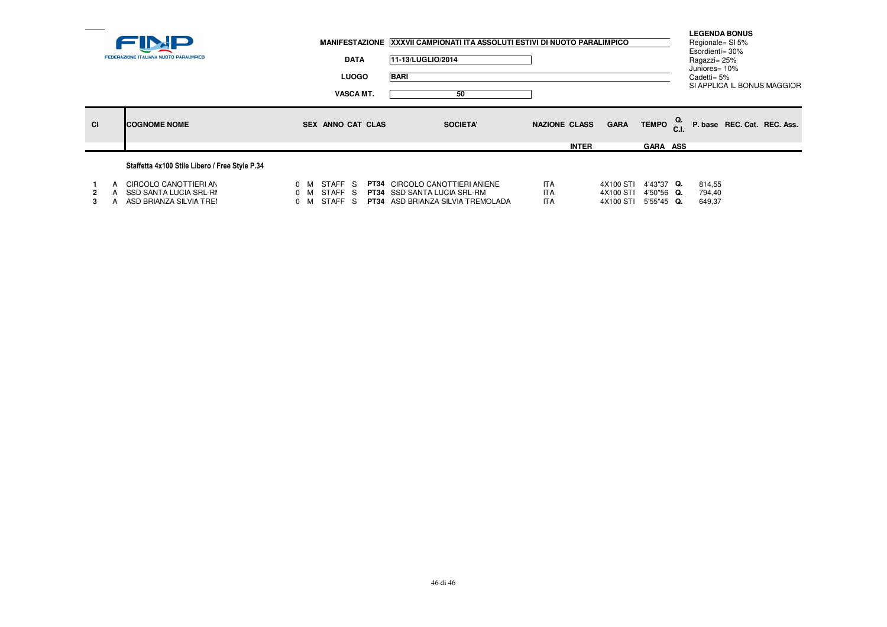**FINP**
FEDERAZIONE ITALIANA NUOTO PARALIMPICO

**MANIFESTAZIONE** XXXVII CAMPIONATI ITA ASSOLUTI ESTIVI DI NUOTO PARALIMPICO

**DATA** 11-13/LUGLIO/2014

**LUOGO** BARI

**VASCA MT.** 50

**LEGENDA BONUS**
Regionale= SI 5%
Esordienti= 30%
Ragazzi= 25%
Juniores= 10%
Cadetti= 5%
SI APPLICA IL BONUS MAGGIOR

| Cl | | COGNOME NOME | SEX | ANNO | CAT | CLAS | SOCIETA' | NAZIONE | CLASS INTER | GARA | TEMPO GARA | Q. C.I. ASS | P. base | REC. Cat. | REC. Ass. |
|---|---|---|---|---|---|---|---|---|---|---|---|---|---|---|---|
| | | **Staffetta 4x100 Stile Libero / Free Style P.34** | | | | | | | | | | | | | |
| 1 | A | CIRCOLO CANOTTIERI AN | 0 | M | STAFF | S | **PT34** CIRCOLO CANOTTIERI ANIENE | ITA | | 4X100 STI | 4'43"37 | **Q.** | 814,55 | | |
| 2 | A | SSD SANTA LUCIA SRL-RI | 0 | M | STAFF | S | **PT34** SSD SANTA LUCIA SRL-RM | ITA | | 4X100 STI | 4'50"56 | **Q.** | 794,40 | | |
| 3 | A | ASD BRIANZA SILVIA TREI | 0 | M | STAFF | S | **PT34** ASD BRIANZA SILVIA TREMOLADA | ITA | | 4X100 STI | 5'55"45 | **Q.** | 649,37 | | |